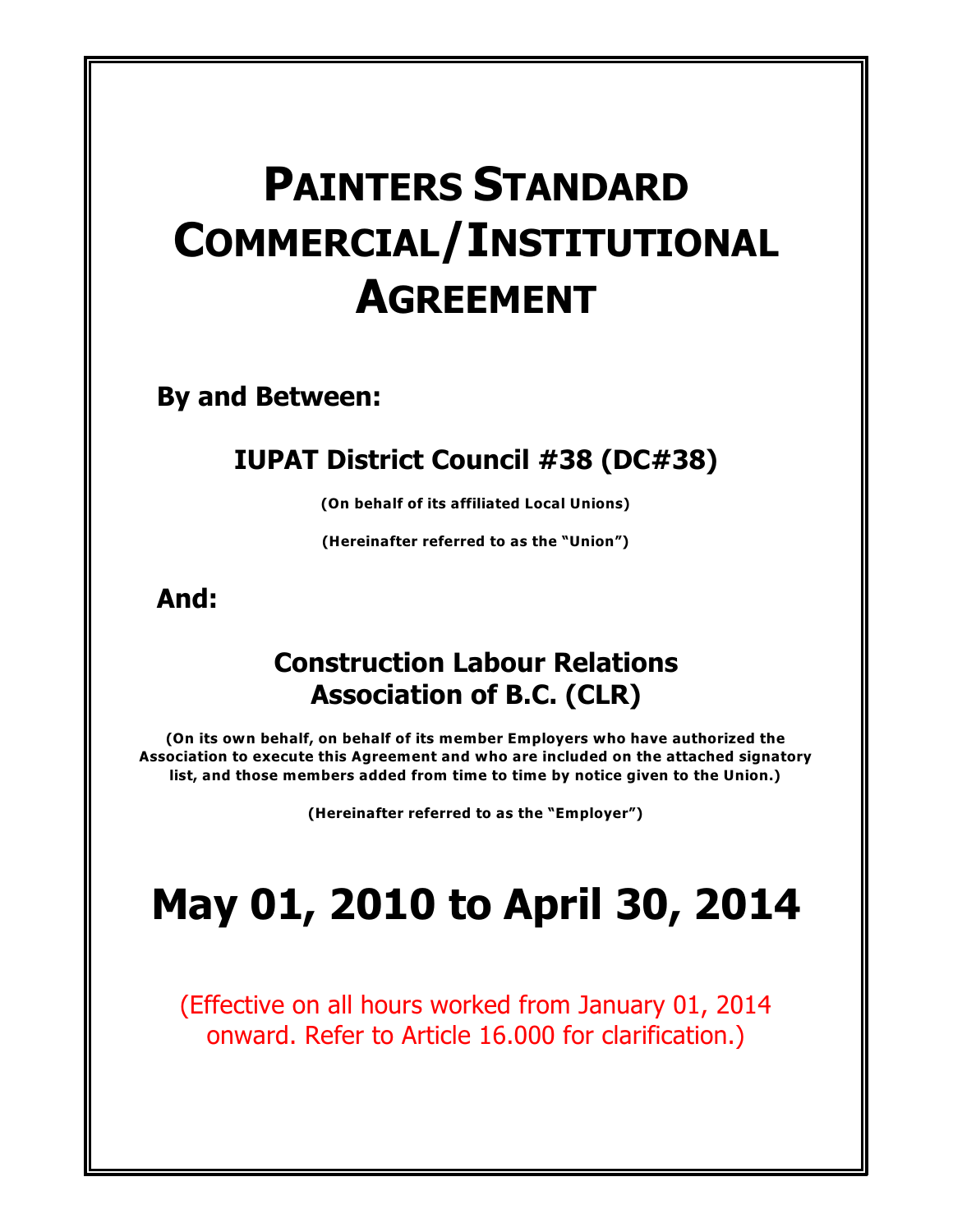# PAINTERS STANDARD COMMERCIAL/INSTITUTIONAL AGREEMENT

**By and Between:**

## IUPAT District Council #38 (DC#38)

**(On behalf of its affiliated Local Unions)**

**(Hereinafter referred to as the "Union")**

**And:**

## Construction Labour Relations Association of B.C. (CLR)

**(On its own behalf, on behalf of its member Employers who have authorized the Association to execute this Agreement and who are included on the attached signatory list, and those members added from time to time by notice given to the Union.)**

**(Hereinafter referred to as the "Employer")**

# May 01, 2010 to April 30, 2014

(Effective on all hours worked from January 01, 2014 onward. Refer to Article 16.000 for clarification.)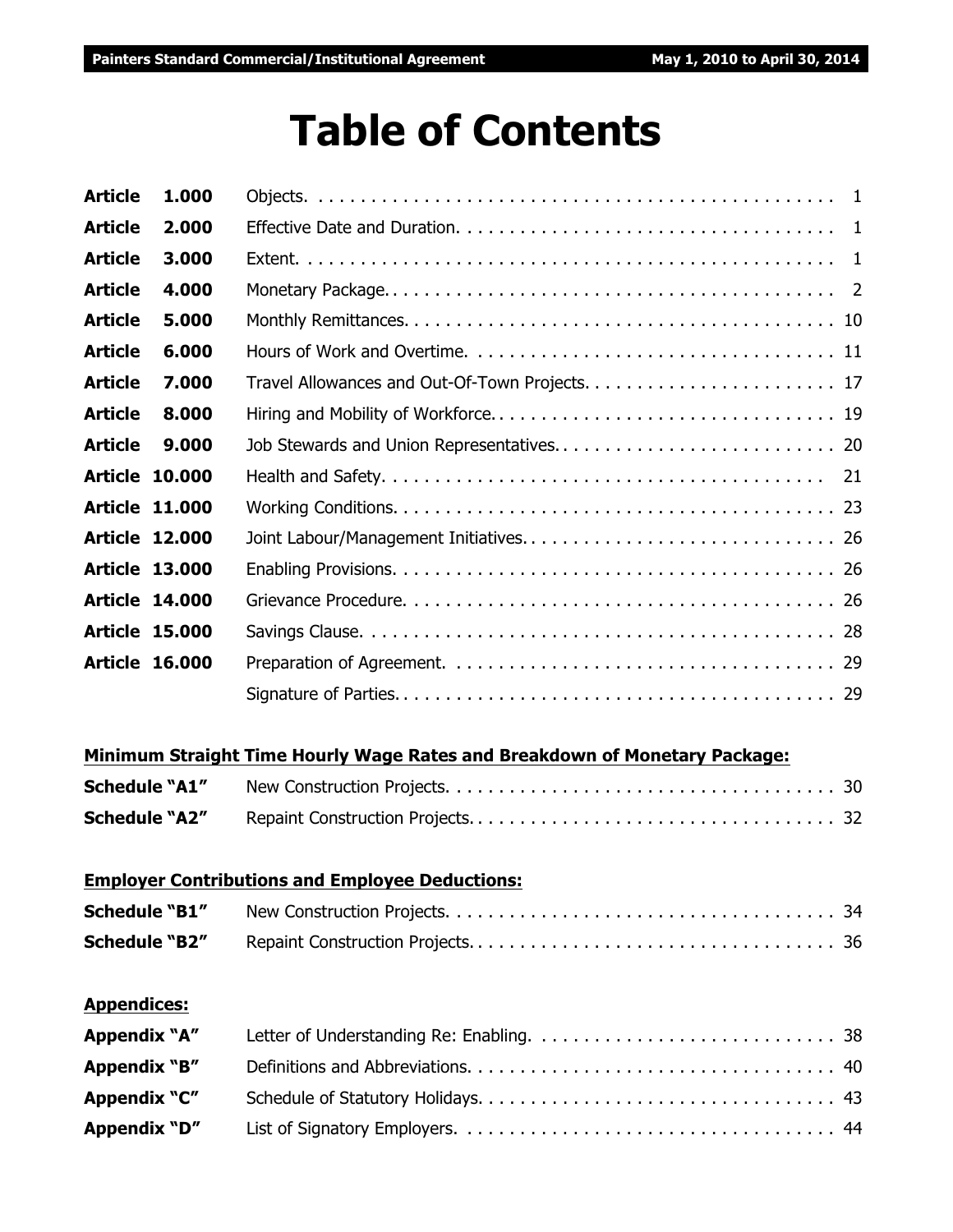# Table of Contents

| | | |
|---|---|---|
| **Article 1.000** | Objects. | 1 |
| **Article 2.000** | Effective Date and Duration. | 1 |
| **Article 3.000** | Extent. | 1 |
| **Article 4.000** | Monetary Package. | 2 |
| **Article 5.000** | Monthly Remittances. | 10 |
| **Article 6.000** | Hours of Work and Overtime. | 11 |
| **Article 7.000** | Travel Allowances and Out-Of-Town Projects. | 17 |
| **Article 8.000** | Hiring and Mobility of Workforce. | 19 |
| **Article 9.000** | Job Stewards and Union Representatives. | 20 |
| **Article 10.000** | Health and Safety. | 21 |
| **Article 11.000** | Working Conditions. | 23 |
| **Article 12.000** | Joint Labour/Management Initiatives. | 26 |
| **Article 13.000** | Enabling Provisions. | 26 |
| **Article 14.000** | Grievance Procedure. | 26 |
| **Article 15.000** | Savings Clause. | 28 |
| **Article 16.000** | Preparation of Agreement. | 29 |
| | Signature of Parties. | 29 |

**Minimum Straight Time Hourly Wage Rates and Breakdown of Monetary Package:**

| | | |
|---|---|---|
| **Schedule "A1"** | New Construction Projects. | 30 |
| **Schedule "A2"** | Repaint Construction Projects. | 32 |

**Employer Contributions and Employee Deductions:**

| | | |
|---|---|---|
| **Schedule "B1"** | New Construction Projects. | 34 |
| **Schedule "B2"** | Repaint Construction Projects. | 36 |

**Appendices:**

| | | |
|---|---|---|
| **Appendix "A"** | Letter of Understanding Re: Enabling. | 38 |
| **Appendix "B"** | Definitions and Abbreviations. | 40 |
| **Appendix "C"** | Schedule of Statutory Holidays. | 43 |
| **Appendix "D"** | List of Signatory Employers. | 44 |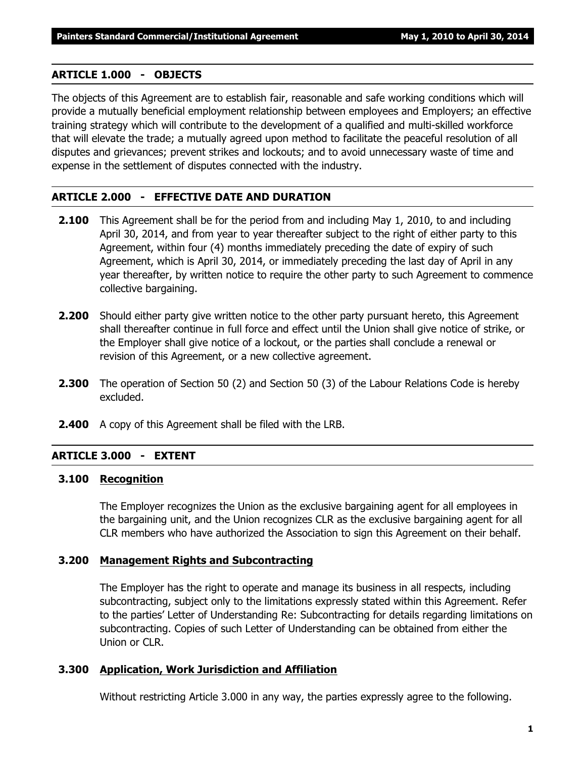## ARTICLE 1.000 - OBJECTS

The objects of this Agreement are to establish fair, reasonable and safe working conditions which will provide a mutually beneficial employment relationship between employees and Employers; an effective training strategy which will contribute to the development of a qualified and multi-skilled workforce that will elevate the trade; a mutually agreed upon method to facilitate the peaceful resolution of all disputes and grievances; prevent strikes and lockouts; and to avoid unnecessary waste of time and expense in the settlement of disputes connected with the industry.

## ARTICLE 2.000 - EFFECTIVE DATE AND DURATION

**2.100** This Agreement shall be for the period from and including May 1, 2010, to and including April 30, 2014, and from year to year thereafter subject to the right of either party to this Agreement, within four (4) months immediately preceding the date of expiry of such Agreement, which is April 30, 2014, or immediately preceding the last day of April in any year thereafter, by written notice to require the other party to such Agreement to commence collective bargaining.

**2.200** Should either party give written notice to the other party pursuant hereto, this Agreement shall thereafter continue in full force and effect until the Union shall give notice of strike, or the Employer shall give notice of a lockout, or the parties shall conclude a renewal or revision of this Agreement, or a new collective agreement.

**2.300** The operation of Section 50 (2) and Section 50 (3) of the Labour Relations Code is hereby excluded.

**2.400** A copy of this Agreement shall be filed with the LRB.

## ARTICLE 3.000 - EXTENT

### 3.100 Recognition

The Employer recognizes the Union as the exclusive bargaining agent for all employees in the bargaining unit, and the Union recognizes CLR as the exclusive bargaining agent for all CLR members who have authorized the Association to sign this Agreement on their behalf.

### 3.200 Management Rights and Subcontracting

The Employer has the right to operate and manage its business in all respects, including subcontracting, subject only to the limitations expressly stated within this Agreement. Refer to the parties' Letter of Understanding Re: Subcontracting for details regarding limitations on subcontracting. Copies of such Letter of Understanding can be obtained from either the Union or CLR.

### 3.300 Application, Work Jurisdiction and Affiliation

Without restricting Article 3.000 in any way, the parties expressly agree to the following.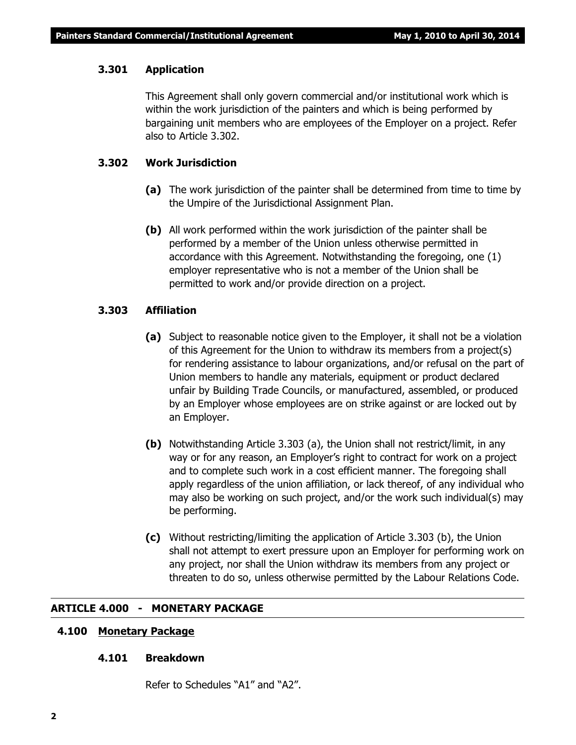### 3.301 Application

This Agreement shall only govern commercial and/or institutional work which is within the work jurisdiction of the painters and which is being performed by bargaining unit members who are employees of the Employer on a project. Refer also to Article 3.302.

### 3.302 Work Jurisdiction

**(a)** The work jurisdiction of the painter shall be determined from time to time by the Umpire of the Jurisdictional Assignment Plan.

**(b)** All work performed within the work jurisdiction of the painter shall be performed by a member of the Union unless otherwise permitted in accordance with this Agreement. Notwithstanding the foregoing, one (1) employer representative who is not a member of the Union shall be permitted to work and/or provide direction on a project.

### 3.303 Affiliation

**(a)** Subject to reasonable notice given to the Employer, it shall not be a violation of this Agreement for the Union to withdraw its members from a project(s) for rendering assistance to labour organizations, and/or refusal on the part of Union members to handle any materials, equipment or product declared unfair by Building Trade Councils, or manufactured, assembled, or produced by an Employer whose employees are on strike against or are locked out by an Employer.

**(b)** Notwithstanding Article 3.303 (a), the Union shall not restrict/limit, in any way or for any reason, an Employer's right to contract for work on a project and to complete such work in a cost efficient manner. The foregoing shall apply regardless of the union affiliation, or lack thereof, of any individual who may also be working on such project, and/or the work such individual(s) may be performing.

**(c)** Without restricting/limiting the application of Article 3.303 (b), the Union shall not attempt to exert pressure upon an Employer for performing work on any project, nor shall the Union withdraw its members from any project or threaten to do so, unless otherwise permitted by the Labour Relations Code.

## ARTICLE 4.000 - MONETARY PACKAGE

### 4.100 Monetary Package

### 4.101 Breakdown

Refer to Schedules "A1" and "A2".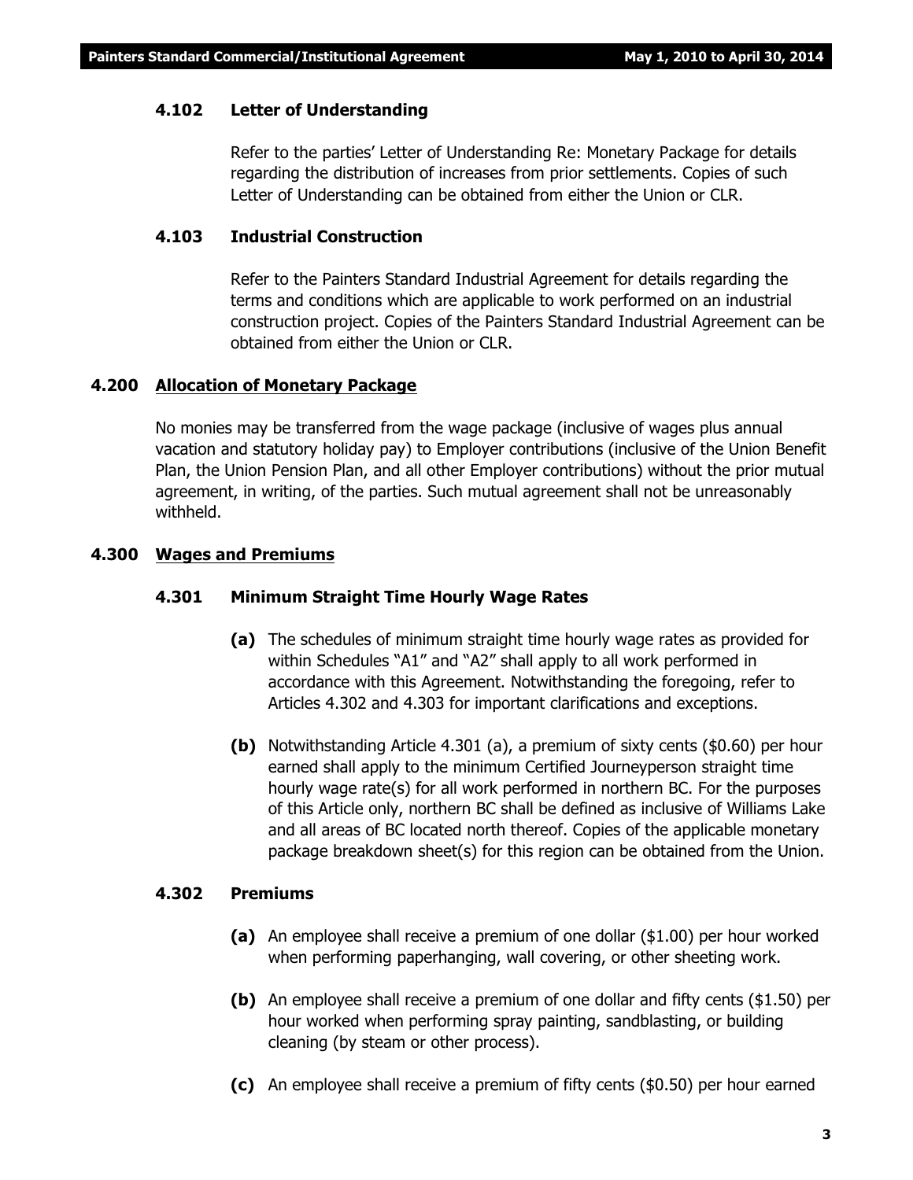### 4.102 Letter of Understanding

Refer to the parties' Letter of Understanding Re: Monetary Package for details regarding the distribution of increases from prior settlements. Copies of such Letter of Understanding can be obtained from either the Union or CLR.

### 4.103 Industrial Construction

Refer to the Painters Standard Industrial Agreement for details regarding the terms and conditions which are applicable to work performed on an industrial construction project. Copies of the Painters Standard Industrial Agreement can be obtained from either the Union or CLR.

## 4.200 Allocation of Monetary Package

No monies may be transferred from the wage package (inclusive of wages plus annual vacation and statutory holiday pay) to Employer contributions (inclusive of the Union Benefit Plan, the Union Pension Plan, and all other Employer contributions) without the prior mutual agreement, in writing, of the parties. Such mutual agreement shall not be unreasonably withheld.

## 4.300 Wages and Premiums

### 4.301 Minimum Straight Time Hourly Wage Rates

**(a)** The schedules of minimum straight time hourly wage rates as provided for within Schedules "A1" and "A2" shall apply to all work performed in accordance with this Agreement. Notwithstanding the foregoing, refer to Articles 4.302 and 4.303 for important clarifications and exceptions.

**(b)** Notwithstanding Article 4.301 (a), a premium of sixty cents ($0.60) per hour earned shall apply to the minimum Certified Journeyperson straight time hourly wage rate(s) for all work performed in northern BC. For the purposes of this Article only, northern BC shall be defined as inclusive of Williams Lake and all areas of BC located north thereof. Copies of the applicable monetary package breakdown sheet(s) for this region can be obtained from the Union.

### 4.302 Premiums

**(a)** An employee shall receive a premium of one dollar ($1.00) per hour worked when performing paperhanging, wall covering, or other sheeting work.

**(b)** An employee shall receive a premium of one dollar and fifty cents ($1.50) per hour worked when performing spray painting, sandblasting, or building cleaning (by steam or other process).

**(c)** An employee shall receive a premium of fifty cents ($0.50) per hour earned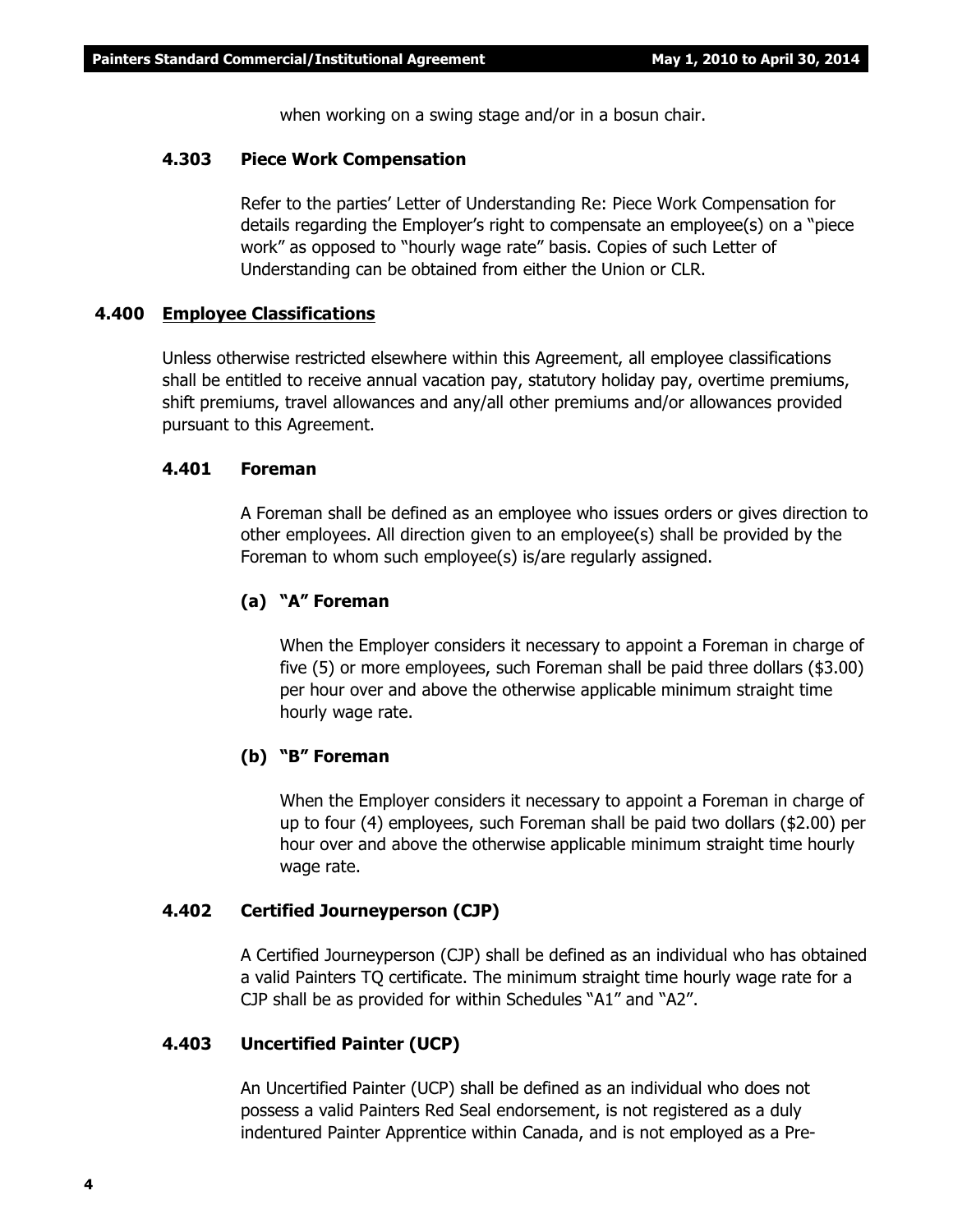when working on a swing stage and/or in a bosun chair.

#### 4.303 Piece Work Compensation

Refer to the parties' Letter of Understanding Re: Piece Work Compensation for details regarding the Employer's right to compensate an employee(s) on a "piece work" as opposed to "hourly wage rate" basis. Copies of such Letter of Understanding can be obtained from either the Union or CLR.

### 4.400 Employee Classifications

Unless otherwise restricted elsewhere within this Agreement, all employee classifications shall be entitled to receive annual vacation pay, statutory holiday pay, overtime premiums, shift premiums, travel allowances and any/all other premiums and/or allowances provided pursuant to this Agreement.

#### 4.401 Foreman

A Foreman shall be defined as an employee who issues orders or gives direction to other employees. All direction given to an employee(s) shall be provided by the Foreman to whom such employee(s) is/are regularly assigned.

**(a) "A" Foreman**

When the Employer considers it necessary to appoint a Foreman in charge of five (5) or more employees, such Foreman shall be paid three dollars ($3.00) per hour over and above the otherwise applicable minimum straight time hourly wage rate.

**(b) "B" Foreman**

When the Employer considers it necessary to appoint a Foreman in charge of up to four (4) employees, such Foreman shall be paid two dollars ($2.00) per hour over and above the otherwise applicable minimum straight time hourly wage rate.

#### 4.402 Certified Journeyperson (CJP)

A Certified Journeyperson (CJP) shall be defined as an individual who has obtained a valid Painters TQ certificate. The minimum straight time hourly wage rate for a CJP shall be as provided for within Schedules "A1" and "A2".

#### 4.403 Uncertified Painter (UCP)

An Uncertified Painter (UCP) shall be defined as an individual who does not possess a valid Painters Red Seal endorsement, is not registered as a duly indentured Painter Apprentice within Canada, and is not employed as a Pre-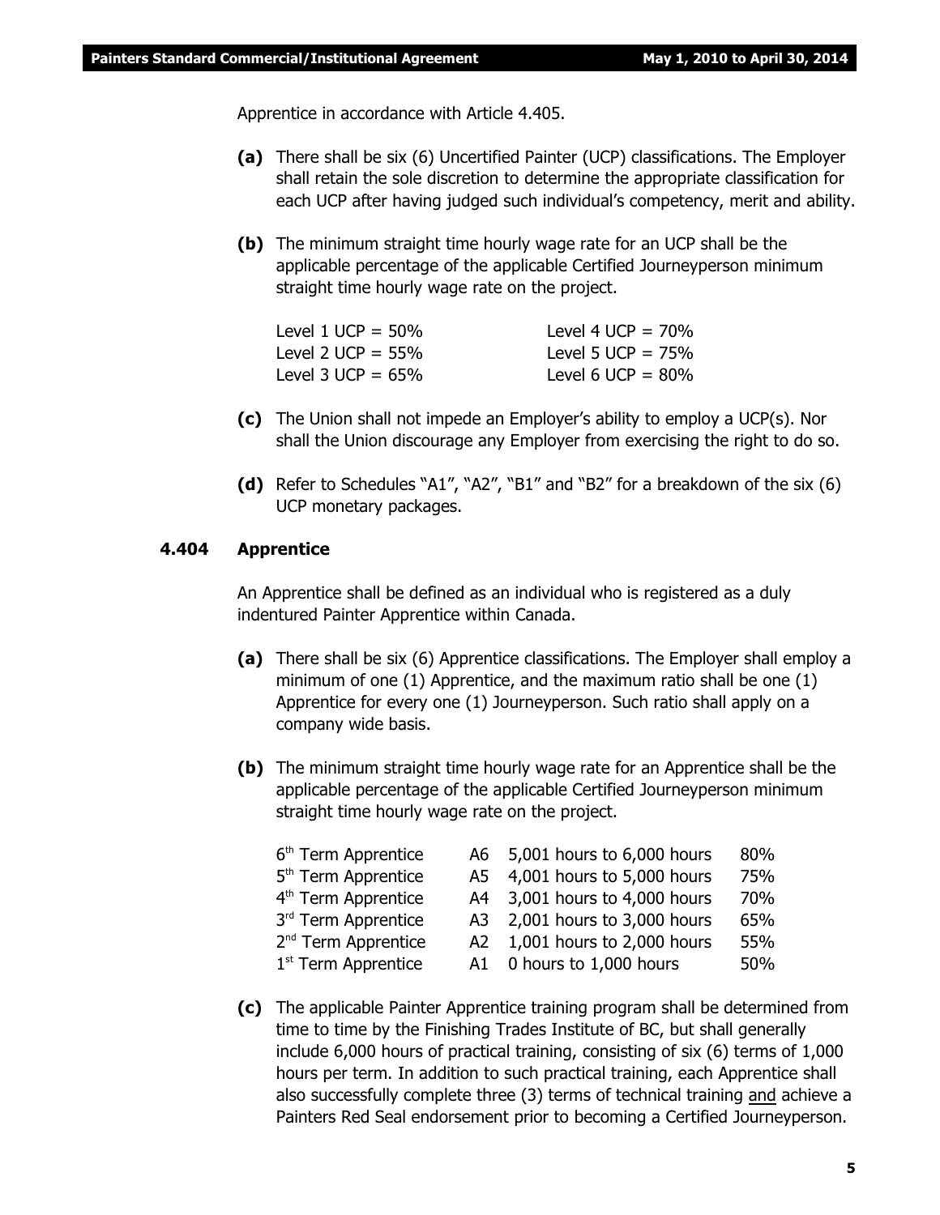Apprentice in accordance with Article 4.405.

**(a)** There shall be six (6) Uncertified Painter (UCP) classifications. The Employer shall retain the sole discretion to determine the appropriate classification for each UCP after having judged such individual's competency, merit and ability.

**(b)** The minimum straight time hourly wage rate for an UCP shall be the applicable percentage of the applicable Certified Journeyperson minimum straight time hourly wage rate on the project.

| | |
|---|---|
| Level 1 UCP = 50% | Level 4 UCP = 70% |
| Level 2 UCP = 55% | Level 5 UCP = 75% |
| Level 3 UCP = 65% | Level 6 UCP = 80% |

**(c)** The Union shall not impede an Employer's ability to employ a UCP(s). Nor shall the Union discourage any Employer from exercising the right to do so.

**(d)** Refer to Schedules "A1", "A2", "B1" and "B2" for a breakdown of the six (6) UCP monetary packages.

### 4.404 Apprentice

An Apprentice shall be defined as an individual who is registered as a duly indentured Painter Apprentice within Canada.

**(a)** There shall be six (6) Apprentice classifications. The Employer shall employ a minimum of one (1) Apprentice, and the maximum ratio shall be one (1) Apprentice for every one (1) Journeyperson. Such ratio shall apply on a company wide basis.

**(b)** The minimum straight time hourly wage rate for an Apprentice shall be the applicable percentage of the applicable Certified Journeyperson minimum straight time hourly wage rate on the project.

| | | | |
|---|---|---|---|
| 6th Term Apprentice | A6 | 5,001 hours to 6,000 hours | 80% |
| 5th Term Apprentice | A5 | 4,001 hours to 5,000 hours | 75% |
| 4th Term Apprentice | A4 | 3,001 hours to 4,000 hours | 70% |
| 3rd Term Apprentice | A3 | 2,001 hours to 3,000 hours | 65% |
| 2nd Term Apprentice | A2 | 1,001 hours to 2,000 hours | 55% |
| 1st Term Apprentice | A1 | 0 hours to 1,000 hours | 50% |

**(c)** The applicable Painter Apprentice training program shall be determined from time to time by the Finishing Trades Institute of BC, but shall generally include 6,000 hours of practical training, consisting of six (6) terms of 1,000 hours per term. In addition to such practical training, each Apprentice shall also successfully complete three (3) terms of technical training and achieve a Painters Red Seal endorsement prior to becoming a Certified Journeyperson.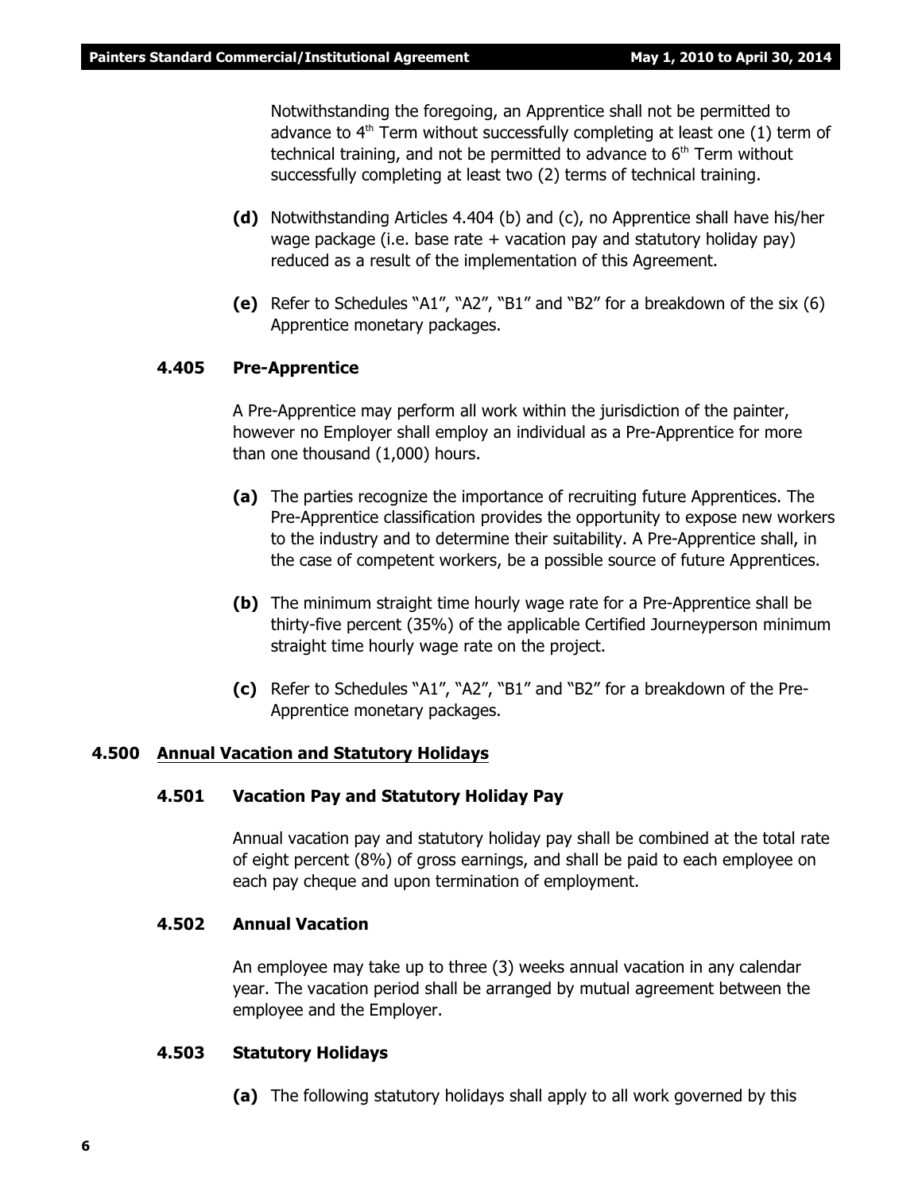Notwithstanding the foregoing, an Apprentice shall not be permitted to advance to 4th Term without successfully completing at least one (1) term of technical training, and not be permitted to advance to 6th Term without successfully completing at least two (2) terms of technical training.

**(d)** Notwithstanding Articles 4.404 (b) and (c), no Apprentice shall have his/her wage package (i.e. base rate + vacation pay and statutory holiday pay) reduced as a result of the implementation of this Agreement.

**(e)** Refer to Schedules "A1", "A2", "B1" and "B2" for a breakdown of the six (6) Apprentice monetary packages.

### 4.405 Pre-Apprentice

A Pre-Apprentice may perform all work within the jurisdiction of the painter, however no Employer shall employ an individual as a Pre-Apprentice for more than one thousand (1,000) hours.

**(a)** The parties recognize the importance of recruiting future Apprentices. The Pre-Apprentice classification provides the opportunity to expose new workers to the industry and to determine their suitability. A Pre-Apprentice shall, in the case of competent workers, be a possible source of future Apprentices.

**(b)** The minimum straight time hourly wage rate for a Pre-Apprentice shall be thirty-five percent (35%) of the applicable Certified Journeyperson minimum straight time hourly wage rate on the project.

**(c)** Refer to Schedules "A1", "A2", "B1" and "B2" for a breakdown of the Pre-Apprentice monetary packages.

## 4.500 Annual Vacation and Statutory Holidays

### 4.501 Vacation Pay and Statutory Holiday Pay

Annual vacation pay and statutory holiday pay shall be combined at the total rate of eight percent (8%) of gross earnings, and shall be paid to each employee on each pay cheque and upon termination of employment.

### 4.502 Annual Vacation

An employee may take up to three (3) weeks annual vacation in any calendar year. The vacation period shall be arranged by mutual agreement between the employee and the Employer.

### 4.503 Statutory Holidays

**(a)** The following statutory holidays shall apply to all work governed by this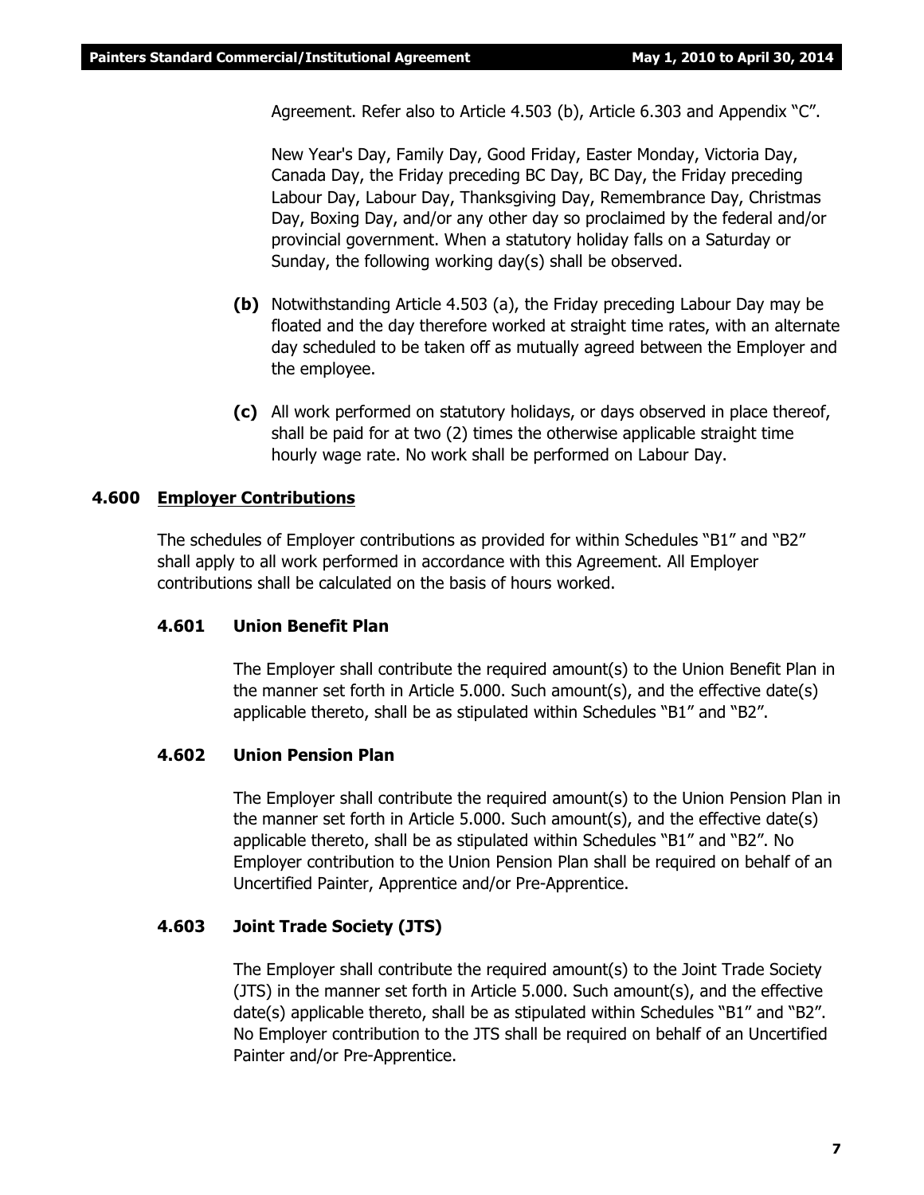Agreement. Refer also to Article 4.503 (b), Article 6.303 and Appendix "C".

New Year's Day, Family Day, Good Friday, Easter Monday, Victoria Day, Canada Day, the Friday preceding BC Day, BC Day, the Friday preceding Labour Day, Labour Day, Thanksgiving Day, Remembrance Day, Christmas Day, Boxing Day, and/or any other day so proclaimed by the federal and/or provincial government. When a statutory holiday falls on a Saturday or Sunday, the following working day(s) shall be observed.

**(b)** Notwithstanding Article 4.503 (a), the Friday preceding Labour Day may be floated and the day therefore worked at straight time rates, with an alternate day scheduled to be taken off as mutually agreed between the Employer and the employee.

**(c)** All work performed on statutory holidays, or days observed in place thereof, shall be paid for at two (2) times the otherwise applicable straight time hourly wage rate. No work shall be performed on Labour Day.

## 4.600 Employer Contributions

The schedules of Employer contributions as provided for within Schedules "B1" and "B2" shall apply to all work performed in accordance with this Agreement. All Employer contributions shall be calculated on the basis of hours worked.

### 4.601 Union Benefit Plan

The Employer shall contribute the required amount(s) to the Union Benefit Plan in the manner set forth in Article 5.000. Such amount(s), and the effective date(s) applicable thereto, shall be as stipulated within Schedules "B1" and "B2".

### 4.602 Union Pension Plan

The Employer shall contribute the required amount(s) to the Union Pension Plan in the manner set forth in Article 5.000. Such amount(s), and the effective date(s) applicable thereto, shall be as stipulated within Schedules "B1" and "B2". No Employer contribution to the Union Pension Plan shall be required on behalf of an Uncertified Painter, Apprentice and/or Pre-Apprentice.

### 4.603 Joint Trade Society (JTS)

The Employer shall contribute the required amount(s) to the Joint Trade Society (JTS) in the manner set forth in Article 5.000. Such amount(s), and the effective date(s) applicable thereto, shall be as stipulated within Schedules "B1" and "B2". No Employer contribution to the JTS shall be required on behalf of an Uncertified Painter and/or Pre-Apprentice.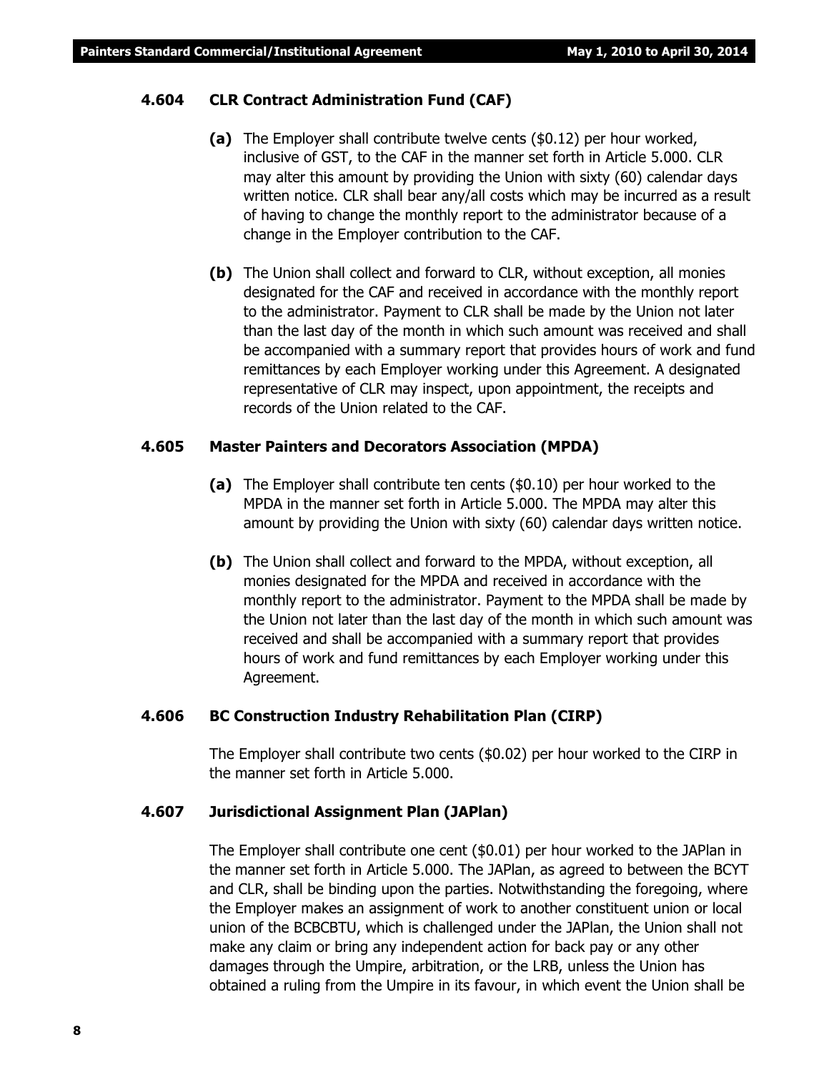### 4.604 CLR Contract Administration Fund (CAF)

**(a)** The Employer shall contribute twelve cents ($0.12) per hour worked, inclusive of GST, to the CAF in the manner set forth in Article 5.000. CLR may alter this amount by providing the Union with sixty (60) calendar days written notice. CLR shall bear any/all costs which may be incurred as a result of having to change the monthly report to the administrator because of a change in the Employer contribution to the CAF.

**(b)** The Union shall collect and forward to CLR, without exception, all monies designated for the CAF and received in accordance with the monthly report to the administrator. Payment to CLR shall be made by the Union not later than the last day of the month in which such amount was received and shall be accompanied with a summary report that provides hours of work and fund remittances by each Employer working under this Agreement. A designated representative of CLR may inspect, upon appointment, the receipts and records of the Union related to the CAF.

### 4.605 Master Painters and Decorators Association (MPDA)

**(a)** The Employer shall contribute ten cents ($0.10) per hour worked to the MPDA in the manner set forth in Article 5.000. The MPDA may alter this amount by providing the Union with sixty (60) calendar days written notice.

**(b)** The Union shall collect and forward to the MPDA, without exception, all monies designated for the MPDA and received in accordance with the monthly report to the administrator. Payment to the MPDA shall be made by the Union not later than the last day of the month in which such amount was received and shall be accompanied with a summary report that provides hours of work and fund remittances by each Employer working under this Agreement.

### 4.606 BC Construction Industry Rehabilitation Plan (CIRP)

The Employer shall contribute two cents ($0.02) per hour worked to the CIRP in the manner set forth in Article 5.000.

### 4.607 Jurisdictional Assignment Plan (JAPlan)

The Employer shall contribute one cent ($0.01) per hour worked to the JAPlan in the manner set forth in Article 5.000. The JAPlan, as agreed to between the BCYT and CLR, shall be binding upon the parties. Notwithstanding the foregoing, where the Employer makes an assignment of work to another constituent union or local union of the BCBCBTU, which is challenged under the JAPlan, the Union shall not make any claim or bring any independent action for back pay or any other damages through the Umpire, arbitration, or the LRB, unless the Union has obtained a ruling from the Umpire in its favour, in which event the Union shall be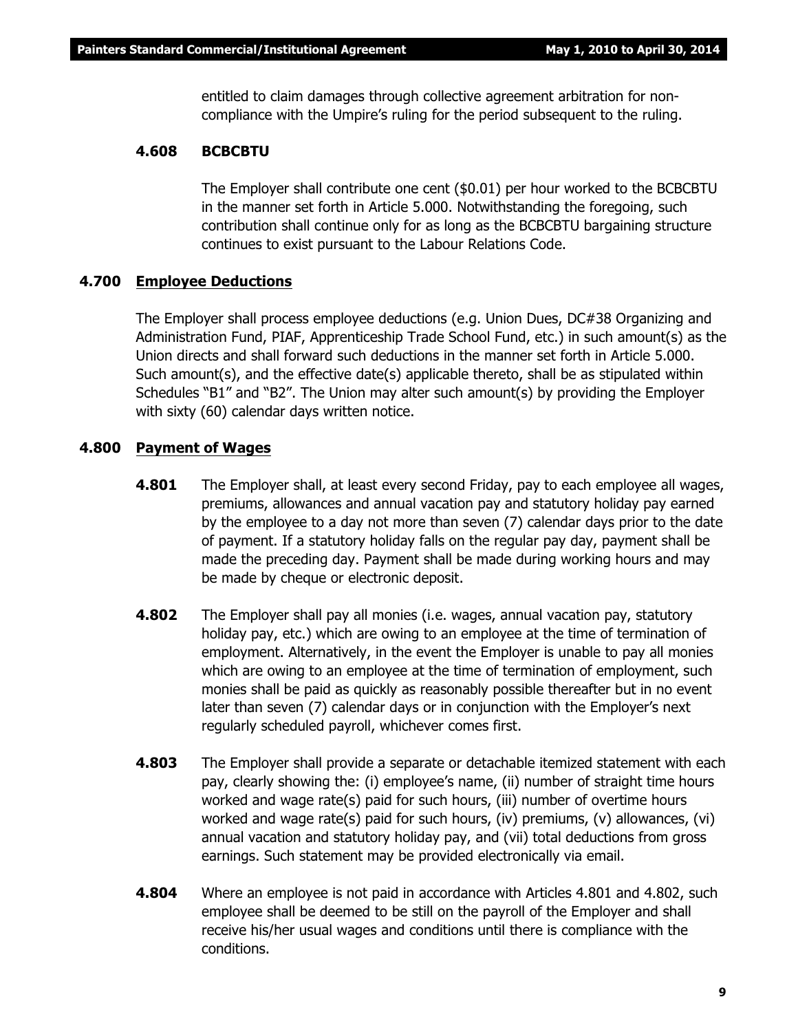entitled to claim damages through collective agreement arbitration for non-compliance with the Umpire's ruling for the period subsequent to the ruling.

**4.608 BCBCBTU**

The Employer shall contribute one cent ($0.01) per hour worked to the BCBCBTU in the manner set forth in Article 5.000. Notwithstanding the foregoing, such contribution shall continue only for as long as the BCBCBTU bargaining structure continues to exist pursuant to the Labour Relations Code.

## 4.700 Employee Deductions

The Employer shall process employee deductions (e.g. Union Dues, DC#38 Organizing and Administration Fund, PIAF, Apprenticeship Trade School Fund, etc.) in such amount(s) as the Union directs and shall forward such deductions in the manner set forth in Article 5.000. Such amount(s), and the effective date(s) applicable thereto, shall be as stipulated within Schedules "B1" and "B2". The Union may alter such amount(s) by providing the Employer with sixty (60) calendar days written notice.

## 4.800 Payment of Wages

**4.801** The Employer shall, at least every second Friday, pay to each employee all wages, premiums, allowances and annual vacation pay and statutory holiday pay earned by the employee to a day not more than seven (7) calendar days prior to the date of payment. If a statutory holiday falls on the regular pay day, payment shall be made the preceding day. Payment shall be made during working hours and may be made by cheque or electronic deposit.

**4.802** The Employer shall pay all monies (i.e. wages, annual vacation pay, statutory holiday pay, etc.) which are owing to an employee at the time of termination of employment. Alternatively, in the event the Employer is unable to pay all monies which are owing to an employee at the time of termination of employment, such monies shall be paid as quickly as reasonably possible thereafter but in no event later than seven (7) calendar days or in conjunction with the Employer's next regularly scheduled payroll, whichever comes first.

**4.803** The Employer shall provide a separate or detachable itemized statement with each pay, clearly showing the: (i) employee's name, (ii) number of straight time hours worked and wage rate(s) paid for such hours, (iii) number of overtime hours worked and wage rate(s) paid for such hours, (iv) premiums, (v) allowances, (vi) annual vacation and statutory holiday pay, and (vii) total deductions from gross earnings. Such statement may be provided electronically via email.

**4.804** Where an employee is not paid in accordance with Articles 4.801 and 4.802, such employee shall be deemed to be still on the payroll of the Employer and shall receive his/her usual wages and conditions until there is compliance with the conditions.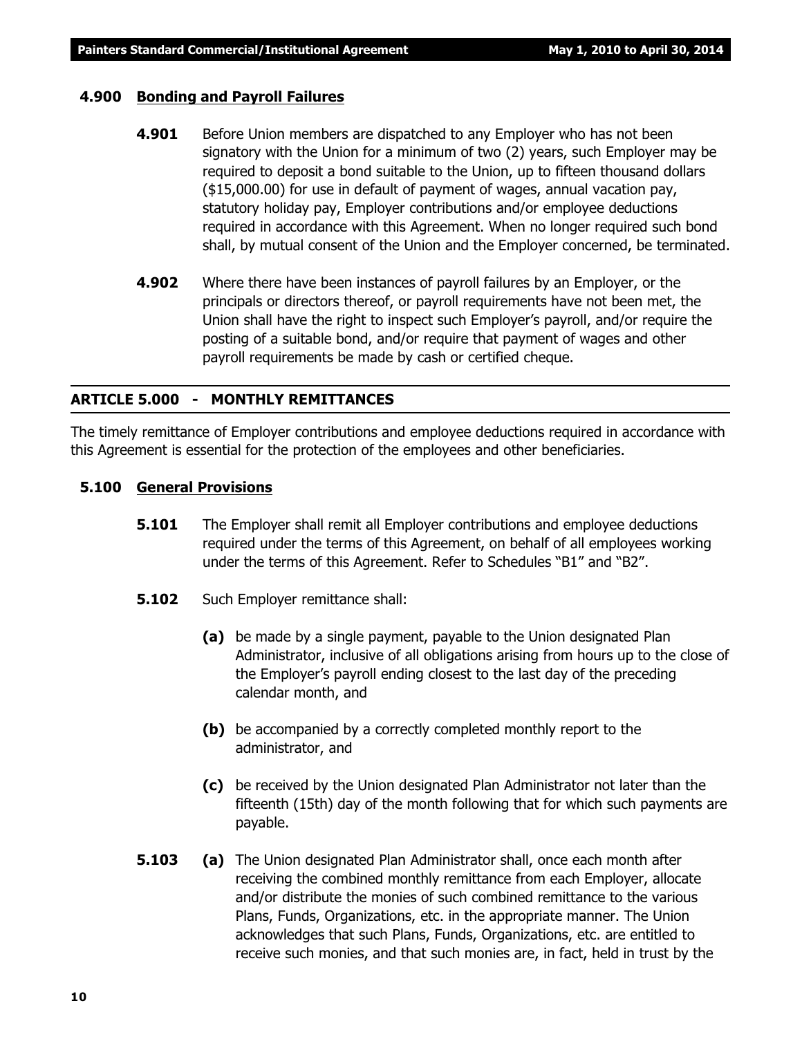### 4.900 Bonding and Payroll Failures

**4.901** Before Union members are dispatched to any Employer who has not been signatory with the Union for a minimum of two (2) years, such Employer may be required to deposit a bond suitable to the Union, up to fifteen thousand dollars ($15,000.00) for use in default of payment of wages, annual vacation pay, statutory holiday pay, Employer contributions and/or employee deductions required in accordance with this Agreement. When no longer required such bond shall, by mutual consent of the Union and the Employer concerned, be terminated.

**4.902** Where there have been instances of payroll failures by an Employer, or the principals or directors thereof, or payroll requirements have not been met, the Union shall have the right to inspect such Employer's payroll, and/or require the posting of a suitable bond, and/or require that payment of wages and other payroll requirements be made by cash or certified cheque.

## ARTICLE 5.000 - MONTHLY REMITTANCES

The timely remittance of Employer contributions and employee deductions required in accordance with this Agreement is essential for the protection of the employees and other beneficiaries.

### 5.100 General Provisions

**5.101** The Employer shall remit all Employer contributions and employee deductions required under the terms of this Agreement, on behalf of all employees working under the terms of this Agreement. Refer to Schedules "B1" and "B2".

**5.102** Such Employer remittance shall:

**(a)** be made by a single payment, payable to the Union designated Plan Administrator, inclusive of all obligations arising from hours up to the close of the Employer's payroll ending closest to the last day of the preceding calendar month, and

**(b)** be accompanied by a correctly completed monthly report to the administrator, and

**(c)** be received by the Union designated Plan Administrator not later than the fifteenth (15th) day of the month following that for which such payments are payable.

**5.103** **(a)** The Union designated Plan Administrator shall, once each month after receiving the combined monthly remittance from each Employer, allocate and/or distribute the monies of such combined remittance to the various Plans, Funds, Organizations, etc. in the appropriate manner. The Union acknowledges that such Plans, Funds, Organizations, etc. are entitled to receive such monies, and that such monies are, in fact, held in trust by the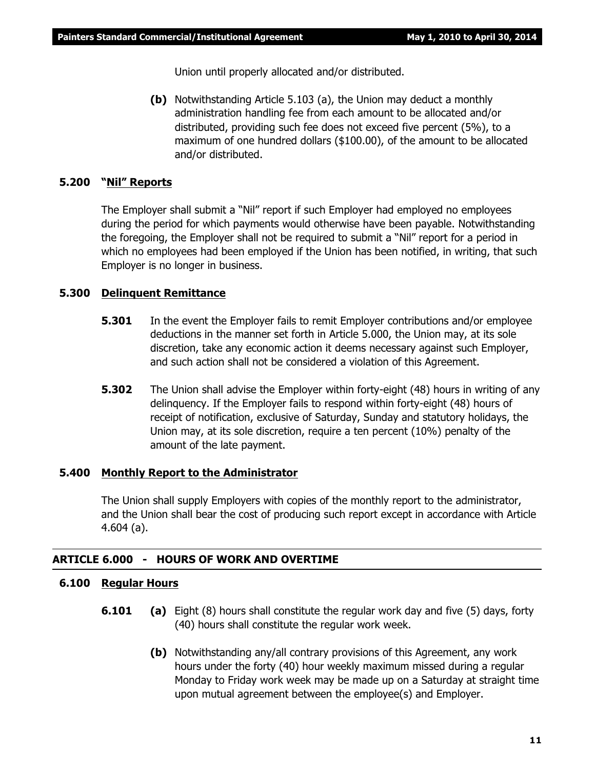Union until properly allocated and/or distributed.

**(b)** Notwithstanding Article 5.103 (a), the Union may deduct a monthly administration handling fee from each amount to be allocated and/or distributed, providing such fee does not exceed five percent (5%), to a maximum of one hundred dollars ($100.00), of the amount to be allocated and/or distributed.

### 5.200 "Nil" Reports

The Employer shall submit a "Nil" report if such Employer had employed no employees during the period for which payments would otherwise have been payable. Notwithstanding the foregoing, the Employer shall not be required to submit a "Nil" report for a period in which no employees had been employed if the Union has been notified, in writing, that such Employer is no longer in business.

### 5.300 Delinquent Remittance

**5.301** In the event the Employer fails to remit Employer contributions and/or employee deductions in the manner set forth in Article 5.000, the Union may, at its sole discretion, take any economic action it deems necessary against such Employer, and such action shall not be considered a violation of this Agreement.

**5.302** The Union shall advise the Employer within forty-eight (48) hours in writing of any delinquency. If the Employer fails to respond within forty-eight (48) hours of receipt of notification, exclusive of Saturday, Sunday and statutory holidays, the Union may, at its sole discretion, require a ten percent (10%) penalty of the amount of the late payment.

### 5.400 Monthly Report to the Administrator

The Union shall supply Employers with copies of the monthly report to the administrator, and the Union shall bear the cost of producing such report except in accordance with Article 4.604 (a).

## ARTICLE 6.000 - HOURS OF WORK AND OVERTIME

### 6.100 Regular Hours

**6.101** **(a)** Eight (8) hours shall constitute the regular work day and five (5) days, forty (40) hours shall constitute the regular work week.

**(b)** Notwithstanding any/all contrary provisions of this Agreement, any work hours under the forty (40) hour weekly maximum missed during a regular Monday to Friday work week may be made up on a Saturday at straight time upon mutual agreement between the employee(s) and Employer.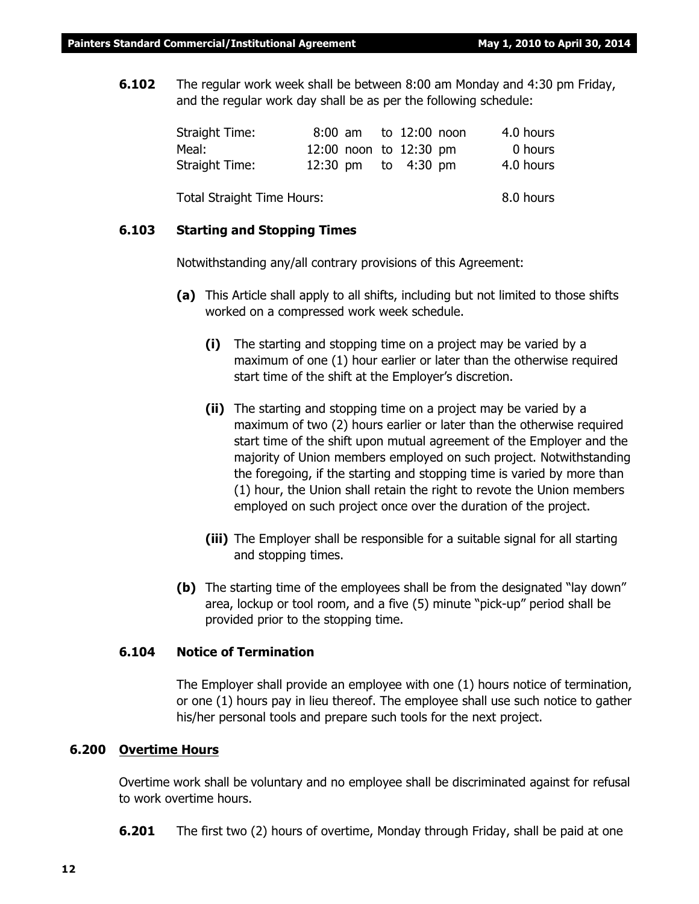**6.102** The regular work week shall be between 8:00 am Monday and 4:30 pm Friday, and the regular work day shall be as per the following schedule:

| | | |
|---|---|---|
| Straight Time: | 8:00 am to 12:00 noon | 4.0 hours |
| Meal: | 12:00 noon to 12:30 pm | 0 hours |
| Straight Time: | 12:30 pm to 4:30 pm | 4.0 hours |
| Total Straight Time Hours: | | 8.0 hours |

### 6.103 Starting and Stopping Times

Notwithstanding any/all contrary provisions of this Agreement:

**(a)** This Article shall apply to all shifts, including but not limited to those shifts worked on a compressed work week schedule.

**(i)** The starting and stopping time on a project may be varied by a maximum of one (1) hour earlier or later than the otherwise required start time of the shift at the Employer's discretion.

**(ii)** The starting and stopping time on a project may be varied by a maximum of two (2) hours earlier or later than the otherwise required start time of the shift upon mutual agreement of the Employer and the majority of Union members employed on such project. Notwithstanding the foregoing, if the starting and stopping time is varied by more than (1) hour, the Union shall retain the right to revote the Union members employed on such project once over the duration of the project.

**(iii)** The Employer shall be responsible for a suitable signal for all starting and stopping times.

**(b)** The starting time of the employees shall be from the designated "lay down" area, lockup or tool room, and a five (5) minute "pick-up" period shall be provided prior to the stopping time.

### 6.104 Notice of Termination

The Employer shall provide an employee with one (1) hours notice of termination, or one (1) hours pay in lieu thereof. The employee shall use such notice to gather his/her personal tools and prepare such tools for the next project.

## 6.200 Overtime Hours

Overtime work shall be voluntary and no employee shall be discriminated against for refusal to work overtime hours.

**6.201** The first two (2) hours of overtime, Monday through Friday, shall be paid at one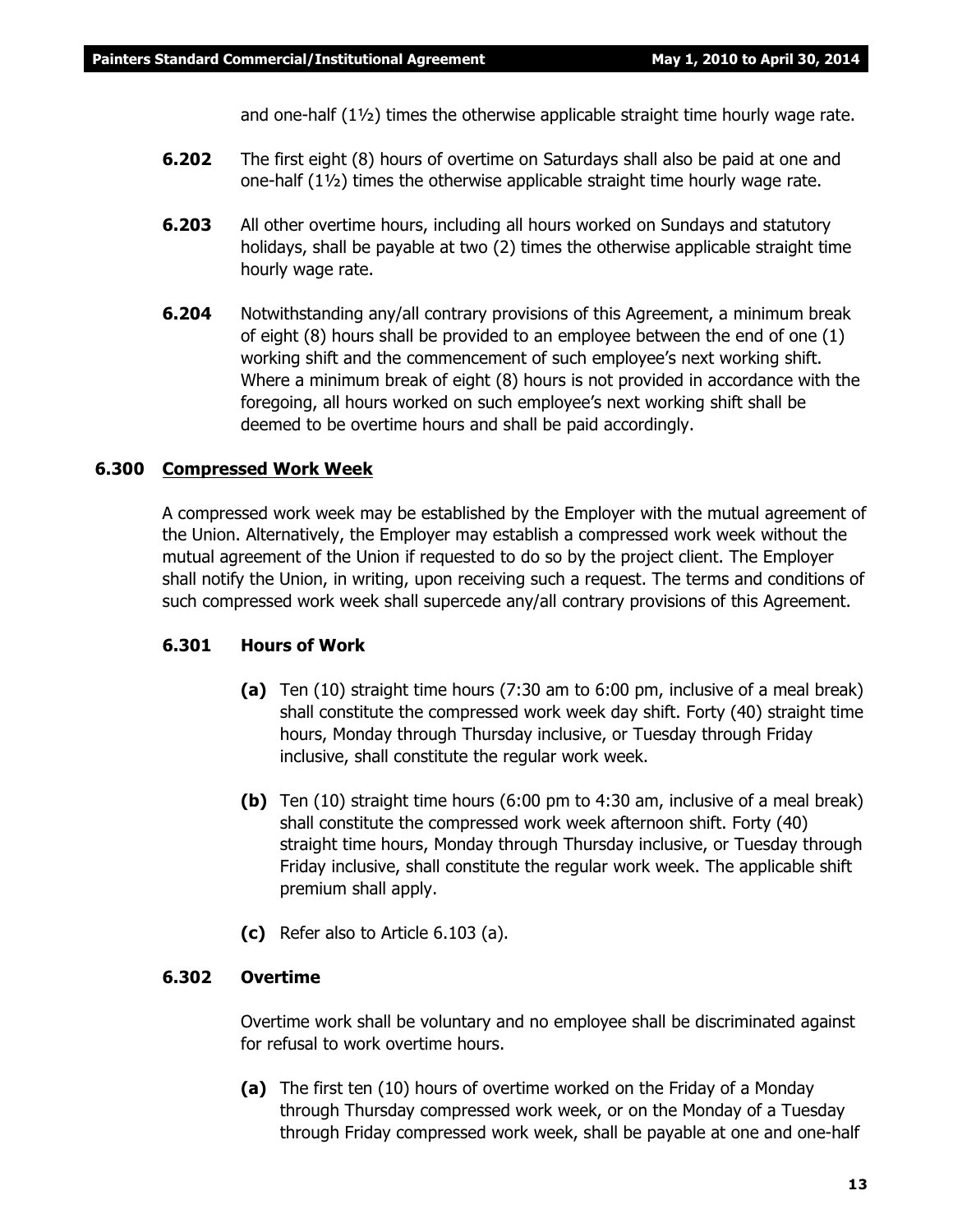and one-half (1½) times the otherwise applicable straight time hourly wage rate.

**6.202** The first eight (8) hours of overtime on Saturdays shall also be paid at one and one-half (1½) times the otherwise applicable straight time hourly wage rate.

**6.203** All other overtime hours, including all hours worked on Sundays and statutory holidays, shall be payable at two (2) times the otherwise applicable straight time hourly wage rate.

**6.204** Notwithstanding any/all contrary provisions of this Agreement, a minimum break of eight (8) hours shall be provided to an employee between the end of one (1) working shift and the commencement of such employee's next working shift. Where a minimum break of eight (8) hours is not provided in accordance with the foregoing, all hours worked on such employee's next working shift shall be deemed to be overtime hours and shall be paid accordingly.

## 6.300 Compressed Work Week

A compressed work week may be established by the Employer with the mutual agreement of the Union. Alternatively, the Employer may establish a compressed work week without the mutual agreement of the Union if requested to do so by the project client. The Employer shall notify the Union, in writing, upon receiving such a request. The terms and conditions of such compressed work week shall supercede any/all contrary provisions of this Agreement.

### 6.301 Hours of Work

**(a)** Ten (10) straight time hours (7:30 am to 6:00 pm, inclusive of a meal break) shall constitute the compressed work week day shift. Forty (40) straight time hours, Monday through Thursday inclusive, or Tuesday through Friday inclusive, shall constitute the regular work week.

**(b)** Ten (10) straight time hours (6:00 pm to 4:30 am, inclusive of a meal break) shall constitute the compressed work week afternoon shift. Forty (40) straight time hours, Monday through Thursday inclusive, or Tuesday through Friday inclusive, shall constitute the regular work week. The applicable shift premium shall apply.

**(c)** Refer also to Article 6.103 (a).

### 6.302 Overtime

Overtime work shall be voluntary and no employee shall be discriminated against for refusal to work overtime hours.

**(a)** The first ten (10) hours of overtime worked on the Friday of a Monday through Thursday compressed work week, or on the Monday of a Tuesday through Friday compressed work week, shall be payable at one and one-half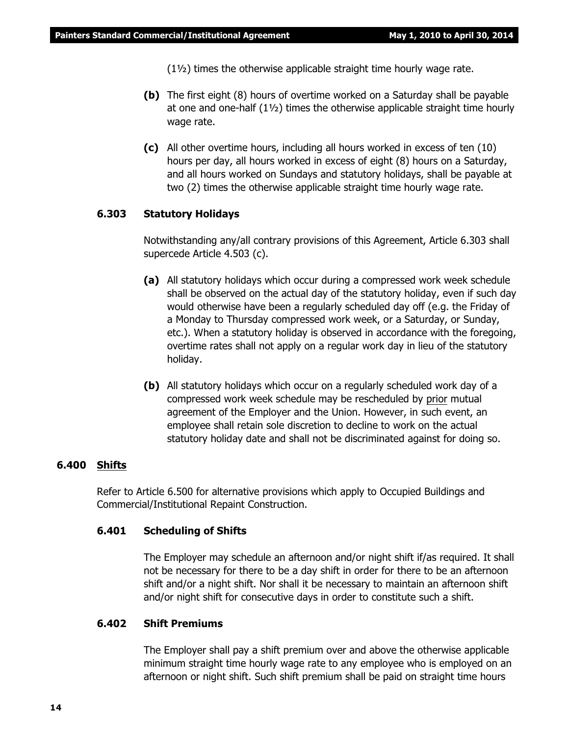(1½) times the otherwise applicable straight time hourly wage rate.

**(b)** The first eight (8) hours of overtime worked on a Saturday shall be payable at one and one-half (1½) times the otherwise applicable straight time hourly wage rate.

**(c)** All other overtime hours, including all hours worked in excess of ten (10) hours per day, all hours worked in excess of eight (8) hours on a Saturday, and all hours worked on Sundays and statutory holidays, shall be payable at two (2) times the otherwise applicable straight time hourly wage rate.

### 6.303 Statutory Holidays

Notwithstanding any/all contrary provisions of this Agreement, Article 6.303 shall supercede Article 4.503 (c).

**(a)** All statutory holidays which occur during a compressed work week schedule shall be observed on the actual day of the statutory holiday, even if such day would otherwise have been a regularly scheduled day off (e.g. the Friday of a Monday to Thursday compressed work week, or a Saturday, or Sunday, etc.). When a statutory holiday is observed in accordance with the foregoing, overtime rates shall not apply on a regular work day in lieu of the statutory holiday.

**(b)** All statutory holidays which occur on a regularly scheduled work day of a compressed work week schedule may be rescheduled by prior mutual agreement of the Employer and the Union. However, in such event, an employee shall retain sole discretion to decline to work on the actual statutory holiday date and shall not be discriminated against for doing so.

## 6.400 Shifts

Refer to Article 6.500 for alternative provisions which apply to Occupied Buildings and Commercial/Institutional Repaint Construction.

### 6.401 Scheduling of Shifts

The Employer may schedule an afternoon and/or night shift if/as required. It shall not be necessary for there to be a day shift in order for there to be an afternoon shift and/or a night shift. Nor shall it be necessary to maintain an afternoon shift and/or night shift for consecutive days in order to constitute such a shift.

### 6.402 Shift Premiums

The Employer shall pay a shift premium over and above the otherwise applicable minimum straight time hourly wage rate to any employee who is employed on an afternoon or night shift. Such shift premium shall be paid on straight time hours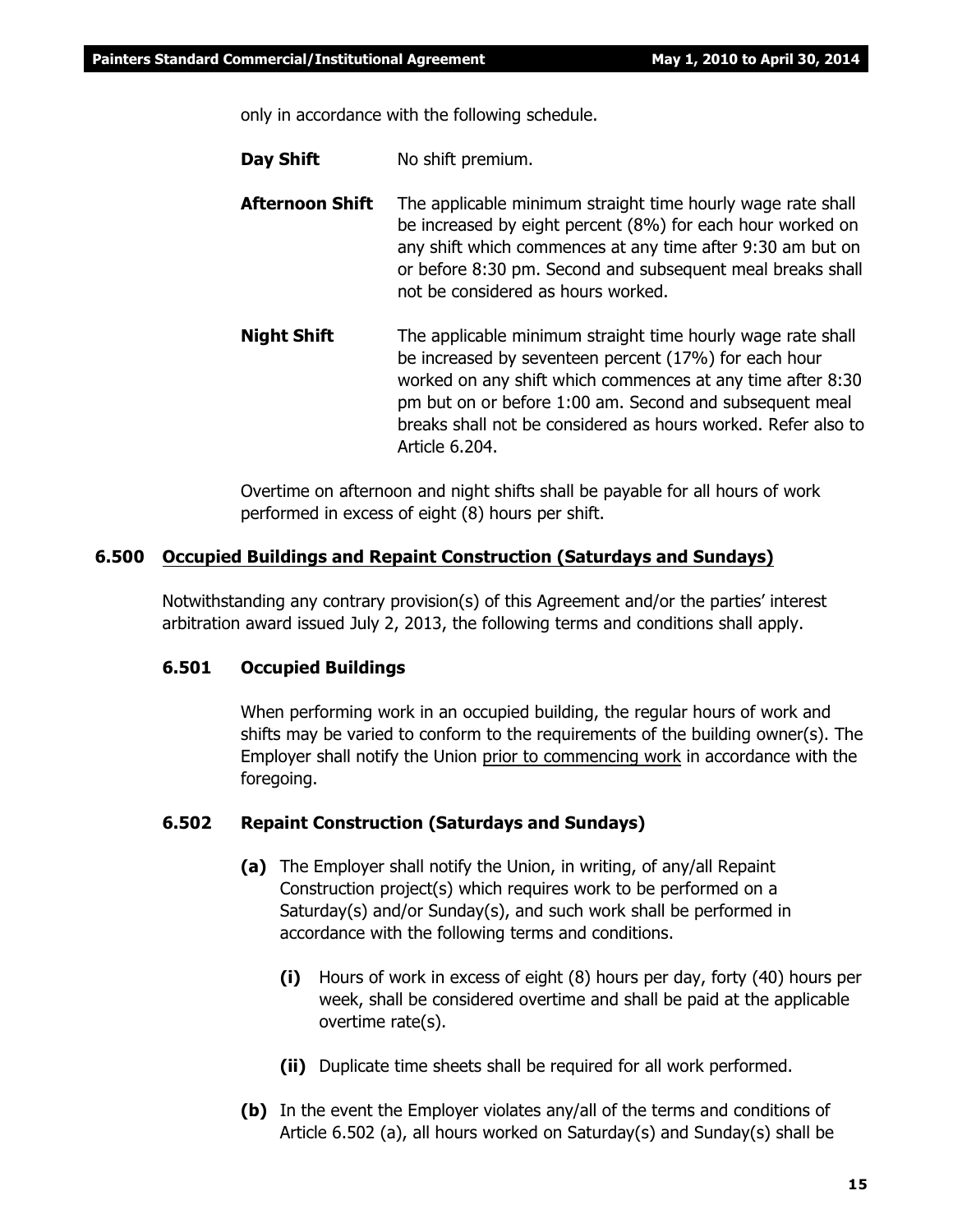only in accordance with the following schedule.

**Day Shift** No shift premium.

**Afternoon Shift** The applicable minimum straight time hourly wage rate shall be increased by eight percent (8%) for each hour worked on any shift which commences at any time after 9:30 am but on or before 8:30 pm. Second and subsequent meal breaks shall not be considered as hours worked.

**Night Shift** The applicable minimum straight time hourly wage rate shall be increased by seventeen percent (17%) for each hour worked on any shift which commences at any time after 8:30 pm but on or before 1:00 am. Second and subsequent meal breaks shall not be considered as hours worked. Refer also to Article 6.204.

Overtime on afternoon and night shifts shall be payable for all hours of work performed in excess of eight (8) hours per shift.

## 6.500 Occupied Buildings and Repaint Construction (Saturdays and Sundays)

Notwithstanding any contrary provision(s) of this Agreement and/or the parties' interest arbitration award issued July 2, 2013, the following terms and conditions shall apply.

### 6.501 Occupied Buildings

When performing work in an occupied building, the regular hours of work and shifts may be varied to conform to the requirements of the building owner(s). The Employer shall notify the Union prior to commencing work in accordance with the foregoing.

### 6.502 Repaint Construction (Saturdays and Sundays)

**(a)** The Employer shall notify the Union, in writing, of any/all Repaint Construction project(s) which requires work to be performed on a Saturday(s) and/or Sunday(s), and such work shall be performed in accordance with the following terms and conditions.

**(i)** Hours of work in excess of eight (8) hours per day, forty (40) hours per week, shall be considered overtime and shall be paid at the applicable overtime rate(s).

**(ii)** Duplicate time sheets shall be required for all work performed.

**(b)** In the event the Employer violates any/all of the terms and conditions of Article 6.502 (a), all hours worked on Saturday(s) and Sunday(s) shall be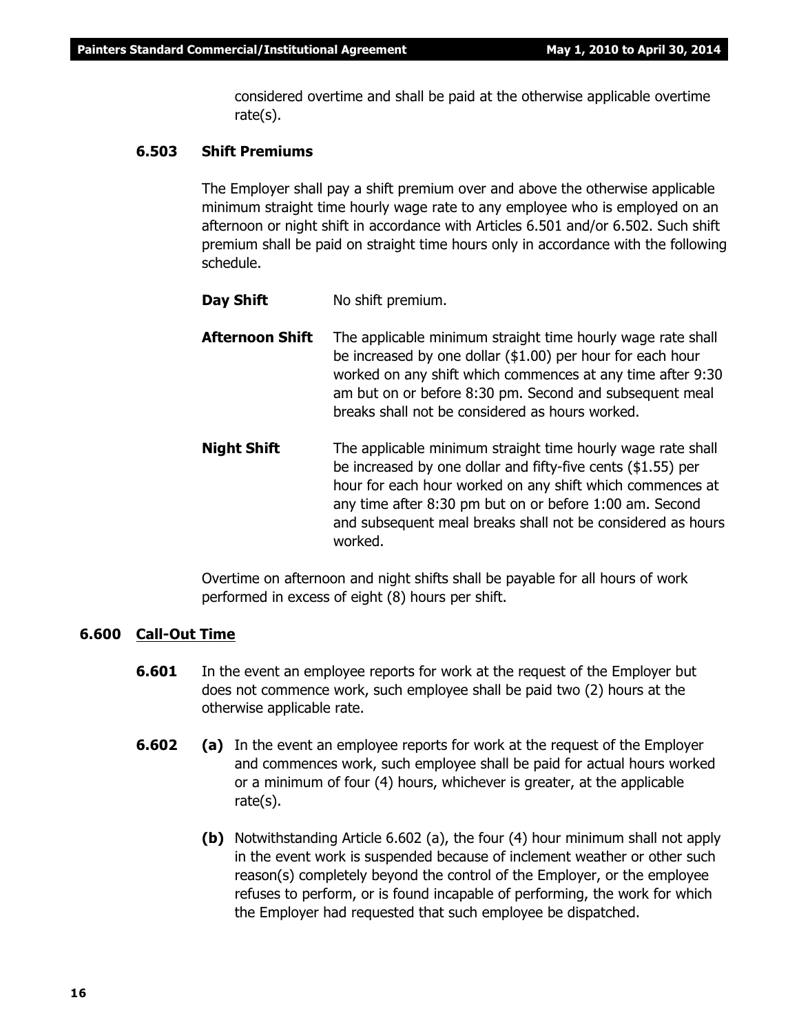considered overtime and shall be paid at the otherwise applicable overtime rate(s).

**6.503 Shift Premiums**

The Employer shall pay a shift premium over and above the otherwise applicable minimum straight time hourly wage rate to any employee who is employed on an afternoon or night shift in accordance with Articles 6.501 and/or 6.502. Such shift premium shall be paid on straight time hours only in accordance with the following schedule.

**Day Shift** No shift premium.

**Afternoon Shift** The applicable minimum straight time hourly wage rate shall be increased by one dollar ($1.00) per hour for each hour worked on any shift which commences at any time after 9:30 am but on or before 8:30 pm. Second and subsequent meal breaks shall not be considered as hours worked.

**Night Shift** The applicable minimum straight time hourly wage rate shall be increased by one dollar and fifty-five cents ($1.55) per hour for each hour worked on any shift which commences at any time after 8:30 pm but on or before 1:00 am. Second and subsequent meal breaks shall not be considered as hours worked.

Overtime on afternoon and night shifts shall be payable for all hours of work performed in excess of eight (8) hours per shift.

## 6.600 Call-Out Time

**6.601** In the event an employee reports for work at the request of the Employer but does not commence work, such employee shall be paid two (2) hours at the otherwise applicable rate.

**6.602** **(a)** In the event an employee reports for work at the request of the Employer and commences work, such employee shall be paid for actual hours worked or a minimum of four (4) hours, whichever is greater, at the applicable rate(s).

**(b)** Notwithstanding Article 6.602 (a), the four (4) hour minimum shall not apply in the event work is suspended because of inclement weather or other such reason(s) completely beyond the control of the Employer, or the employee refuses to perform, or is found incapable of performing, the work for which the Employer had requested that such employee be dispatched.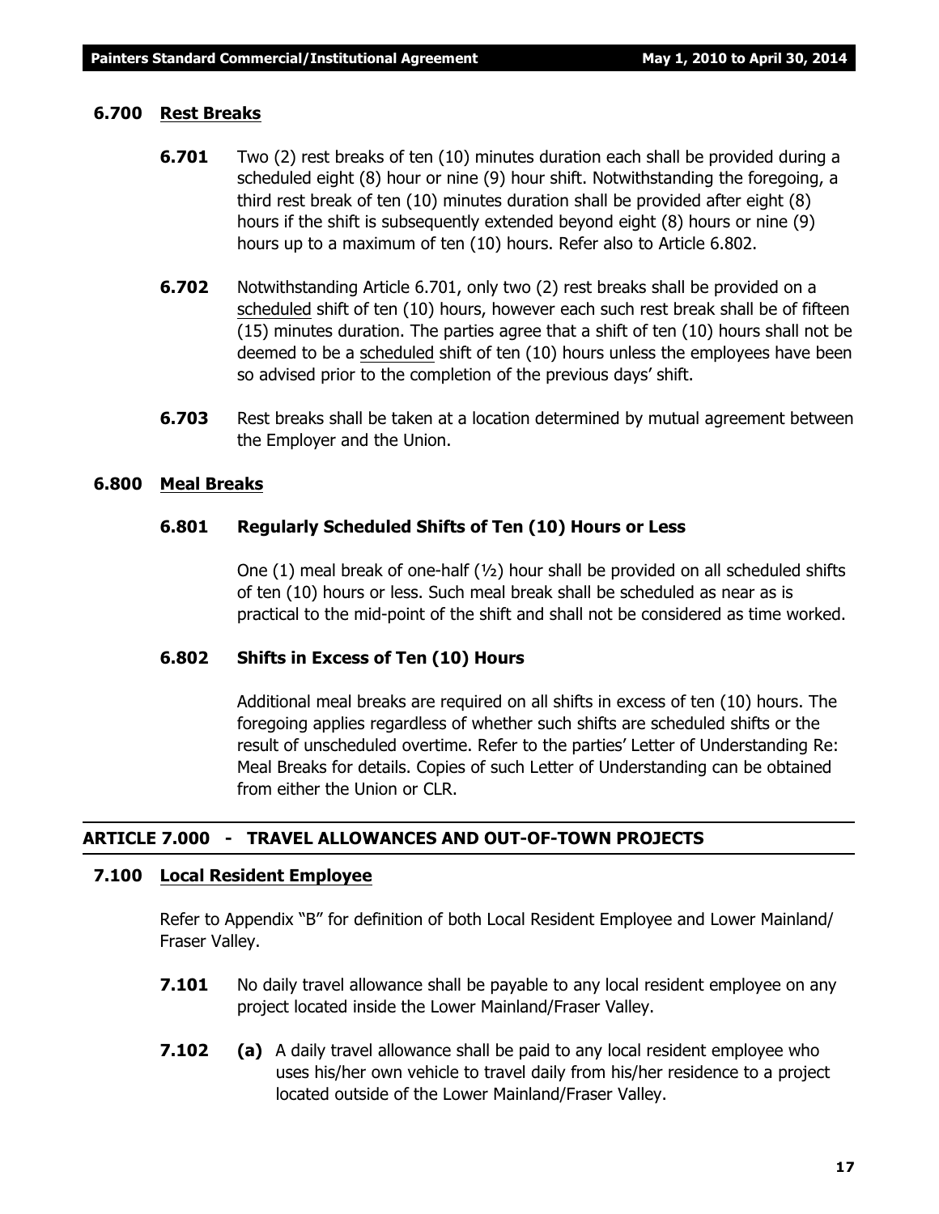### 6.700 Rest Breaks

**6.701** Two (2) rest breaks of ten (10) minutes duration each shall be provided during a scheduled eight (8) hour or nine (9) hour shift. Notwithstanding the foregoing, a third rest break of ten (10) minutes duration shall be provided after eight (8) hours if the shift is subsequently extended beyond eight (8) hours or nine (9) hours up to a maximum of ten (10) hours. Refer also to Article 6.802.

**6.702** Notwithstanding Article 6.701, only two (2) rest breaks shall be provided on a scheduled shift of ten (10) hours, however each such rest break shall be of fifteen (15) minutes duration. The parties agree that a shift of ten (10) hours shall not be deemed to be a scheduled shift of ten (10) hours unless the employees have been so advised prior to the completion of the previous days' shift.

**6.703** Rest breaks shall be taken at a location determined by mutual agreement between the Employer and the Union.

### 6.800 Meal Breaks

#### 6.801 Regularly Scheduled Shifts of Ten (10) Hours or Less

One (1) meal break of one-half (½) hour shall be provided on all scheduled shifts of ten (10) hours or less. Such meal break shall be scheduled as near as is practical to the mid-point of the shift and shall not be considered as time worked.

#### 6.802 Shifts in Excess of Ten (10) Hours

Additional meal breaks are required on all shifts in excess of ten (10) hours. The foregoing applies regardless of whether such shifts are scheduled shifts or the result of unscheduled overtime. Refer to the parties' Letter of Understanding Re: Meal Breaks for details. Copies of such Letter of Understanding can be obtained from either the Union or CLR.

## ARTICLE 7.000 - TRAVEL ALLOWANCES AND OUT-OF-TOWN PROJECTS

### 7.100 Local Resident Employee

Refer to Appendix "B" for definition of both Local Resident Employee and Lower Mainland/ Fraser Valley.

**7.101** No daily travel allowance shall be payable to any local resident employee on any project located inside the Lower Mainland/Fraser Valley.

**7.102** **(a)** A daily travel allowance shall be paid to any local resident employee who uses his/her own vehicle to travel daily from his/her residence to a project located outside of the Lower Mainland/Fraser Valley.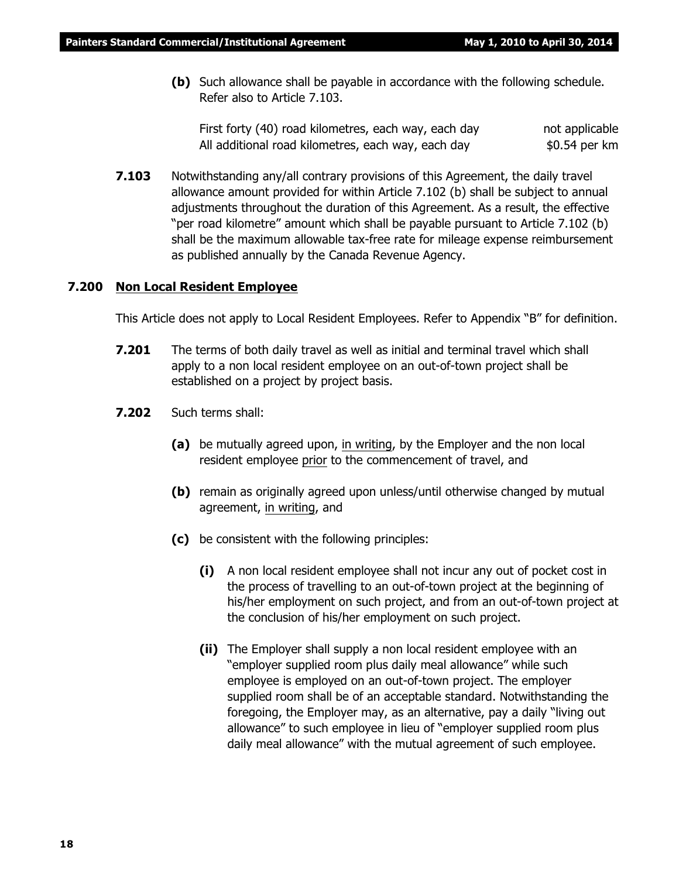**(b)** Such allowance shall be payable in accordance with the following schedule. Refer also to Article 7.103.

| | |
|---|---|
| First forty (40) road kilometres, each way, each day | not applicable |
| All additional road kilometres, each way, each day | $0.54 per km |

**7.103** Notwithstanding any/all contrary provisions of this Agreement, the daily travel allowance amount provided for within Article 7.102 (b) shall be subject to annual adjustments throughout the duration of this Agreement. As a result, the effective "per road kilometre" amount which shall be payable pursuant to Article 7.102 (b) shall be the maximum allowable tax-free rate for mileage expense reimbursement as published annually by the Canada Revenue Agency.

## 7.200 Non Local Resident Employee

This Article does not apply to Local Resident Employees. Refer to Appendix "B" for definition.

**7.201** The terms of both daily travel as well as initial and terminal travel which shall apply to a non local resident employee on an out-of-town project shall be established on a project by project basis.

**7.202** Such terms shall:

**(a)** be mutually agreed upon, in writing, by the Employer and the non local resident employee prior to the commencement of travel, and

**(b)** remain as originally agreed upon unless/until otherwise changed by mutual agreement, in writing, and

**(c)** be consistent with the following principles:

**(i)** A non local resident employee shall not incur any out of pocket cost in the process of travelling to an out-of-town project at the beginning of his/her employment on such project, and from an out-of-town project at the conclusion of his/her employment on such project.

**(ii)** The Employer shall supply a non local resident employee with an "employer supplied room plus daily meal allowance" while such employee is employed on an out-of-town project. The employer supplied room shall be of an acceptable standard. Notwithstanding the foregoing, the Employer may, as an alternative, pay a daily "living out allowance" to such employee in lieu of "employer supplied room plus daily meal allowance" with the mutual agreement of such employee.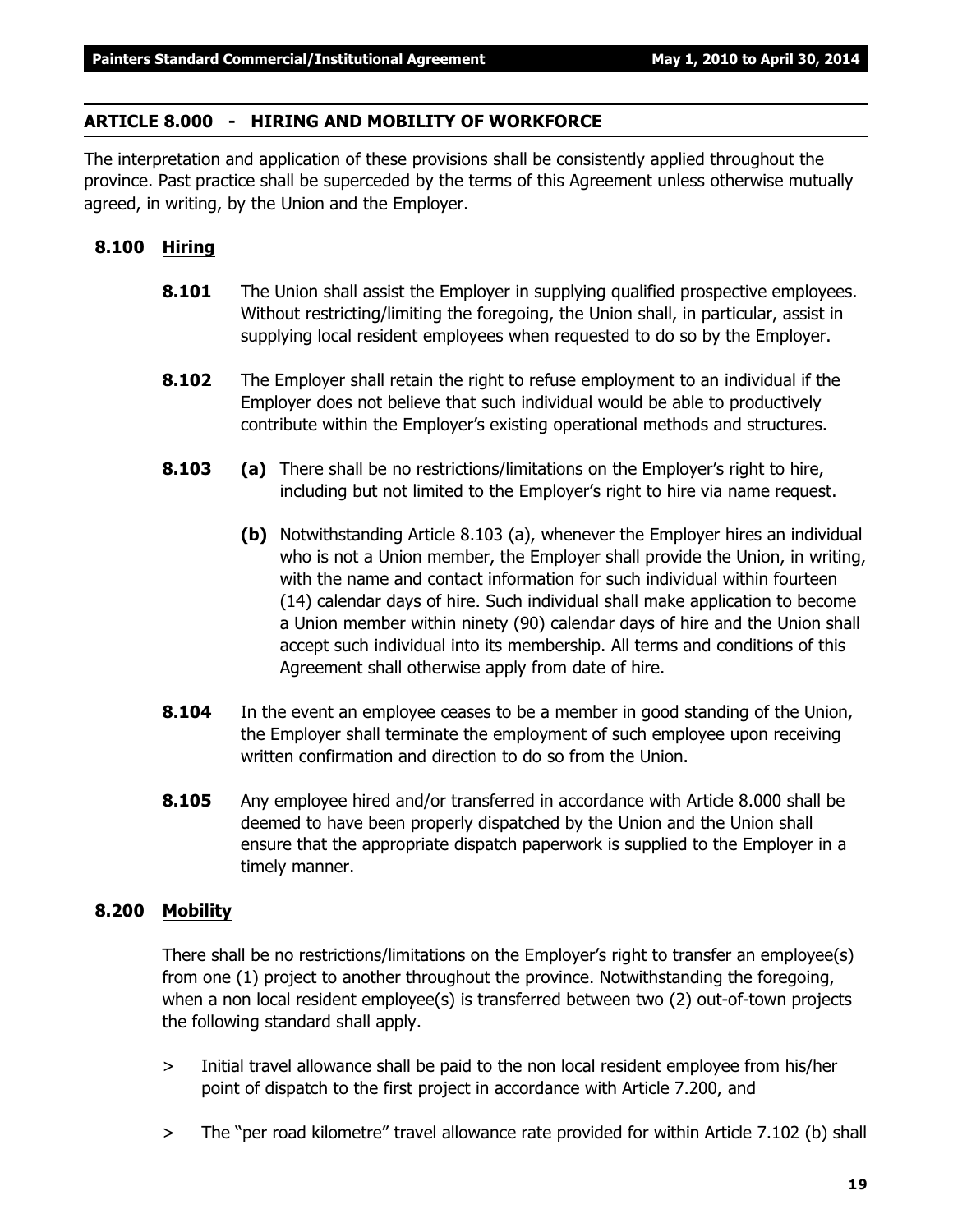## ARTICLE 8.000 - HIRING AND MOBILITY OF WORKFORCE

The interpretation and application of these provisions shall be consistently applied throughout the province. Past practice shall be superceded by the terms of this Agreement unless otherwise mutually agreed, in writing, by the Union and the Employer.

### 8.100 Hiring

**8.101** The Union shall assist the Employer in supplying qualified prospective employees. Without restricting/limiting the foregoing, the Union shall, in particular, assist in supplying local resident employees when requested to do so by the Employer.

**8.102** The Employer shall retain the right to refuse employment to an individual if the Employer does not believe that such individual would be able to productively contribute within the Employer's existing operational methods and structures.

**8.103** **(a)** There shall be no restrictions/limitations on the Employer's right to hire, including but not limited to the Employer's right to hire via name request.

**(b)** Notwithstanding Article 8.103 (a), whenever the Employer hires an individual who is not a Union member, the Employer shall provide the Union, in writing, with the name and contact information for such individual within fourteen (14) calendar days of hire. Such individual shall make application to become a Union member within ninety (90) calendar days of hire and the Union shall accept such individual into its membership. All terms and conditions of this Agreement shall otherwise apply from date of hire.

**8.104** In the event an employee ceases to be a member in good standing of the Union, the Employer shall terminate the employment of such employee upon receiving written confirmation and direction to do so from the Union.

**8.105** Any employee hired and/or transferred in accordance with Article 8.000 shall be deemed to have been properly dispatched by the Union and the Union shall ensure that the appropriate dispatch paperwork is supplied to the Employer in a timely manner.

### 8.200 Mobility

There shall be no restrictions/limitations on the Employer's right to transfer an employee(s) from one (1) project to another throughout the province. Notwithstanding the foregoing, when a non local resident employee(s) is transferred between two (2) out-of-town projects the following standard shall apply.

> Initial travel allowance shall be paid to the non local resident employee from his/her point of dispatch to the first project in accordance with Article 7.200, and

> The "per road kilometre" travel allowance rate provided for within Article 7.102 (b) shall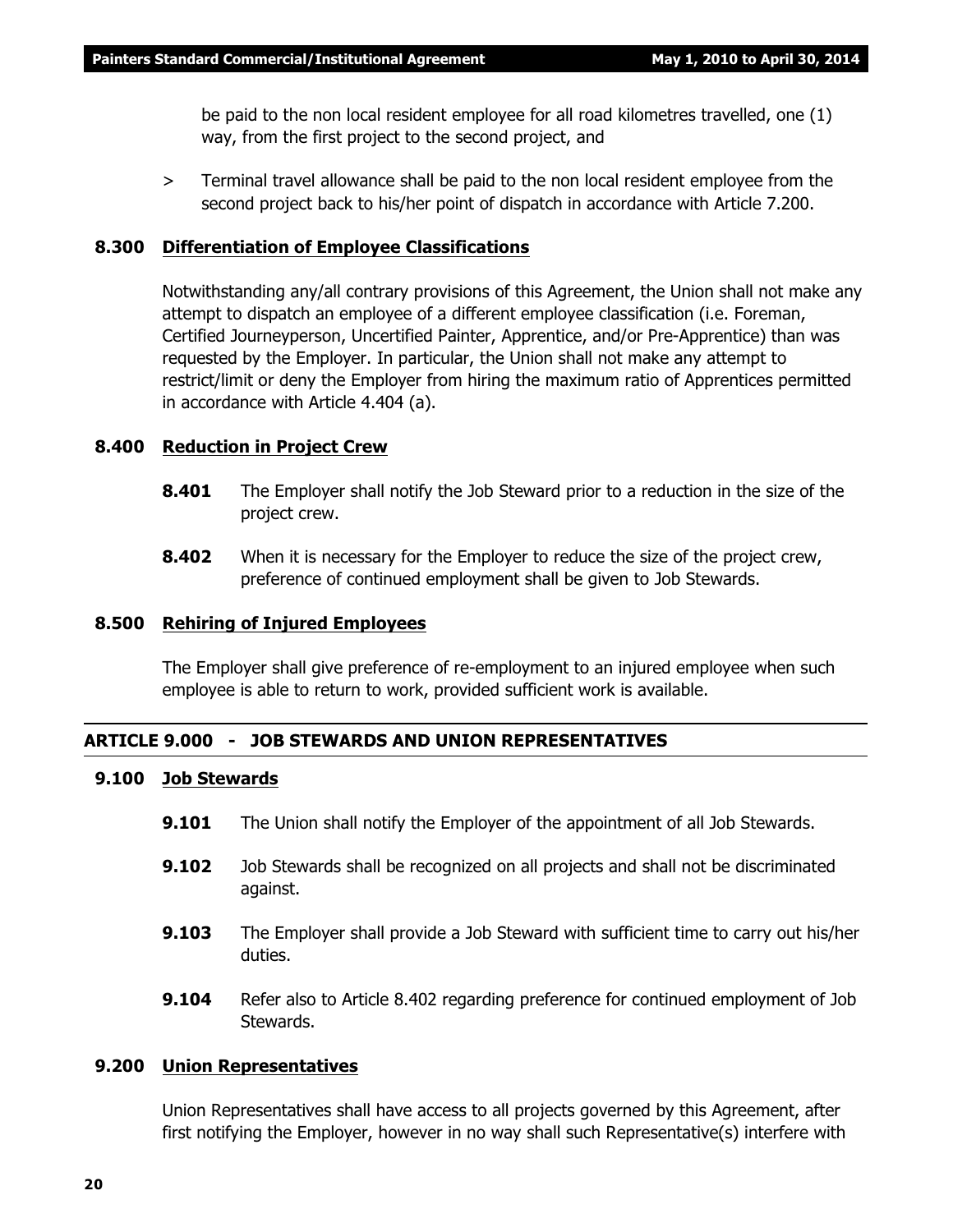be paid to the non local resident employee for all road kilometres travelled, one (1) way, from the first project to the second project, and

> Terminal travel allowance shall be paid to the non local resident employee from the second project back to his/her point of dispatch in accordance with Article 7.200.

### 8.300 Differentiation of Employee Classifications

Notwithstanding any/all contrary provisions of this Agreement, the Union shall not make any attempt to dispatch an employee of a different employee classification (i.e. Foreman, Certified Journeyperson, Uncertified Painter, Apprentice, and/or Pre-Apprentice) than was requested by the Employer. In particular, the Union shall not make any attempt to restrict/limit or deny the Employer from hiring the maximum ratio of Apprentices permitted in accordance with Article 4.404 (a).

### 8.400 Reduction in Project Crew

**8.401** The Employer shall notify the Job Steward prior to a reduction in the size of the project crew.

**8.402** When it is necessary for the Employer to reduce the size of the project crew, preference of continued employment shall be given to Job Stewards.

### 8.500 Rehiring of Injured Employees

The Employer shall give preference of re-employment to an injured employee when such employee is able to return to work, provided sufficient work is available.

## ARTICLE 9.000 - JOB STEWARDS AND UNION REPRESENTATIVES

### 9.100 Job Stewards

**9.101** The Union shall notify the Employer of the appointment of all Job Stewards.

**9.102** Job Stewards shall be recognized on all projects and shall not be discriminated against.

**9.103** The Employer shall provide a Job Steward with sufficient time to carry out his/her duties.

**9.104** Refer also to Article 8.402 regarding preference for continued employment of Job Stewards.

### 9.200 Union Representatives

Union Representatives shall have access to all projects governed by this Agreement, after first notifying the Employer, however in no way shall such Representative(s) interfere with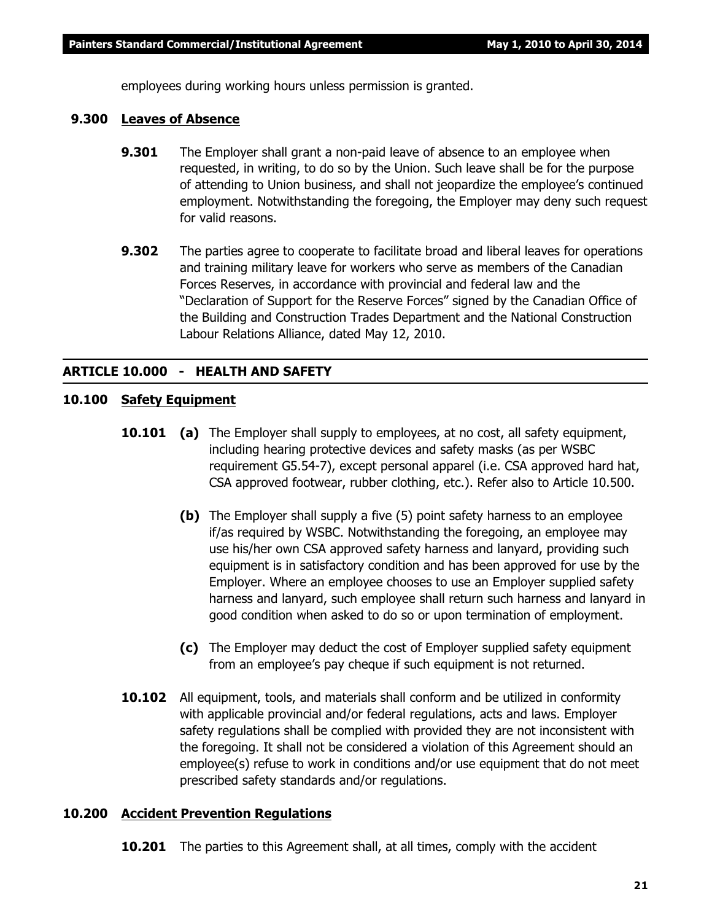employees during working hours unless permission is granted.

### 9.300 Leaves of Absence

**9.301** The Employer shall grant a non-paid leave of absence to an employee when requested, in writing, to do so by the Union. Such leave shall be for the purpose of attending to Union business, and shall not jeopardize the employee's continued employment. Notwithstanding the foregoing, the Employer may deny such request for valid reasons.

**9.302** The parties agree to cooperate to facilitate broad and liberal leaves for operations and training military leave for workers who serve as members of the Canadian Forces Reserves, in accordance with provincial and federal law and the "Declaration of Support for the Reserve Forces" signed by the Canadian Office of the Building and Construction Trades Department and the National Construction Labour Relations Alliance, dated May 12, 2010.

## ARTICLE 10.000 - HEALTH AND SAFETY

### 10.100 Safety Equipment

**10.101 (a)** The Employer shall supply to employees, at no cost, all safety equipment, including hearing protective devices and safety masks (as per WSBC requirement G5.54-7), except personal apparel (i.e. CSA approved hard hat, CSA approved footwear, rubber clothing, etc.). Refer also to Article 10.500.

**(b)** The Employer shall supply a five (5) point safety harness to an employee if/as required by WSBC. Notwithstanding the foregoing, an employee may use his/her own CSA approved safety harness and lanyard, providing such equipment is in satisfactory condition and has been approved for use by the Employer. Where an employee chooses to use an Employer supplied safety harness and lanyard, such employee shall return such harness and lanyard in good condition when asked to do so or upon termination of employment.

**(c)** The Employer may deduct the cost of Employer supplied safety equipment from an employee's pay cheque if such equipment is not returned.

**10.102** All equipment, tools, and materials shall conform and be utilized in conformity with applicable provincial and/or federal regulations, acts and laws. Employer safety regulations shall be complied with provided they are not inconsistent with the foregoing. It shall not be considered a violation of this Agreement should an employee(s) refuse to work in conditions and/or use equipment that do not meet prescribed safety standards and/or regulations.

### 10.200 Accident Prevention Regulations

**10.201** The parties to this Agreement shall, at all times, comply with the accident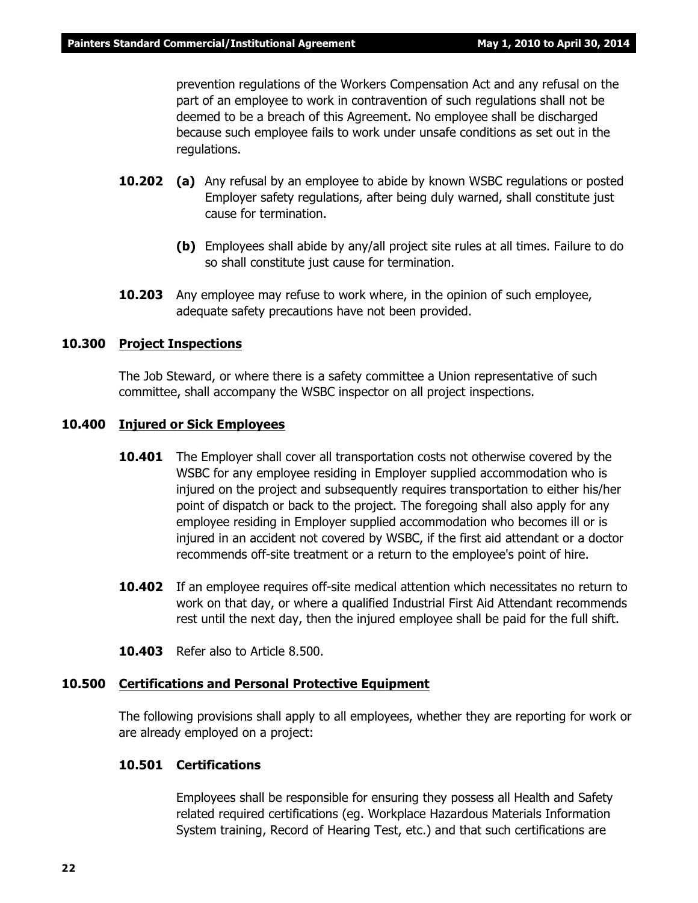prevention regulations of the Workers Compensation Act and any refusal on the part of an employee to work in contravention of such regulations shall not be deemed to be a breach of this Agreement. No employee shall be discharged because such employee fails to work under unsafe conditions as set out in the regulations.

**10.202** **(a)** Any refusal by an employee to abide by known WSBC regulations or posted Employer safety regulations, after being duly warned, shall constitute just cause for termination.

**(b)** Employees shall abide by any/all project site rules at all times. Failure to do so shall constitute just cause for termination.

**10.203** Any employee may refuse to work where, in the opinion of such employee, adequate safety precautions have not been provided.

## 10.300 Project Inspections

The Job Steward, or where there is a safety committee a Union representative of such committee, shall accompany the WSBC inspector on all project inspections.

## 10.400 Injured or Sick Employees

**10.401** The Employer shall cover all transportation costs not otherwise covered by the WSBC for any employee residing in Employer supplied accommodation who is injured on the project and subsequently requires transportation to either his/her point of dispatch or back to the project. The foregoing shall also apply for any employee residing in Employer supplied accommodation who becomes ill or is injured in an accident not covered by WSBC, if the first aid attendant or a doctor recommends off-site treatment or a return to the employee's point of hire.

**10.402** If an employee requires off-site medical attention which necessitates no return to work on that day, or where a qualified Industrial First Aid Attendant recommends rest until the next day, then the injured employee shall be paid for the full shift.

**10.403** Refer also to Article 8.500.

## 10.500 Certifications and Personal Protective Equipment

The following provisions shall apply to all employees, whether they are reporting for work or are already employed on a project:

### 10.501 Certifications

Employees shall be responsible for ensuring they possess all Health and Safety related required certifications (eg. Workplace Hazardous Materials Information System training, Record of Hearing Test, etc.) and that such certifications are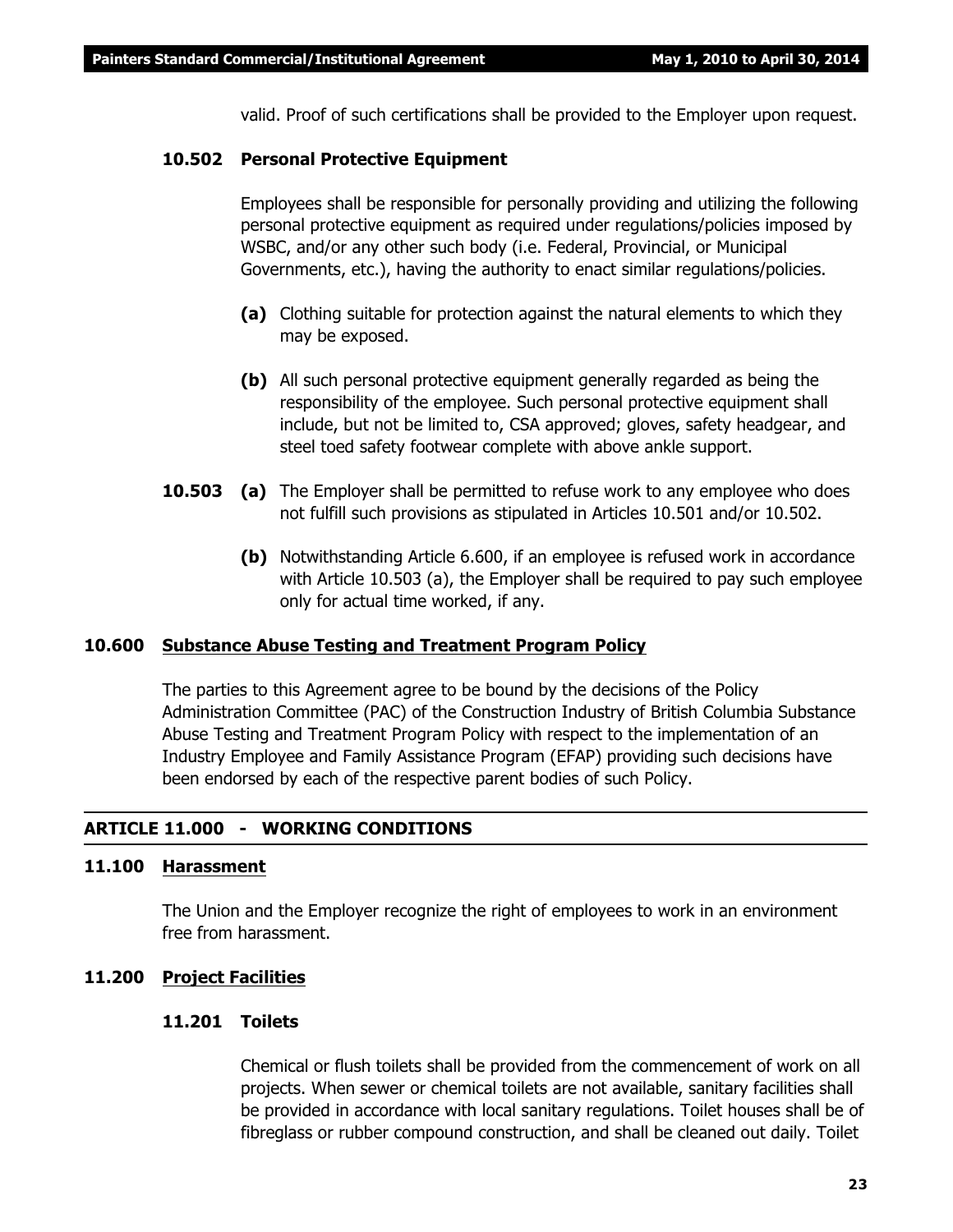valid. Proof of such certifications shall be provided to the Employer upon request.

### 10.502 Personal Protective Equipment

Employees shall be responsible for personally providing and utilizing the following personal protective equipment as required under regulations/policies imposed by WSBC, and/or any other such body (i.e. Federal, Provincial, or Municipal Governments, etc.), having the authority to enact similar regulations/policies.

**(a)** Clothing suitable for protection against the natural elements to which they may be exposed.

**(b)** All such personal protective equipment generally regarded as being the responsibility of the employee. Such personal protective equipment shall include, but not be limited to, CSA approved; gloves, safety headgear, and steel toed safety footwear complete with above ankle support.

**10.503 (a)** The Employer shall be permitted to refuse work to any employee who does not fulfill such provisions as stipulated in Articles 10.501 and/or 10.502.

**(b)** Notwithstanding Article 6.600, if an employee is refused work in accordance with Article 10.503 (a), the Employer shall be required to pay such employee only for actual time worked, if any.

### 10.600 Substance Abuse Testing and Treatment Program Policy

The parties to this Agreement agree to be bound by the decisions of the Policy Administration Committee (PAC) of the Construction Industry of British Columbia Substance Abuse Testing and Treatment Program Policy with respect to the implementation of an Industry Employee and Family Assistance Program (EFAP) providing such decisions have been endorsed by each of the respective parent bodies of such Policy.

## ARTICLE 11.000 - WORKING CONDITIONS

### 11.100 Harassment

The Union and the Employer recognize the right of employees to work in an environment free from harassment.

### 11.200 Project Facilities

#### 11.201 Toilets

Chemical or flush toilets shall be provided from the commencement of work on all projects. When sewer or chemical toilets are not available, sanitary facilities shall be provided in accordance with local sanitary regulations. Toilet houses shall be of fibreglass or rubber compound construction, and shall be cleaned out daily. Toilet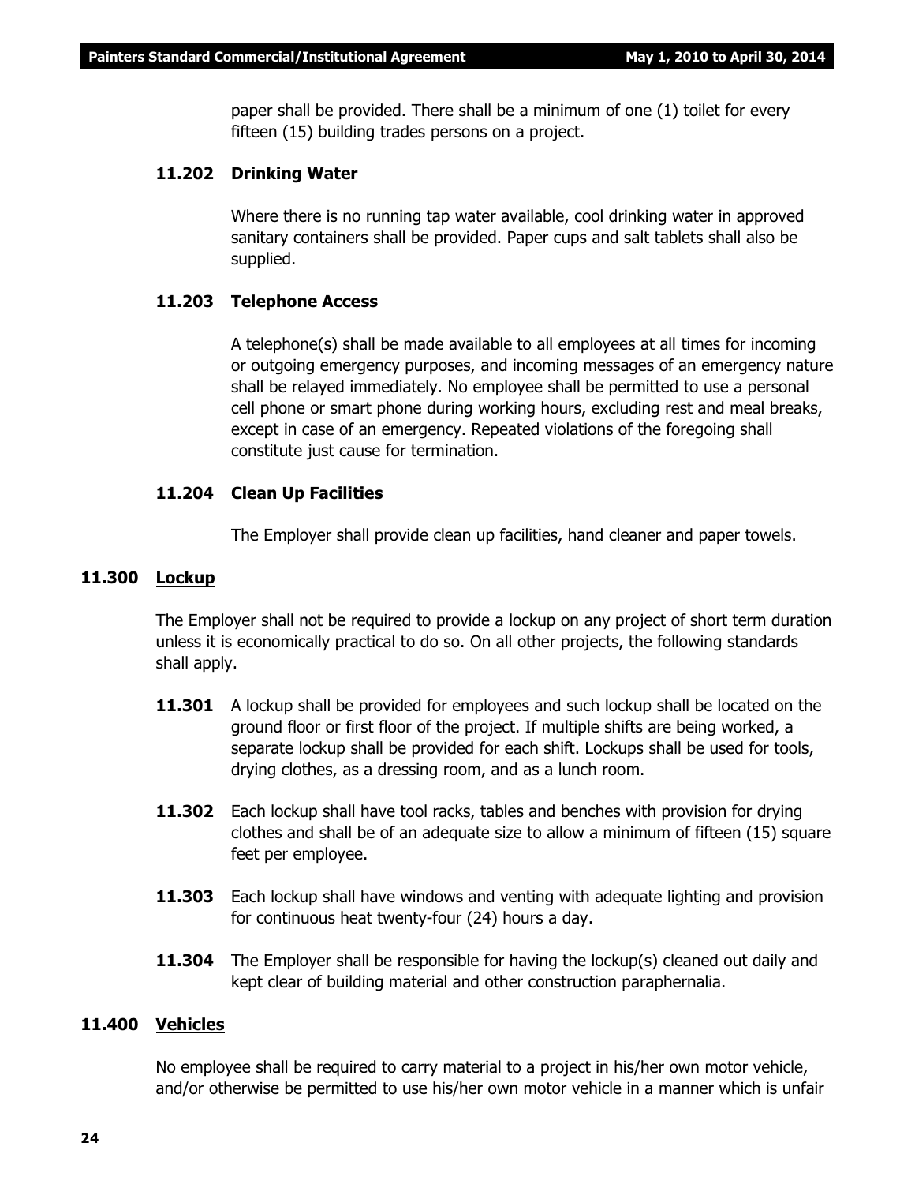paper shall be provided. There shall be a minimum of one (1) toilet for every fifteen (15) building trades persons on a project.

#### 11.202 Drinking Water

Where there is no running tap water available, cool drinking water in approved sanitary containers shall be provided. Paper cups and salt tablets shall also be supplied.

#### 11.203 Telephone Access

A telephone(s) shall be made available to all employees at all times for incoming or outgoing emergency purposes, and incoming messages of an emergency nature shall be relayed immediately. No employee shall be permitted to use a personal cell phone or smart phone during working hours, excluding rest and meal breaks, except in case of an emergency. Repeated violations of the foregoing shall constitute just cause for termination.

#### 11.204 Clean Up Facilities

The Employer shall provide clean up facilities, hand cleaner and paper towels.

### 11.300 Lockup

The Employer shall not be required to provide a lockup on any project of short term duration unless it is economically practical to do so. On all other projects, the following standards shall apply.

**11.301** A lockup shall be provided for employees and such lockup shall be located on the ground floor or first floor of the project. If multiple shifts are being worked, a separate lockup shall be provided for each shift. Lockups shall be used for tools, drying clothes, as a dressing room, and as a lunch room.

**11.302** Each lockup shall have tool racks, tables and benches with provision for drying clothes and shall be of an adequate size to allow a minimum of fifteen (15) square feet per employee.

**11.303** Each lockup shall have windows and venting with adequate lighting and provision for continuous heat twenty-four (24) hours a day.

**11.304** The Employer shall be responsible for having the lockup(s) cleaned out daily and kept clear of building material and other construction paraphernalia.

### 11.400 Vehicles

No employee shall be required to carry material to a project in his/her own motor vehicle, and/or otherwise be permitted to use his/her own motor vehicle in a manner which is unfair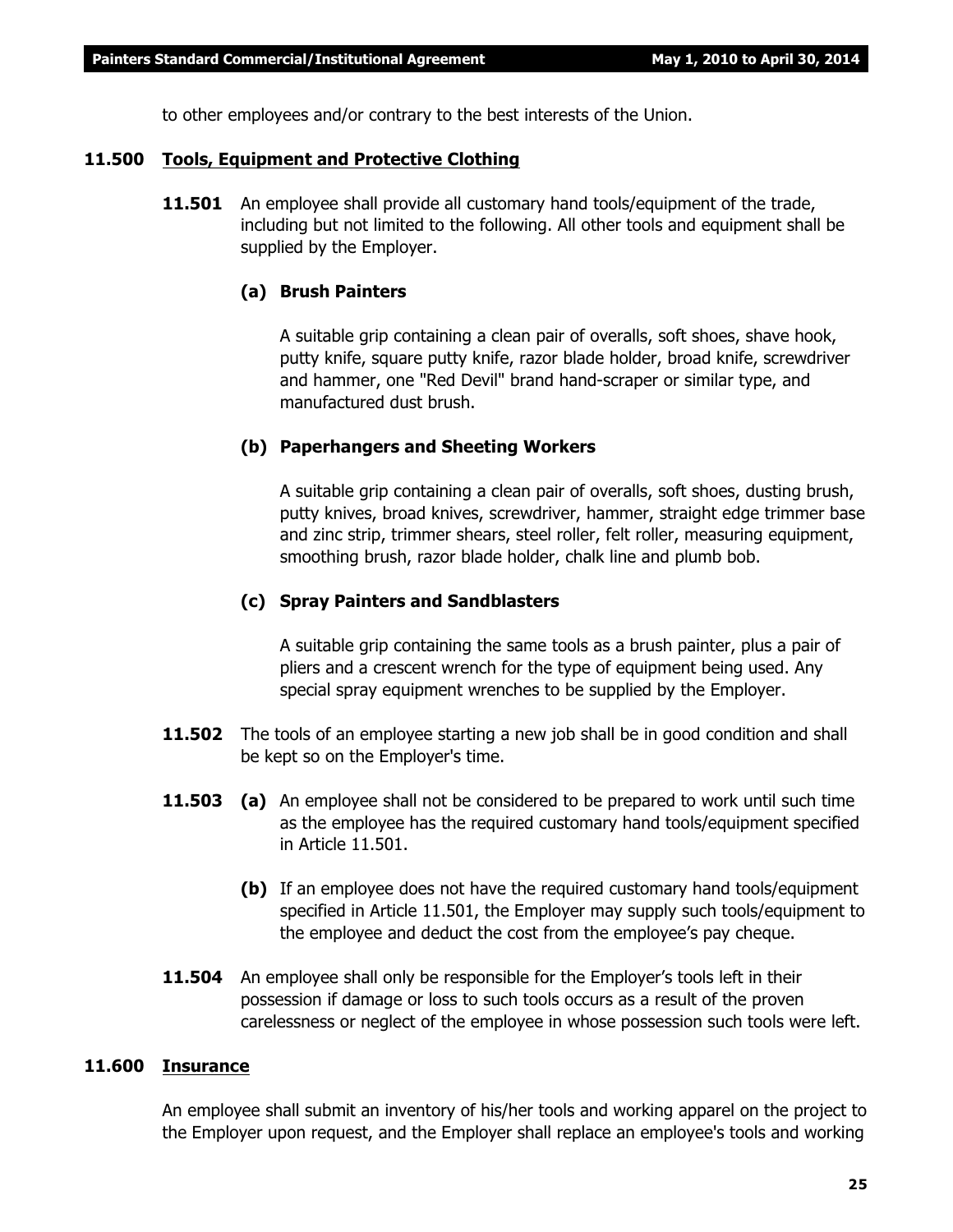to other employees and/or contrary to the best interests of the Union.

## 11.500 Tools, Equipment and Protective Clothing

**11.501** An employee shall provide all customary hand tools/equipment of the trade, including but not limited to the following. All other tools and equipment shall be supplied by the Employer.

**(a) Brush Painters**

A suitable grip containing a clean pair of overalls, soft shoes, shave hook, putty knife, square putty knife, razor blade holder, broad knife, screwdriver and hammer, one "Red Devil" brand hand-scraper or similar type, and manufactured dust brush.

**(b) Paperhangers and Sheeting Workers**

A suitable grip containing a clean pair of overalls, soft shoes, dusting brush, putty knives, broad knives, screwdriver, hammer, straight edge trimmer base and zinc strip, trimmer shears, steel roller, felt roller, measuring equipment, smoothing brush, razor blade holder, chalk line and plumb bob.

**(c) Spray Painters and Sandblasters**

A suitable grip containing the same tools as a brush painter, plus a pair of pliers and a crescent wrench for the type of equipment being used. Any special spray equipment wrenches to be supplied by the Employer.

**11.502** The tools of an employee starting a new job shall be in good condition and shall be kept so on the Employer's time.

**11.503** **(a)** An employee shall not be considered to be prepared to work until such time as the employee has the required customary hand tools/equipment specified in Article 11.501.

**(b)** If an employee does not have the required customary hand tools/equipment specified in Article 11.501, the Employer may supply such tools/equipment to the employee and deduct the cost from the employee's pay cheque.

**11.504** An employee shall only be responsible for the Employer's tools left in their possession if damage or loss to such tools occurs as a result of the proven carelessness or neglect of the employee in whose possession such tools were left.

## 11.600 Insurance

An employee shall submit an inventory of his/her tools and working apparel on the project to the Employer upon request, and the Employer shall replace an employee's tools and working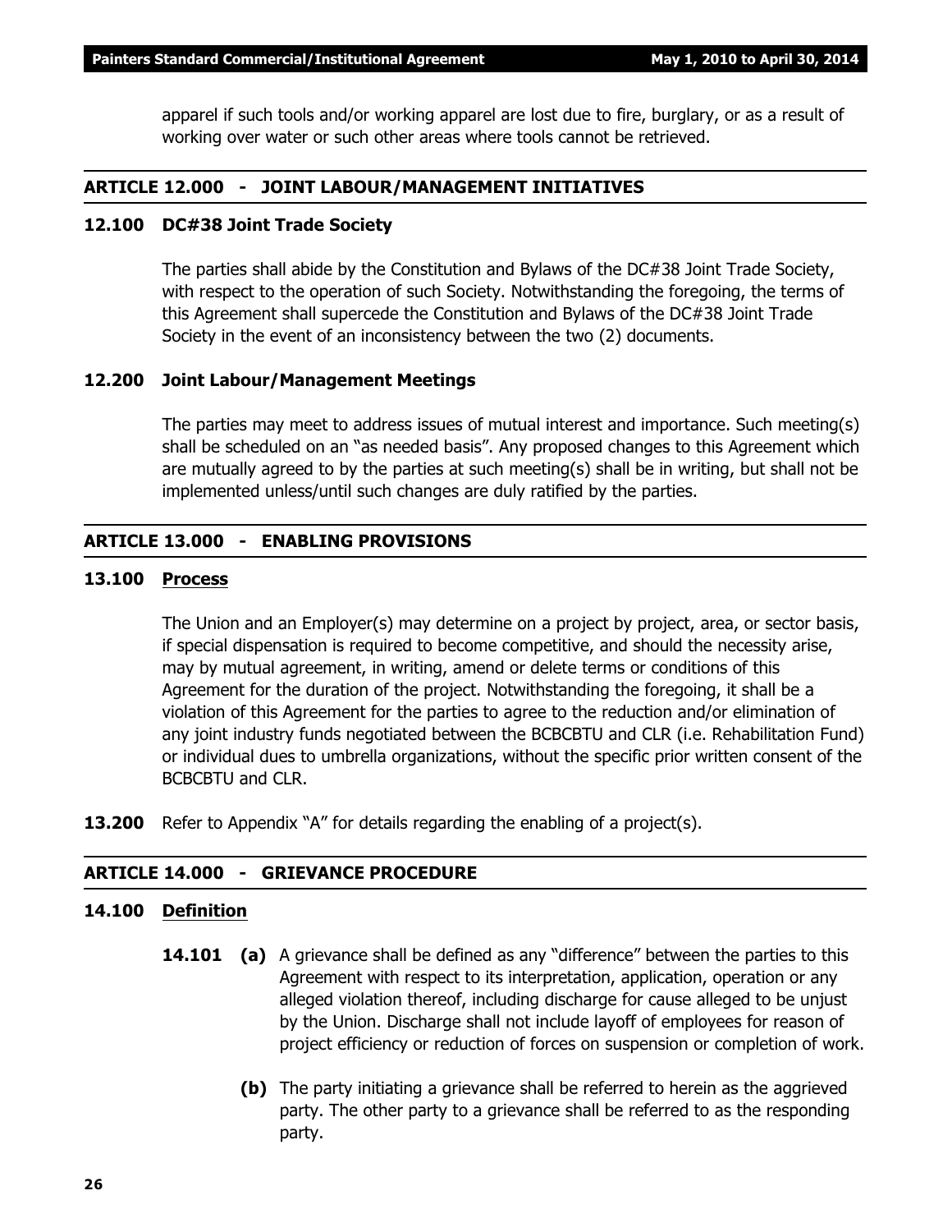apparel if such tools and/or working apparel are lost due to fire, burglary, or as a result of working over water or such other areas where tools cannot be retrieved.

## ARTICLE 12.000 - JOINT LABOUR/MANAGEMENT INITIATIVES

### 12.100 DC#38 Joint Trade Society

The parties shall abide by the Constitution and Bylaws of the DC#38 Joint Trade Society, with respect to the operation of such Society. Notwithstanding the foregoing, the terms of this Agreement shall supercede the Constitution and Bylaws of the DC#38 Joint Trade Society in the event of an inconsistency between the two (2) documents.

### 12.200 Joint Labour/Management Meetings

The parties may meet to address issues of mutual interest and importance. Such meeting(s) shall be scheduled on an "as needed basis". Any proposed changes to this Agreement which are mutually agreed to by the parties at such meeting(s) shall be in writing, but shall not be implemented unless/until such changes are duly ratified by the parties.

## ARTICLE 13.000 - ENABLING PROVISIONS

### 13.100 Process

The Union and an Employer(s) may determine on a project by project, area, or sector basis, if special dispensation is required to become competitive, and should the necessity arise, may by mutual agreement, in writing, amend or delete terms or conditions of this Agreement for the duration of the project. Notwithstanding the foregoing, it shall be a violation of this Agreement for the parties to agree to the reduction and/or elimination of any joint industry funds negotiated between the BCBCBTU and CLR (i.e. Rehabilitation Fund) or individual dues to umbrella organizations, without the specific prior written consent of the BCBCBTU and CLR.

**13.200** Refer to Appendix "A" for details regarding the enabling of a project(s).

## ARTICLE 14.000 - GRIEVANCE PROCEDURE

### 14.100 Definition

**14.101 (a)** A grievance shall be defined as any "difference" between the parties to this Agreement with respect to its interpretation, application, operation or any alleged violation thereof, including discharge for cause alleged to be unjust by the Union. Discharge shall not include layoff of employees for reason of project efficiency or reduction of forces on suspension or completion of work.

**(b)** The party initiating a grievance shall be referred to herein as the aggrieved party. The other party to a grievance shall be referred to as the responding party.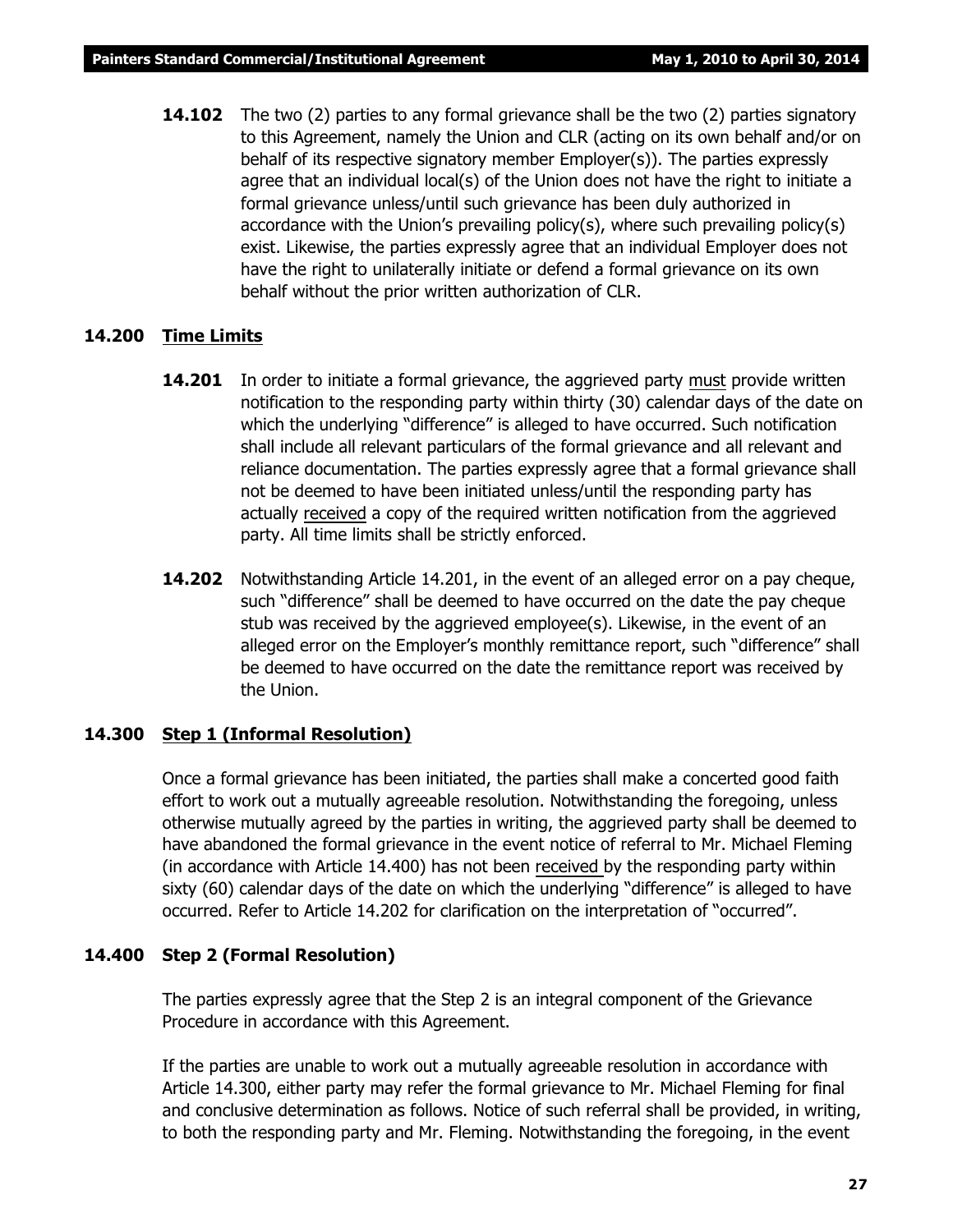**14.102** The two (2) parties to any formal grievance shall be the two (2) parties signatory to this Agreement, namely the Union and CLR (acting on its own behalf and/or on behalf of its respective signatory member Employer(s)). The parties expressly agree that an individual local(s) of the Union does not have the right to initiate a formal grievance unless/until such grievance has been duly authorized in accordance with the Union's prevailing policy(s), where such prevailing policy(s) exist. Likewise, the parties expressly agree that an individual Employer does not have the right to unilaterally initiate or defend a formal grievance on its own behalf without the prior written authorization of CLR.

## 14.200 Time Limits

**14.201** In order to initiate a formal grievance, the aggrieved party must provide written notification to the responding party within thirty (30) calendar days of the date on which the underlying "difference" is alleged to have occurred. Such notification shall include all relevant particulars of the formal grievance and all relevant and reliance documentation. The parties expressly agree that a formal grievance shall not be deemed to have been initiated unless/until the responding party has actually received a copy of the required written notification from the aggrieved party. All time limits shall be strictly enforced.

**14.202** Notwithstanding Article 14.201, in the event of an alleged error on a pay cheque, such "difference" shall be deemed to have occurred on the date the pay cheque stub was received by the aggrieved employee(s). Likewise, in the event of an alleged error on the Employer's monthly remittance report, such "difference" shall be deemed to have occurred on the date the remittance report was received by the Union.

## 14.300 Step 1 (Informal Resolution)

Once a formal grievance has been initiated, the parties shall make a concerted good faith effort to work out a mutually agreeable resolution. Notwithstanding the foregoing, unless otherwise mutually agreed by the parties in writing, the aggrieved party shall be deemed to have abandoned the formal grievance in the event notice of referral to Mr. Michael Fleming (in accordance with Article 14.400) has not been received by the responding party within sixty (60) calendar days of the date on which the underlying "difference" is alleged to have occurred. Refer to Article 14.202 for clarification on the interpretation of "occurred".

## 14.400 Step 2 (Formal Resolution)

The parties expressly agree that the Step 2 is an integral component of the Grievance Procedure in accordance with this Agreement.

If the parties are unable to work out a mutually agreeable resolution in accordance with Article 14.300, either party may refer the formal grievance to Mr. Michael Fleming for final and conclusive determination as follows. Notice of such referral shall be provided, in writing, to both the responding party and Mr. Fleming. Notwithstanding the foregoing, in the event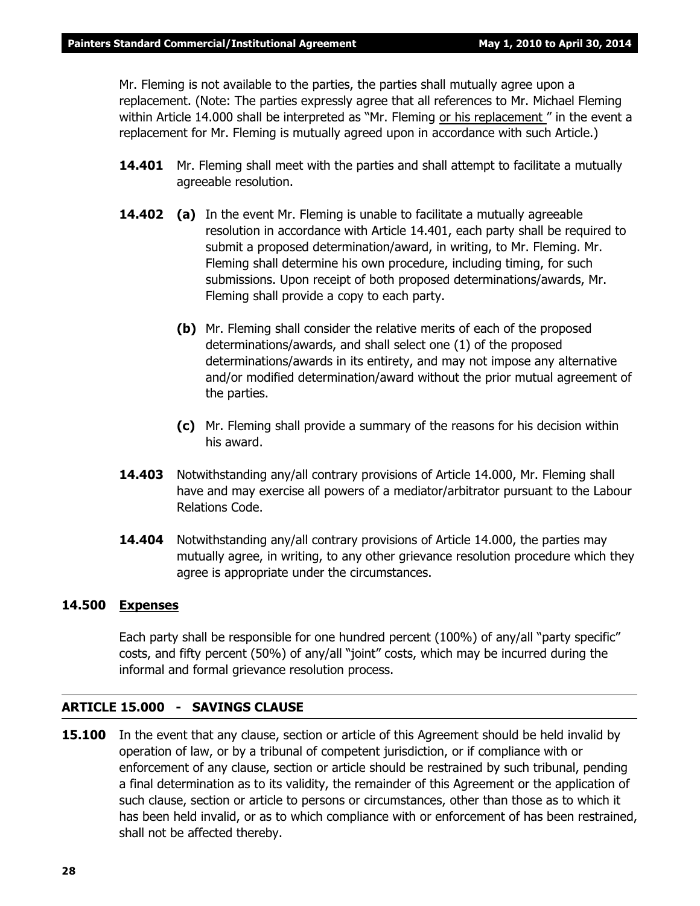Mr. Fleming is not available to the parties, the parties shall mutually agree upon a replacement. (Note: The parties expressly agree that all references to Mr. Michael Fleming within Article 14.000 shall be interpreted as "Mr. Fleming <u>or his replacement</u>" in the event a replacement for Mr. Fleming is mutually agreed upon in accordance with such Article.)

**14.401** Mr. Fleming shall meet with the parties and shall attempt to facilitate a mutually agreeable resolution.

**14.402** **(a)** In the event Mr. Fleming is unable to facilitate a mutually agreeable resolution in accordance with Article 14.401, each party shall be required to submit a proposed determination/award, in writing, to Mr. Fleming. Mr. Fleming shall determine his own procedure, including timing, for such submissions. Upon receipt of both proposed determinations/awards, Mr. Fleming shall provide a copy to each party.

**(b)** Mr. Fleming shall consider the relative merits of each of the proposed determinations/awards, and shall select one (1) of the proposed determinations/awards in its entirety, and may not impose any alternative and/or modified determination/award without the prior mutual agreement of the parties.

**(c)** Mr. Fleming shall provide a summary of the reasons for his decision within his award.

**14.403** Notwithstanding any/all contrary provisions of Article 14.000, Mr. Fleming shall have and may exercise all powers of a mediator/arbitrator pursuant to the Labour Relations Code.

**14.404** Notwithstanding any/all contrary provisions of Article 14.000, the parties may mutually agree, in writing, to any other grievance resolution procedure which they agree is appropriate under the circumstances.

**14.500** **<u>Expenses</u>**

Each party shall be responsible for one hundred percent (100%) of any/all "party specific" costs, and fifty percent (50%) of any/all "joint" costs, which may be incurred during the informal and formal grievance resolution process.

## ARTICLE 15.000 - SAVINGS CLAUSE

**15.100** In the event that any clause, section or article of this Agreement should be held invalid by operation of law, or by a tribunal of competent jurisdiction, or if compliance with or enforcement of any clause, section or article should be restrained by such tribunal, pending a final determination as to its validity, the remainder of this Agreement or the application of such clause, section or article to persons or circumstances, other than those as to which it has been held invalid, or as to which compliance with or enforcement of has been restrained, shall not be affected thereby.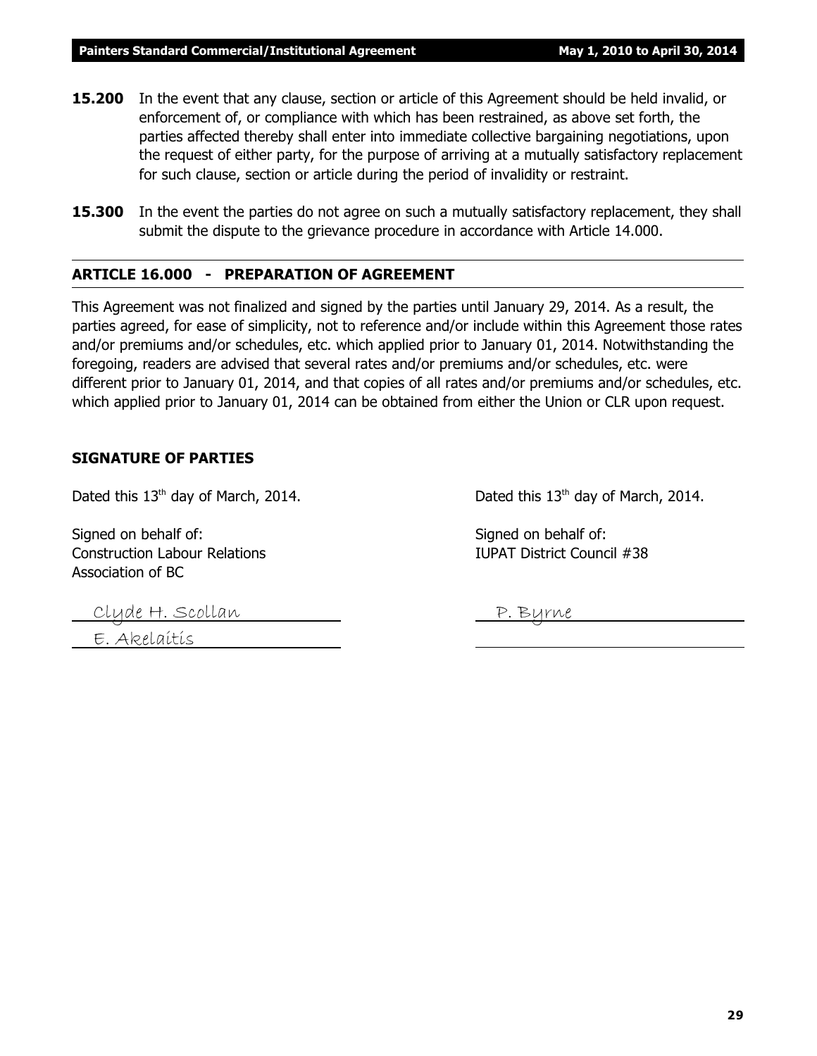**15.200** In the event that any clause, section or article of this Agreement should be held invalid, or enforcement of, or compliance with which has been restrained, as above set forth, the parties affected thereby shall enter into immediate collective bargaining negotiations, upon the request of either party, for the purpose of arriving at a mutually satisfactory replacement for such clause, section or article during the period of invalidity or restraint.

**15.300** In the event the parties do not agree on such a mutually satisfactory replacement, they shall submit the dispute to the grievance procedure in accordance with Article 14.000.

## ARTICLE 16.000 - PREPARATION OF AGREEMENT

This Agreement was not finalized and signed by the parties until January 29, 2014. As a result, the parties agreed, for ease of simplicity, not to reference and/or include within this Agreement those rates and/or premiums and/or schedules, etc. which applied prior to January 01, 2014. Notwithstanding the foregoing, readers are advised that several rates and/or premiums and/or schedules, etc. were different prior to January 01, 2014, and that copies of all rates and/or premiums and/or schedules, etc. which applied prior to January 01, 2014 can be obtained from either the Union or CLR upon request.

## SIGNATURE OF PARTIES

Dated this 13th day of March, 2014.

Signed on behalf of:
Construction Labour Relations
Association of BC

Clyde H. Scollan

E. Akelaitis

Dated this 13th day of March, 2014.

Signed on behalf of:
IUPAT District Council #38

P. Byrne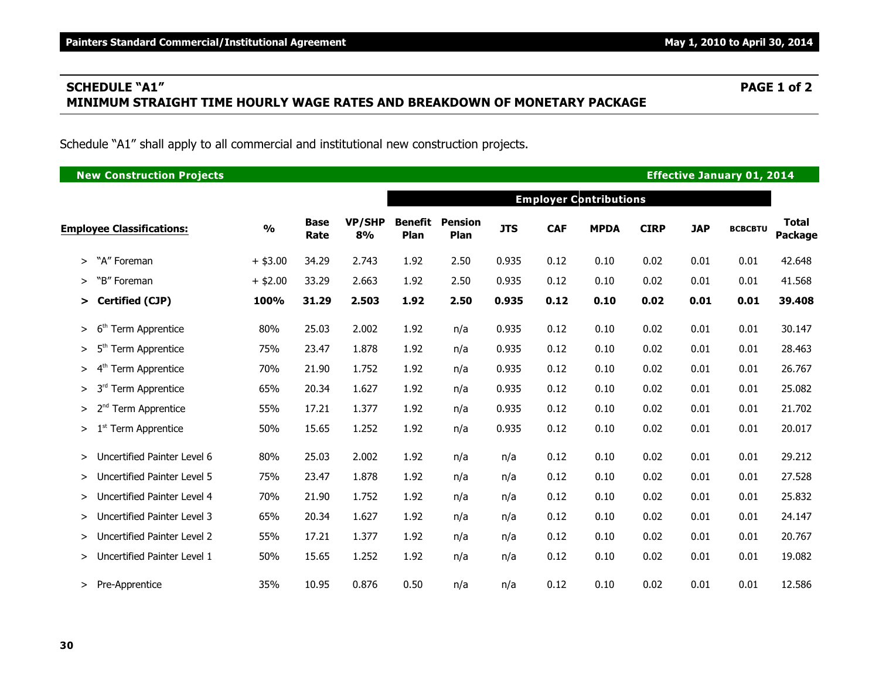## SCHEDULE "A1" — PAGE 1 of 2

## MINIMUM STRAIGHT TIME HOURLY WAGE RATES AND BREAKDOWN OF MONETARY PACKAGE

Schedule "A1" shall apply to all commercial and institutional new construction projects.

**New Construction Projects** — **Effective January 01, 2014**

| Employee Classifications: | % | Base Rate | VP/SHP 8% | Employer Contributions | | | | | | | | Total Package |
|---|---|---|---|---|---|---|---|---|---|---|---|---|
| | | | | Benefit Plan | Pension Plan | JTS | CAF | MPDA | CIRP | JAP | BCBCBTU | |
| > "A" Foreman | + $3.00 | 34.29 | 2.743 | 1.92 | 2.50 | 0.935 | 0.12 | 0.10 | 0.02 | 0.01 | 0.01 | 42.648 |
| > "B" Foreman | + $2.00 | 33.29 | 2.663 | 1.92 | 2.50 | 0.935 | 0.12 | 0.10 | 0.02 | 0.01 | 0.01 | 41.568 |
| **> Certified (CJP)** | **100%** | **31.29** | **2.503** | **1.92** | **2.50** | **0.935** | **0.12** | **0.10** | **0.02** | **0.01** | **0.01** | **39.408** |
| > 6th Term Apprentice | 80% | 25.03 | 2.002 | 1.92 | n/a | 0.935 | 0.12 | 0.10 | 0.02 | 0.01 | 0.01 | 30.147 |
| > 5th Term Apprentice | 75% | 23.47 | 1.878 | 1.92 | n/a | 0.935 | 0.12 | 0.10 | 0.02 | 0.01 | 0.01 | 28.463 |
| > 4th Term Apprentice | 70% | 21.90 | 1.752 | 1.92 | n/a | 0.935 | 0.12 | 0.10 | 0.02 | 0.01 | 0.01 | 26.767 |
| > 3rd Term Apprentice | 65% | 20.34 | 1.627 | 1.92 | n/a | 0.935 | 0.12 | 0.10 | 0.02 | 0.01 | 0.01 | 25.082 |
| > 2nd Term Apprentice | 55% | 17.21 | 1.377 | 1.92 | n/a | 0.935 | 0.12 | 0.10 | 0.02 | 0.01 | 0.01 | 21.702 |
| > 1st Term Apprentice | 50% | 15.65 | 1.252 | 1.92 | n/a | 0.935 | 0.12 | 0.10 | 0.02 | 0.01 | 0.01 | 20.017 |
| > Uncertified Painter Level 6 | 80% | 25.03 | 2.002 | 1.92 | n/a | n/a | 0.12 | 0.10 | 0.02 | 0.01 | 0.01 | 29.212 |
| > Uncertified Painter Level 5 | 75% | 23.47 | 1.878 | 1.92 | n/a | n/a | 0.12 | 0.10 | 0.02 | 0.01 | 0.01 | 27.528 |
| > Uncertified Painter Level 4 | 70% | 21.90 | 1.752 | 1.92 | n/a | n/a | 0.12 | 0.10 | 0.02 | 0.01 | 0.01 | 25.832 |
| > Uncertified Painter Level 3 | 65% | 20.34 | 1.627 | 1.92 | n/a | n/a | 0.12 | 0.10 | 0.02 | 0.01 | 0.01 | 24.147 |
| > Uncertified Painter Level 2 | 55% | 17.21 | 1.377 | 1.92 | n/a | n/a | 0.12 | 0.10 | 0.02 | 0.01 | 0.01 | 20.767 |
| > Uncertified Painter Level 1 | 50% | 15.65 | 1.252 | 1.92 | n/a | n/a | 0.12 | 0.10 | 0.02 | 0.01 | 0.01 | 19.082 |
| > Pre-Apprentice | 35% | 10.95 | 0.876 | 0.50 | n/a | n/a | 0.12 | 0.10 | 0.02 | 0.01 | 0.01 | 12.586 |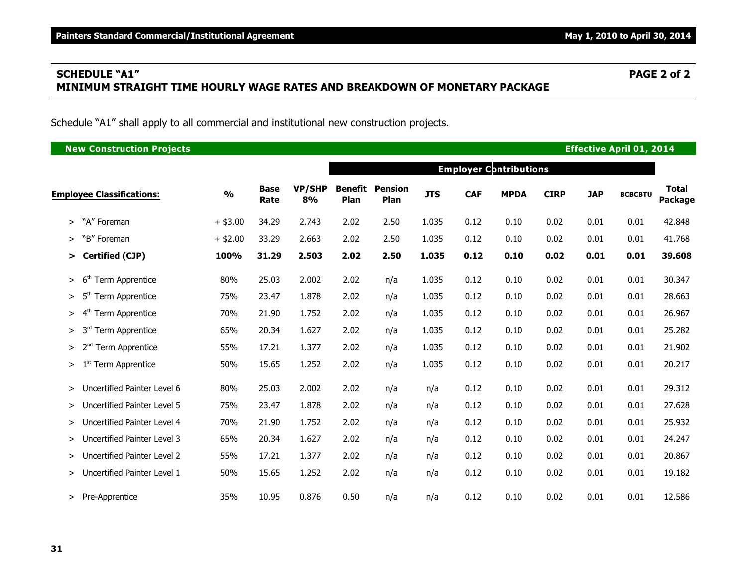## SCHEDULE "A1"

**PAGE 2 of 2**

## MINIMUM STRAIGHT TIME HOURLY WAGE RATES AND BREAKDOWN OF MONETARY PACKAGE

Schedule "A1" shall apply to all commercial and institutional new construction projects.

**New Construction Projects** — **Effective April 01, 2014**

| Employee Classifications: | % | Base Rate | VP/SHP 8% | Employer Contributions | | | | | | | | | Total Package |
|---|---|---|---|---|---|---|---|---|---|---|---|---|---|
| | | | | Benefit Plan | Pension Plan | JTS | CAF | MPDA | CIRP | JAP | BCBCBTU | | |
| > "A" Foreman | + $3.00 | 34.29 | 2.743 | 2.02 | 2.50 | 1.035 | 0.12 | 0.10 | 0.02 | 0.01 | 0.01 | | 42.848 |
| > "B" Foreman | + $2.00 | 33.29 | 2.663 | 2.02 | 2.50 | 1.035 | 0.12 | 0.10 | 0.02 | 0.01 | 0.01 | | 41.768 |
| **> Certified (CJP)** | **100%** | **31.29** | **2.503** | **2.02** | **2.50** | **1.035** | **0.12** | **0.10** | **0.02** | **0.01** | **0.01** | | **39.608** |
| > 6th Term Apprentice | 80% | 25.03 | 2.002 | 2.02 | n/a | 1.035 | 0.12 | 0.10 | 0.02 | 0.01 | 0.01 | | 30.347 |
| > 5th Term Apprentice | 75% | 23.47 | 1.878 | 2.02 | n/a | 1.035 | 0.12 | 0.10 | 0.02 | 0.01 | 0.01 | | 28.663 |
| > 4th Term Apprentice | 70% | 21.90 | 1.752 | 2.02 | n/a | 1.035 | 0.12 | 0.10 | 0.02 | 0.01 | 0.01 | | 26.967 |
| > 3rd Term Apprentice | 65% | 20.34 | 1.627 | 2.02 | n/a | 1.035 | 0.12 | 0.10 | 0.02 | 0.01 | 0.01 | | 25.282 |
| > 2nd Term Apprentice | 55% | 17.21 | 1.377 | 2.02 | n/a | 1.035 | 0.12 | 0.10 | 0.02 | 0.01 | 0.01 | | 21.902 |
| > 1st Term Apprentice | 50% | 15.65 | 1.252 | 2.02 | n/a | 1.035 | 0.12 | 0.10 | 0.02 | 0.01 | 0.01 | | 20.217 |
| > Uncertified Painter Level 6 | 80% | 25.03 | 2.002 | 2.02 | n/a | n/a | 0.12 | 0.10 | 0.02 | 0.01 | 0.01 | | 29.312 |
| > Uncertified Painter Level 5 | 75% | 23.47 | 1.878 | 2.02 | n/a | n/a | 0.12 | 0.10 | 0.02 | 0.01 | 0.01 | | 27.628 |
| > Uncertified Painter Level 4 | 70% | 21.90 | 1.752 | 2.02 | n/a | n/a | 0.12 | 0.10 | 0.02 | 0.01 | 0.01 | | 25.932 |
| > Uncertified Painter Level 3 | 65% | 20.34 | 1.627 | 2.02 | n/a | n/a | 0.12 | 0.10 | 0.02 | 0.01 | 0.01 | | 24.247 |
| > Uncertified Painter Level 2 | 55% | 17.21 | 1.377 | 2.02 | n/a | n/a | 0.12 | 0.10 | 0.02 | 0.01 | 0.01 | | 20.867 |
| > Uncertified Painter Level 1 | 50% | 15.65 | 1.252 | 2.02 | n/a | n/a | 0.12 | 0.10 | 0.02 | 0.01 | 0.01 | | 19.182 |
| > Pre-Apprentice | 35% | 10.95 | 0.876 | 0.50 | n/a | n/a | 0.12 | 0.10 | 0.02 | 0.01 | 0.01 | | 12.586 |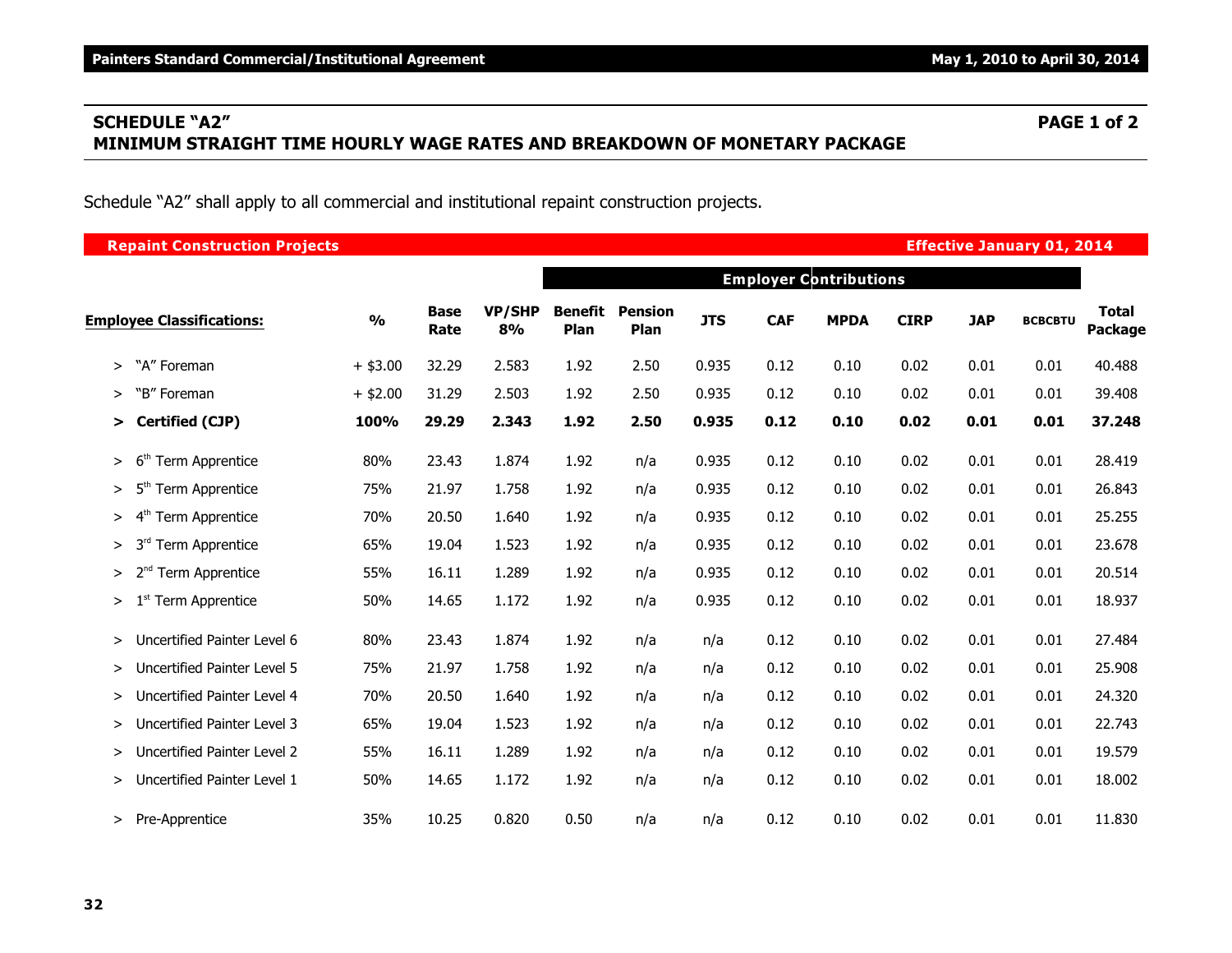## SCHEDULE "A2"
## MINIMUM STRAIGHT TIME HOURLY WAGE RATES AND BREAKDOWN OF MONETARY PACKAGE

PAGE 1 of 2

Schedule "A2" shall apply to all commercial and institutional repaint construction projects.

**Repaint Construction Projects** — **Effective January 01, 2014**

| Employee Classifications: | % | Base Rate | VP/SHP 8% | Employer Contributions | | | | | | | | | Total Package |
|---|---|---|---|---|---|---|---|---|---|---|---|---|---|
| | | | | Benefit Plan | Pension Plan | JTS | CAF | MPDA | CIRP | JAP | BCBCBTU | | |
| > "A" Foreman | + $3.00 | 32.29 | 2.583 | 1.92 | 2.50 | 0.935 | 0.12 | 0.10 | 0.02 | 0.01 | 0.01 | | 40.488 |
| > "B" Foreman | + $2.00 | 31.29 | 2.503 | 1.92 | 2.50 | 0.935 | 0.12 | 0.10 | 0.02 | 0.01 | 0.01 | | 39.408 |
| **> Certified (CJP)** | **100%** | **29.29** | **2.343** | **1.92** | **2.50** | **0.935** | **0.12** | **0.10** | **0.02** | **0.01** | **0.01** | | **37.248** |
| > 6th Term Apprentice | 80% | 23.43 | 1.874 | 1.92 | n/a | 0.935 | 0.12 | 0.10 | 0.02 | 0.01 | 0.01 | | 28.419 |
| > 5th Term Apprentice | 75% | 21.97 | 1.758 | 1.92 | n/a | 0.935 | 0.12 | 0.10 | 0.02 | 0.01 | 0.01 | | 26.843 |
| > 4th Term Apprentice | 70% | 20.50 | 1.640 | 1.92 | n/a | 0.935 | 0.12 | 0.10 | 0.02 | 0.01 | 0.01 | | 25.255 |
| > 3rd Term Apprentice | 65% | 19.04 | 1.523 | 1.92 | n/a | 0.935 | 0.12 | 0.10 | 0.02 | 0.01 | 0.01 | | 23.678 |
| > 2nd Term Apprentice | 55% | 16.11 | 1.289 | 1.92 | n/a | 0.935 | 0.12 | 0.10 | 0.02 | 0.01 | 0.01 | | 20.514 |
| > 1st Term Apprentice | 50% | 14.65 | 1.172 | 1.92 | n/a | 0.935 | 0.12 | 0.10 | 0.02 | 0.01 | 0.01 | | 18.937 |
| > Uncertified Painter Level 6 | 80% | 23.43 | 1.874 | 1.92 | n/a | n/a | 0.12 | 0.10 | 0.02 | 0.01 | 0.01 | | 27.484 |
| > Uncertified Painter Level 5 | 75% | 21.97 | 1.758 | 1.92 | n/a | n/a | 0.12 | 0.10 | 0.02 | 0.01 | 0.01 | | 25.908 |
| > Uncertified Painter Level 4 | 70% | 20.50 | 1.640 | 1.92 | n/a | n/a | 0.12 | 0.10 | 0.02 | 0.01 | 0.01 | | 24.320 |
| > Uncertified Painter Level 3 | 65% | 19.04 | 1.523 | 1.92 | n/a | n/a | 0.12 | 0.10 | 0.02 | 0.01 | 0.01 | | 22.743 |
| > Uncertified Painter Level 2 | 55% | 16.11 | 1.289 | 1.92 | n/a | n/a | 0.12 | 0.10 | 0.02 | 0.01 | 0.01 | | 19.579 |
| > Uncertified Painter Level 1 | 50% | 14.65 | 1.172 | 1.92 | n/a | n/a | 0.12 | 0.10 | 0.02 | 0.01 | 0.01 | | 18.002 |
| > Pre-Apprentice | 35% | 10.25 | 0.820 | 0.50 | n/a | n/a | 0.12 | 0.10 | 0.02 | 0.01 | 0.01 | | 11.830 |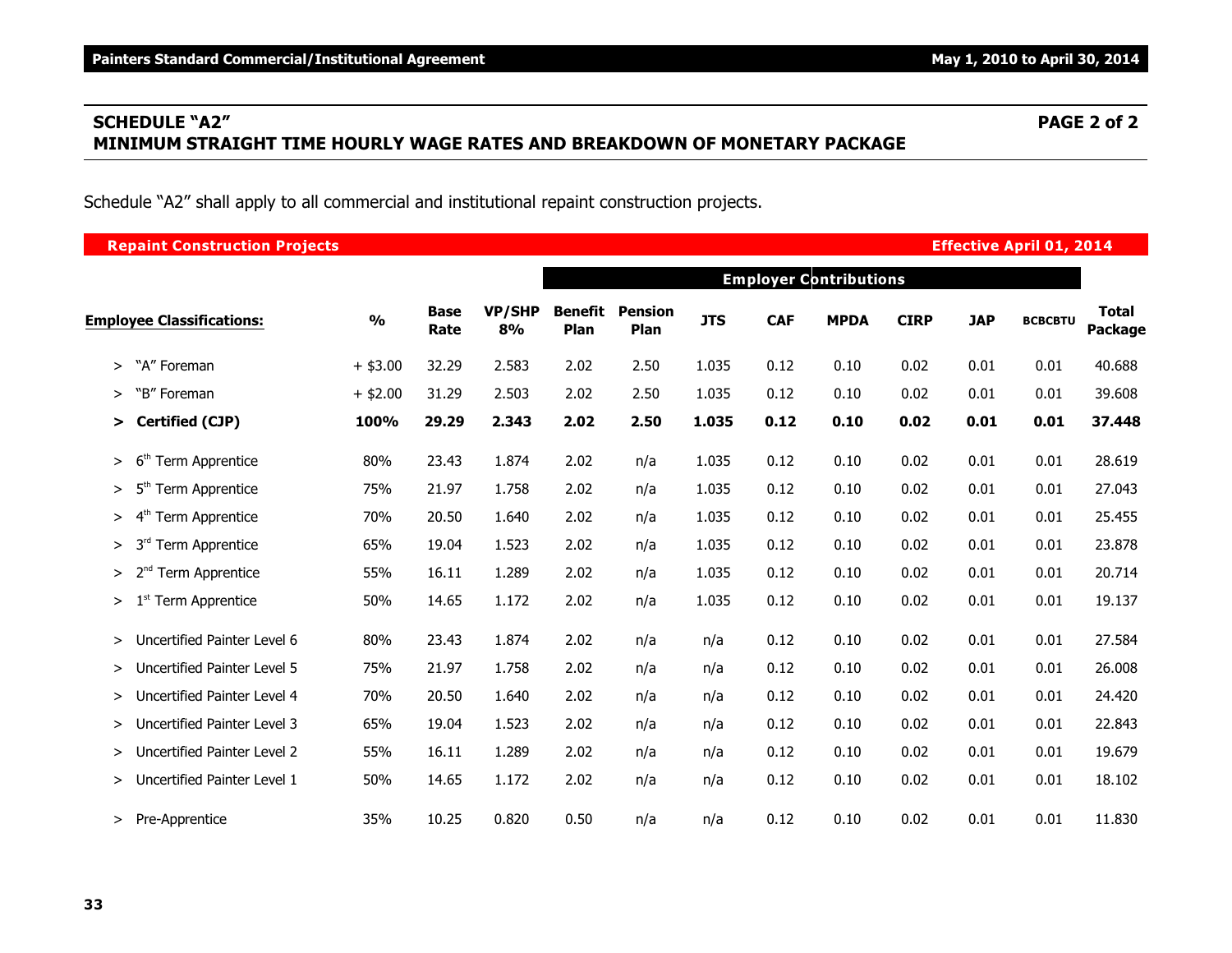## SCHEDULE "A2" PAGE 2 of 2

## MINIMUM STRAIGHT TIME HOURLY WAGE RATES AND BREAKDOWN OF MONETARY PACKAGE

Schedule "A2" shall apply to all commercial and institutional repaint construction projects.

**Repaint Construction Projects** **Effective April 01, 2014**

| | | | | Employer Contributions | | | | | | | | |
|---|---|---|---|---|---|---|---|---|---|---|---|---|
| **Employee Classifications:** | **%** | **Base Rate** | **VP/SHP 8%** | **Benefit Plan** | **Pension Plan** | **JTS** | **CAF** | **MPDA** | **CIRP** | **JAP** | **BCBCBTU** | **Total Package** |
| > "A" Foreman | + $3.00 | 32.29 | 2.583 | 2.02 | 2.50 | 1.035 | 0.12 | 0.10 | 0.02 | 0.01 | 0.01 | 40.688 |
| > "B" Foreman | + $2.00 | 31.29 | 2.503 | 2.02 | 2.50 | 1.035 | 0.12 | 0.10 | 0.02 | 0.01 | 0.01 | 39.608 |
| **> Certified (CJP)** | **100%** | **29.29** | **2.343** | **2.02** | **2.50** | **1.035** | **0.12** | **0.10** | **0.02** | **0.01** | **0.01** | **37.448** |
| > 6th Term Apprentice | 80% | 23.43 | 1.874 | 2.02 | n/a | 1.035 | 0.12 | 0.10 | 0.02 | 0.01 | 0.01 | 28.619 |
| > 5th Term Apprentice | 75% | 21.97 | 1.758 | 2.02 | n/a | 1.035 | 0.12 | 0.10 | 0.02 | 0.01 | 0.01 | 27.043 |
| > 4th Term Apprentice | 70% | 20.50 | 1.640 | 2.02 | n/a | 1.035 | 0.12 | 0.10 | 0.02 | 0.01 | 0.01 | 25.455 |
| > 3rd Term Apprentice | 65% | 19.04 | 1.523 | 2.02 | n/a | 1.035 | 0.12 | 0.10 | 0.02 | 0.01 | 0.01 | 23.878 |
| > 2nd Term Apprentice | 55% | 16.11 | 1.289 | 2.02 | n/a | 1.035 | 0.12 | 0.10 | 0.02 | 0.01 | 0.01 | 20.714 |
| > 1st Term Apprentice | 50% | 14.65 | 1.172 | 2.02 | n/a | 1.035 | 0.12 | 0.10 | 0.02 | 0.01 | 0.01 | 19.137 |
| > Uncertified Painter Level 6 | 80% | 23.43 | 1.874 | 2.02 | n/a | n/a | 0.12 | 0.10 | 0.02 | 0.01 | 0.01 | 27.584 |
| > Uncertified Painter Level 5 | 75% | 21.97 | 1.758 | 2.02 | n/a | n/a | 0.12 | 0.10 | 0.02 | 0.01 | 0.01 | 26.008 |
| > Uncertified Painter Level 4 | 70% | 20.50 | 1.640 | 2.02 | n/a | n/a | 0.12 | 0.10 | 0.02 | 0.01 | 0.01 | 24.420 |
| > Uncertified Painter Level 3 | 65% | 19.04 | 1.523 | 2.02 | n/a | n/a | 0.12 | 0.10 | 0.02 | 0.01 | 0.01 | 22.843 |
| > Uncertified Painter Level 2 | 55% | 16.11 | 1.289 | 2.02 | n/a | n/a | 0.12 | 0.10 | 0.02 | 0.01 | 0.01 | 19.679 |
| > Uncertified Painter Level 1 | 50% | 14.65 | 1.172 | 2.02 | n/a | n/a | 0.12 | 0.10 | 0.02 | 0.01 | 0.01 | 18.102 |
| > Pre-Apprentice | 35% | 10.25 | 0.820 | 0.50 | n/a | n/a | 0.12 | 0.10 | 0.02 | 0.01 | 0.01 | 11.830 |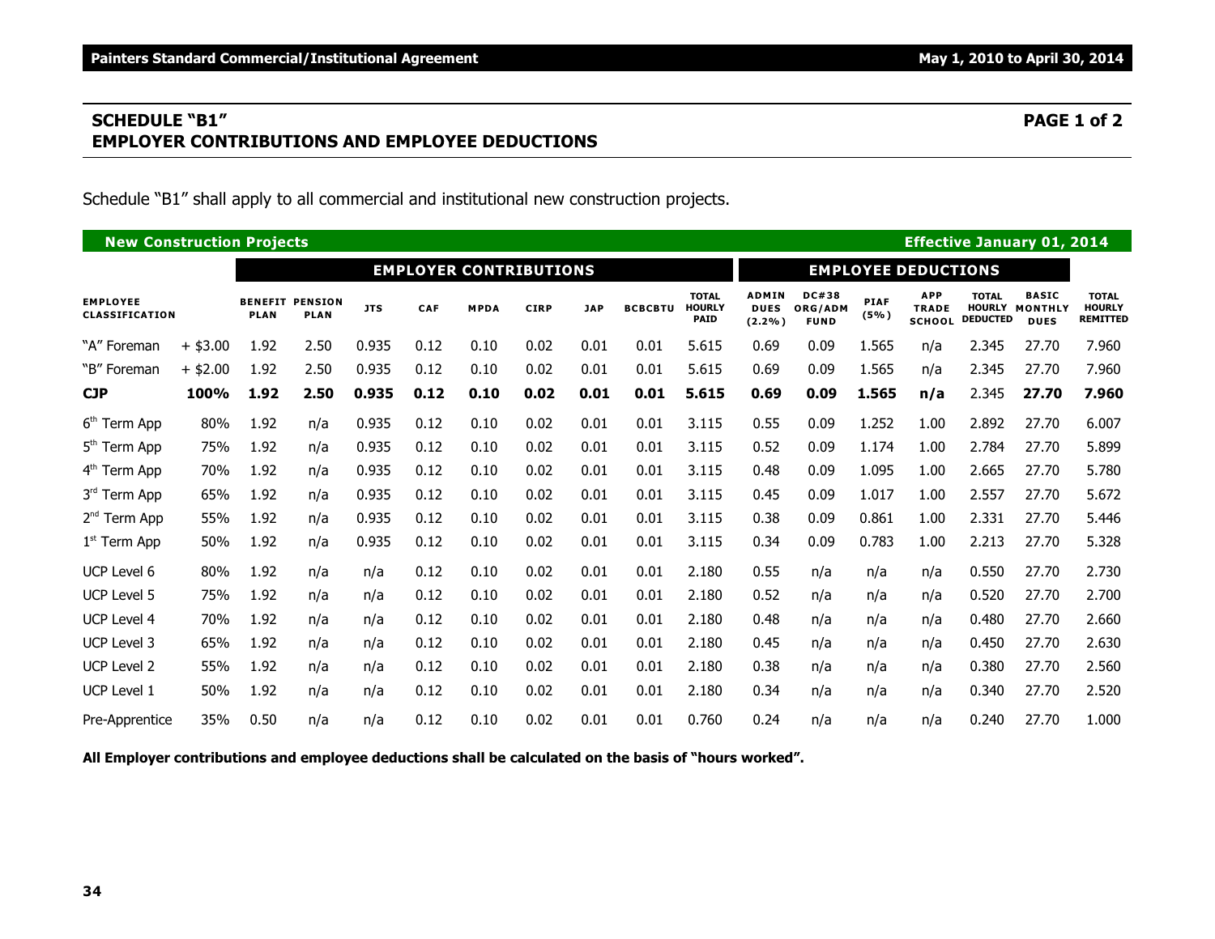## SCHEDULE "B1" PAGE 1 of 2
## EMPLOYER CONTRIBUTIONS AND EMPLOYEE DEDUCTIONS

Schedule "B1" shall apply to all commercial and institutional new construction projects.

**New Construction Projects** — **Effective January 01, 2014**

| | | EMPLOYER CONTRIBUTIONS | | | | | | | | | EMPLOYEE DEDUCTIONS | | | | | | |
|---|---|---|---|---|---|---|---|---|---|---|---|---|---|---|---|---|---|
| EMPLOYEE CLASSIFICATION | | BENEFIT PLAN | PENSION PLAN | JTS | CAF | MPDA | CIRP | JAP | BCBCBTU | TOTAL HOURLY PAID | ADMIN DUES (2.2%) | DC#38 ORG/ADM FUND | PIAF (5%) | APP TRADE SCHOOL | TOTAL HOURLY DEDUCTED | BASIC MONTHLY DUES | TOTAL HOURLY REMITTED |
| "A" Foreman | + $3.00 | 1.92 | 2.50 | 0.935 | 0.12 | 0.10 | 0.02 | 0.01 | 0.01 | 5.615 | 0.69 | 0.09 | 1.565 | n/a | 2.345 | 27.70 | 7.960 |
| "B" Foreman | + $2.00 | 1.92 | 2.50 | 0.935 | 0.12 | 0.10 | 0.02 | 0.01 | 0.01 | 5.615 | 0.69 | 0.09 | 1.565 | n/a | 2.345 | 27.70 | 7.960 |
| **CJP** | **100%** | **1.92** | **2.50** | **0.935** | **0.12** | **0.10** | **0.02** | **0.01** | **0.01** | **5.615** | **0.69** | **0.09** | **1.565** | **n/a** | 2.345 | **27.70** | **7.960** |
| 6th Term App | 80% | 1.92 | n/a | 0.935 | 0.12 | 0.10 | 0.02 | 0.01 | 0.01 | 3.115 | 0.55 | 0.09 | 1.252 | 1.00 | 2.892 | 27.70 | 6.007 |
| 5th Term App | 75% | 1.92 | n/a | 0.935 | 0.12 | 0.10 | 0.02 | 0.01 | 0.01 | 3.115 | 0.52 | 0.09 | 1.174 | 1.00 | 2.784 | 27.70 | 5.899 |
| 4th Term App | 70% | 1.92 | n/a | 0.935 | 0.12 | 0.10 | 0.02 | 0.01 | 0.01 | 3.115 | 0.48 | 0.09 | 1.095 | 1.00 | 2.665 | 27.70 | 5.780 |
| 3rd Term App | 65% | 1.92 | n/a | 0.935 | 0.12 | 0.10 | 0.02 | 0.01 | 0.01 | 3.115 | 0.45 | 0.09 | 1.017 | 1.00 | 2.557 | 27.70 | 5.672 |
| 2nd Term App | 55% | 1.92 | n/a | 0.935 | 0.12 | 0.10 | 0.02 | 0.01 | 0.01 | 3.115 | 0.38 | 0.09 | 0.861 | 1.00 | 2.331 | 27.70 | 5.446 |
| 1st Term App | 50% | 1.92 | n/a | 0.935 | 0.12 | 0.10 | 0.02 | 0.01 | 0.01 | 3.115 | 0.34 | 0.09 | 0.783 | 1.00 | 2.213 | 27.70 | 5.328 |
| UCP Level 6 | 80% | 1.92 | n/a | n/a | 0.12 | 0.10 | 0.02 | 0.01 | 0.01 | 2.180 | 0.55 | n/a | n/a | n/a | 0.550 | 27.70 | 2.730 |
| UCP Level 5 | 75% | 1.92 | n/a | n/a | 0.12 | 0.10 | 0.02 | 0.01 | 0.01 | 2.180 | 0.52 | n/a | n/a | n/a | 0.520 | 27.70 | 2.700 |
| UCP Level 4 | 70% | 1.92 | n/a | n/a | 0.12 | 0.10 | 0.02 | 0.01 | 0.01 | 2.180 | 0.48 | n/a | n/a | n/a | 0.480 | 27.70 | 2.660 |
| UCP Level 3 | 65% | 1.92 | n/a | n/a | 0.12 | 0.10 | 0.02 | 0.01 | 0.01 | 2.180 | 0.45 | n/a | n/a | n/a | 0.450 | 27.70 | 2.630 |
| UCP Level 2 | 55% | 1.92 | n/a | n/a | 0.12 | 0.10 | 0.02 | 0.01 | 0.01 | 2.180 | 0.38 | n/a | n/a | n/a | 0.380 | 27.70 | 2.560 |
| UCP Level 1 | 50% | 1.92 | n/a | n/a | 0.12 | 0.10 | 0.02 | 0.01 | 0.01 | 2.180 | 0.34 | n/a | n/a | n/a | 0.340 | 27.70 | 2.520 |
| Pre-Apprentice | 35% | 0.50 | n/a | n/a | 0.12 | 0.10 | 0.02 | 0.01 | 0.01 | 0.760 | 0.24 | n/a | n/a | n/a | 0.240 | 27.70 | 1.000 |

**All Employer contributions and employee deductions shall be calculated on the basis of "hours worked".**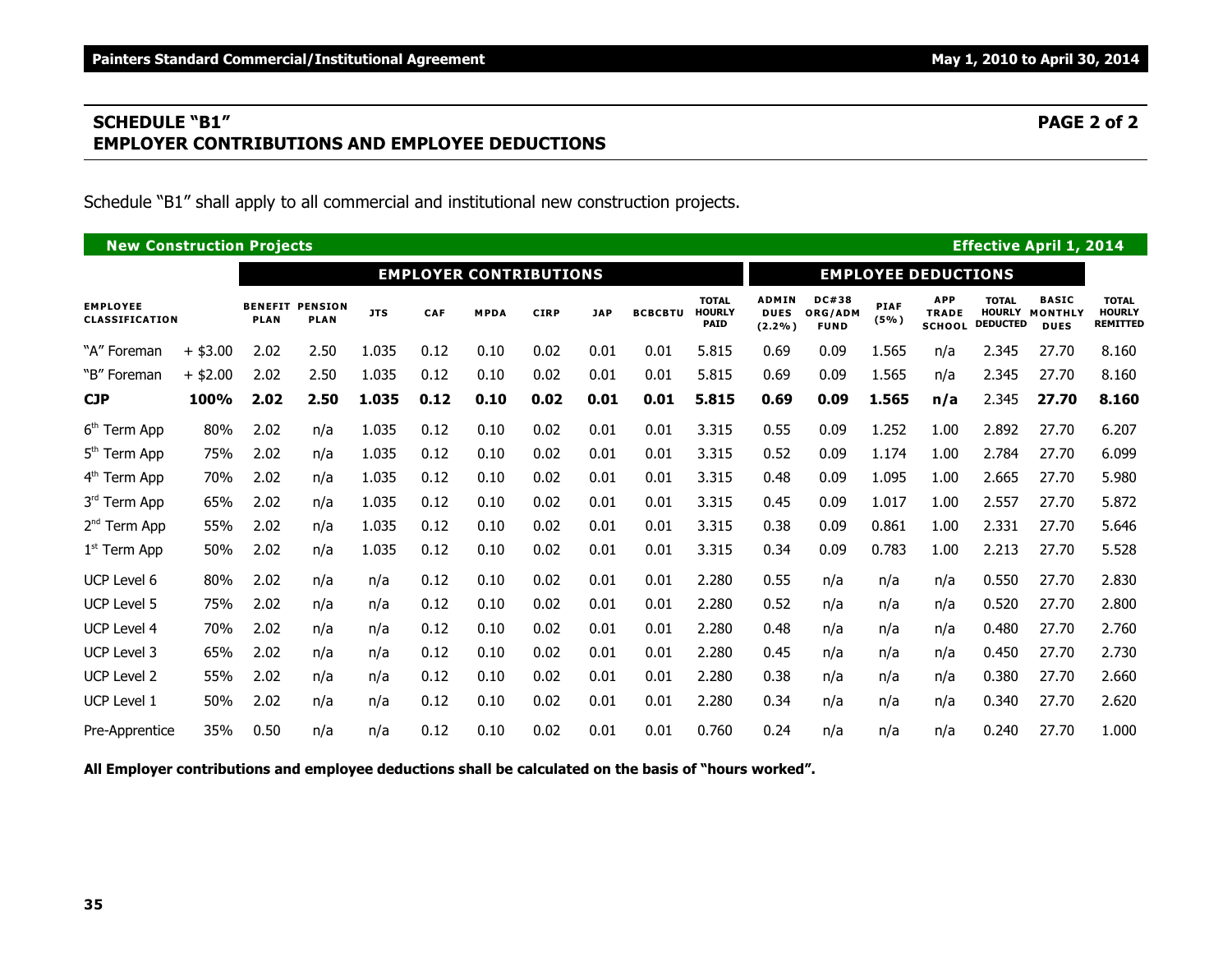## SCHEDULE "B1"
## EMPLOYER CONTRIBUTIONS AND EMPLOYEE DEDUCTIONS

**PAGE 2 of 2**

Schedule "B1" shall apply to all commercial and institutional new construction projects.

**New Construction Projects** — **Effective April 1, 2014**

| | | EMPLOYER CONTRIBUTIONS | | | | | | | | | EMPLOYEE DEDUCTIONS | | | | | | |
|---|---|---|---|---|---|---|---|---|---|---|---|---|---|---|---|---|---|
| **EMPLOYEE CLASSIFICATION** | | **BENEFIT PLAN** | **PENSION PLAN** | **JTS** | **CAF** | **MPDA** | **CIRP** | **JAP** | **BCBCBTU** | **TOTAL HOURLY PAID** | **ADMIN DUES (2.2%)** | **DC#38 ORG/ADM FUND** | **PIAF (5%)** | **APP TRADE SCHOOL** | **TOTAL HOURLY DEDUCTED** | **BASIC MONTHLY DUES** | **TOTAL HOURLY REMITTED** |
| "A" Foreman | + $3.00 | 2.02 | 2.50 | 1.035 | 0.12 | 0.10 | 0.02 | 0.01 | 0.01 | 5.815 | 0.69 | 0.09 | 1.565 | n/a | 2.345 | 27.70 | 8.160 |
| "B" Foreman | + $2.00 | 2.02 | 2.50 | 1.035 | 0.12 | 0.10 | 0.02 | 0.01 | 0.01 | 5.815 | 0.69 | 0.09 | 1.565 | n/a | 2.345 | 27.70 | 8.160 |
| **CJP** | **100%** | **2.02** | **2.50** | **1.035** | **0.12** | **0.10** | **0.02** | **0.01** | **0.01** | **5.815** | **0.69** | **0.09** | **1.565** | **n/a** | 2.345 | **27.70** | **8.160** |
| 6th Term App | 80% | 2.02 | n/a | 1.035 | 0.12 | 0.10 | 0.02 | 0.01 | 0.01 | 3.315 | 0.55 | 0.09 | 1.252 | 1.00 | 2.892 | 27.70 | 6.207 |
| 5th Term App | 75% | 2.02 | n/a | 1.035 | 0.12 | 0.10 | 0.02 | 0.01 | 0.01 | 3.315 | 0.52 | 0.09 | 1.174 | 1.00 | 2.784 | 27.70 | 6.099 |
| 4th Term App | 70% | 2.02 | n/a | 1.035 | 0.12 | 0.10 | 0.02 | 0.01 | 0.01 | 3.315 | 0.48 | 0.09 | 1.095 | 1.00 | 2.665 | 27.70 | 5.980 |
| 3rd Term App | 65% | 2.02 | n/a | 1.035 | 0.12 | 0.10 | 0.02 | 0.01 | 0.01 | 3.315 | 0.45 | 0.09 | 1.017 | 1.00 | 2.557 | 27.70 | 5.872 |
| 2nd Term App | 55% | 2.02 | n/a | 1.035 | 0.12 | 0.10 | 0.02 | 0.01 | 0.01 | 3.315 | 0.38 | 0.09 | 0.861 | 1.00 | 2.331 | 27.70 | 5.646 |
| 1st Term App | 50% | 2.02 | n/a | 1.035 | 0.12 | 0.10 | 0.02 | 0.01 | 0.01 | 3.315 | 0.34 | 0.09 | 0.783 | 1.00 | 2.213 | 27.70 | 5.528 |
| UCP Level 6 | 80% | 2.02 | n/a | n/a | 0.12 | 0.10 | 0.02 | 0.01 | 0.01 | 2.280 | 0.55 | n/a | n/a | n/a | 0.550 | 27.70 | 2.830 |
| UCP Level 5 | 75% | 2.02 | n/a | n/a | 0.12 | 0.10 | 0.02 | 0.01 | 0.01 | 2.280 | 0.52 | n/a | n/a | n/a | 0.520 | 27.70 | 2.800 |
| UCP Level 4 | 70% | 2.02 | n/a | n/a | 0.12 | 0.10 | 0.02 | 0.01 | 0.01 | 2.280 | 0.48 | n/a | n/a | n/a | 0.480 | 27.70 | 2.760 |
| UCP Level 3 | 65% | 2.02 | n/a | n/a | 0.12 | 0.10 | 0.02 | 0.01 | 0.01 | 2.280 | 0.45 | n/a | n/a | n/a | 0.450 | 27.70 | 2.730 |
| UCP Level 2 | 55% | 2.02 | n/a | n/a | 0.12 | 0.10 | 0.02 | 0.01 | 0.01 | 2.280 | 0.38 | n/a | n/a | n/a | 0.380 | 27.70 | 2.660 |
| UCP Level 1 | 50% | 2.02 | n/a | n/a | 0.12 | 0.10 | 0.02 | 0.01 | 0.01 | 2.280 | 0.34 | n/a | n/a | n/a | 0.340 | 27.70 | 2.620 |
| Pre-Apprentice | 35% | 0.50 | n/a | n/a | 0.12 | 0.10 | 0.02 | 0.01 | 0.01 | 0.760 | 0.24 | n/a | n/a | n/a | 0.240 | 27.70 | 1.000 |

**All Employer contributions and employee deductions shall be calculated on the basis of "hours worked".**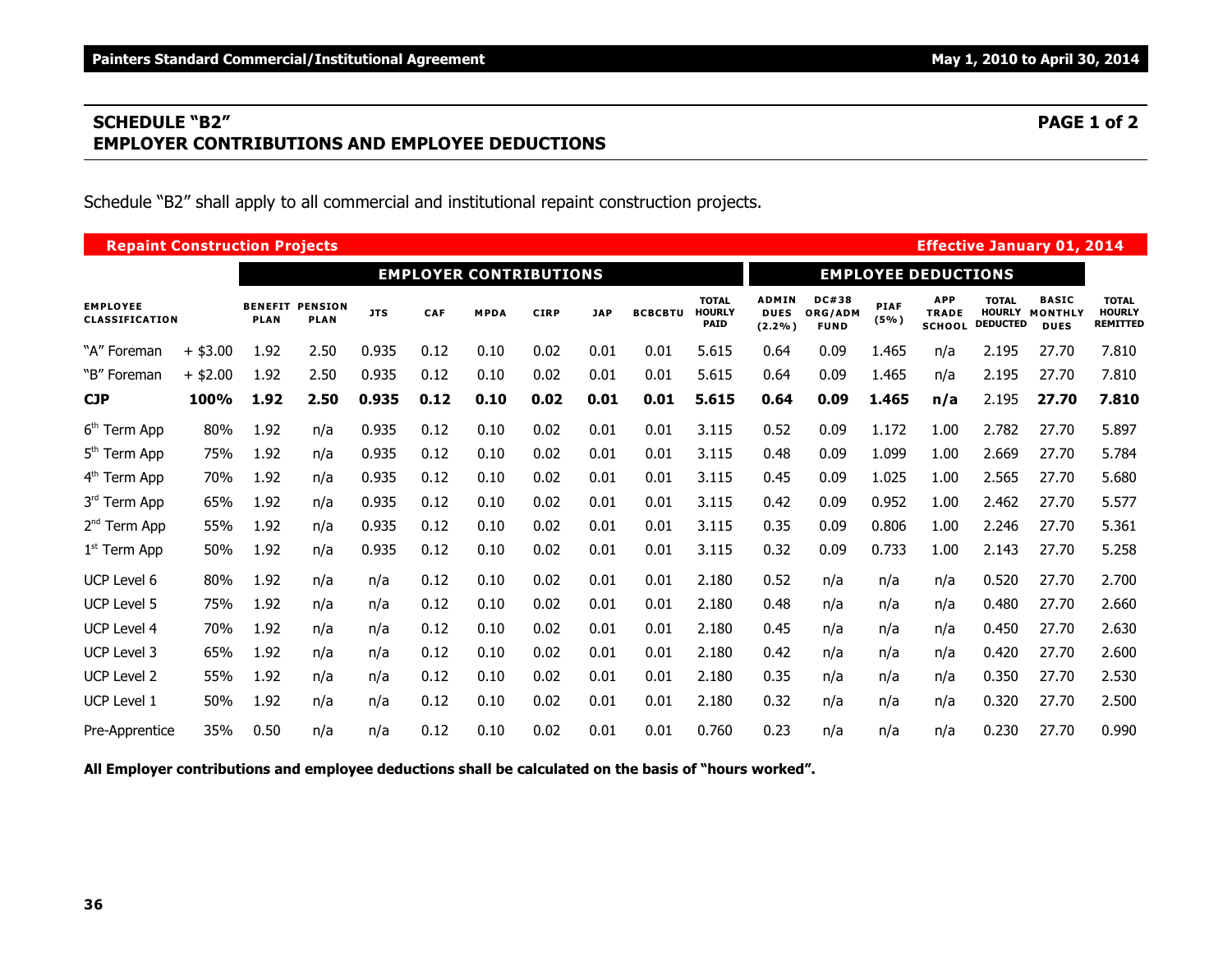## SCHEDULE "B2"

**PAGE 1 of 2**

## EMPLOYER CONTRIBUTIONS AND EMPLOYEE DEDUCTIONS

Schedule "B2" shall apply to all commercial and institutional repaint construction projects.

**Repaint Construction Projects** — **Effective January 01, 2014**

| | | EMPLOYER CONTRIBUTIONS | | | | | | | | | EMPLOYEE DEDUCTIONS | | | | | | |
|---|---|---|---|---|---|---|---|---|---|---|---|---|---|---|---|---|---|
| **EMPLOYEE CLASSIFICATION** | | **BENEFIT PLAN** | **PENSION PLAN** | **JTS** | **CAF** | **MPDA** | **CIRP** | **JAP** | **BCBCBTU** | **TOTAL HOURLY PAID** | **ADMIN DUES (2.2%)** | **DC#38 ORG/ADM FUND** | **PIAF (5%)** | **APP TRADE SCHOOL** | **TOTAL HOURLY DEDUCTED** | **BASIC MONTHLY DUES** | **TOTAL HOURLY REMITTED** |
| "A" Foreman | + $3.00 | 1.92 | 2.50 | 0.935 | 0.12 | 0.10 | 0.02 | 0.01 | 0.01 | 5.615 | 0.64 | 0.09 | 1.465 | n/a | 2.195 | 27.70 | 7.810 |
| "B" Foreman | + $2.00 | 1.92 | 2.50 | 0.935 | 0.12 | 0.10 | 0.02 | 0.01 | 0.01 | 5.615 | 0.64 | 0.09 | 1.465 | n/a | 2.195 | 27.70 | 7.810 |
| **CJP** | **100%** | **1.92** | **2.50** | **0.935** | **0.12** | **0.10** | **0.02** | **0.01** | **0.01** | **5.615** | **0.64** | **0.09** | **1.465** | **n/a** | 2.195 | **27.70** | **7.810** |
| 6th Term App | 80% | 1.92 | n/a | 0.935 | 0.12 | 0.10 | 0.02 | 0.01 | 0.01 | 3.115 | 0.52 | 0.09 | 1.172 | 1.00 | 2.782 | 27.70 | 5.897 |
| 5th Term App | 75% | 1.92 | n/a | 0.935 | 0.12 | 0.10 | 0.02 | 0.01 | 0.01 | 3.115 | 0.48 | 0.09 | 1.099 | 1.00 | 2.669 | 27.70 | 5.784 |
| 4th Term App | 70% | 1.92 | n/a | 0.935 | 0.12 | 0.10 | 0.02 | 0.01 | 0.01 | 3.115 | 0.45 | 0.09 | 1.025 | 1.00 | 2.565 | 27.70 | 5.680 |
| 3rd Term App | 65% | 1.92 | n/a | 0.935 | 0.12 | 0.10 | 0.02 | 0.01 | 0.01 | 3.115 | 0.42 | 0.09 | 0.952 | 1.00 | 2.462 | 27.70 | 5.577 |
| 2nd Term App | 55% | 1.92 | n/a | 0.935 | 0.12 | 0.10 | 0.02 | 0.01 | 0.01 | 3.115 | 0.35 | 0.09 | 0.806 | 1.00 | 2.246 | 27.70 | 5.361 |
| 1st Term App | 50% | 1.92 | n/a | 0.935 | 0.12 | 0.10 | 0.02 | 0.01 | 0.01 | 3.115 | 0.32 | 0.09 | 0.733 | 1.00 | 2.143 | 27.70 | 5.258 |
| UCP Level 6 | 80% | 1.92 | n/a | n/a | 0.12 | 0.10 | 0.02 | 0.01 | 0.01 | 2.180 | 0.52 | n/a | n/a | n/a | 0.520 | 27.70 | 2.700 |
| UCP Level 5 | 75% | 1.92 | n/a | n/a | 0.12 | 0.10 | 0.02 | 0.01 | 0.01 | 2.180 | 0.48 | n/a | n/a | n/a | 0.480 | 27.70 | 2.660 |
| UCP Level 4 | 70% | 1.92 | n/a | n/a | 0.12 | 0.10 | 0.02 | 0.01 | 0.01 | 2.180 | 0.45 | n/a | n/a | n/a | 0.450 | 27.70 | 2.630 |
| UCP Level 3 | 65% | 1.92 | n/a | n/a | 0.12 | 0.10 | 0.02 | 0.01 | 0.01 | 2.180 | 0.42 | n/a | n/a | n/a | 0.420 | 27.70 | 2.600 |
| UCP Level 2 | 55% | 1.92 | n/a | n/a | 0.12 | 0.10 | 0.02 | 0.01 | 0.01 | 2.180 | 0.35 | n/a | n/a | n/a | 0.350 | 27.70 | 2.530 |
| UCP Level 1 | 50% | 1.92 | n/a | n/a | 0.12 | 0.10 | 0.02 | 0.01 | 0.01 | 2.180 | 0.32 | n/a | n/a | n/a | 0.320 | 27.70 | 2.500 |
| Pre-Apprentice | 35% | 0.50 | n/a | n/a | 0.12 | 0.10 | 0.02 | 0.01 | 0.01 | 0.760 | 0.23 | n/a | n/a | n/a | 0.230 | 27.70 | 0.990 |

**All Employer contributions and employee deductions shall be calculated on the basis of "hours worked".**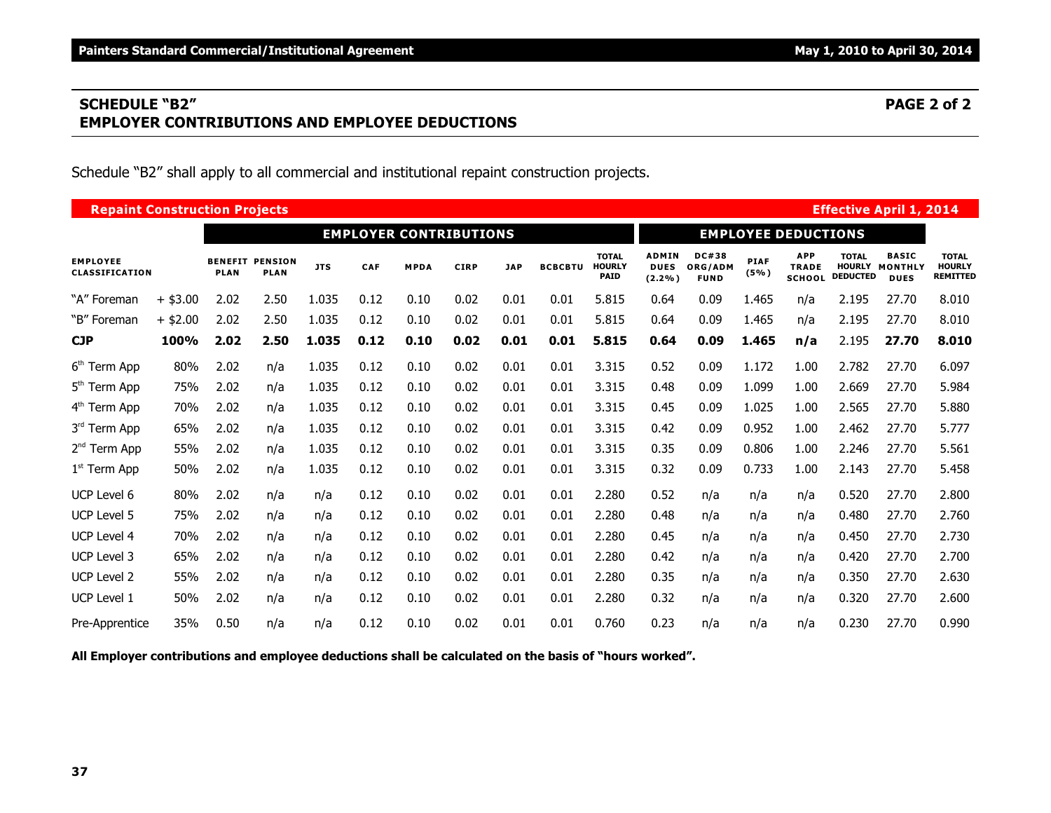## SCHEDULE "B2" — PAGE 2 of 2
## EMPLOYER CONTRIBUTIONS AND EMPLOYEE DEDUCTIONS

Schedule "B2" shall apply to all commercial and institutional repaint construction projects.

**Repaint Construction Projects** — **Effective April 1, 2014**

| | | EMPLOYER CONTRIBUTIONS | | | | | | | | | EMPLOYEE DEDUCTIONS | | | | | | |
|---|---|---|---|---|---|---|---|---|---|---|---|---|---|---|---|---|---|
| EMPLOYEE CLASSIFICATION | | BENEFIT PLAN | PENSION PLAN | JTS | CAF | MPDA | CIRP | JAP | BCBCBTU | TOTAL HOURLY PAID | ADMIN DUES (2.2%) | DC#38 ORG/ADM FUND | PIAF (5%) | APP TRADE SCHOOL | TOTAL HOURLY DEDUCTED | BASIC MONTHLY DUES | TOTAL HOURLY REMITTED |
| "A" Foreman | + $3.00 | 2.02 | 2.50 | 1.035 | 0.12 | 0.10 | 0.02 | 0.01 | 0.01 | 5.815 | 0.64 | 0.09 | 1.465 | n/a | 2.195 | 27.70 | 8.010 |
| "B" Foreman | + $2.00 | 2.02 | 2.50 | 1.035 | 0.12 | 0.10 | 0.02 | 0.01 | 0.01 | 5.815 | 0.64 | 0.09 | 1.465 | n/a | 2.195 | 27.70 | 8.010 |
| **CJP** | **100%** | **2.02** | **2.50** | **1.035** | **0.12** | **0.10** | **0.02** | **0.01** | **0.01** | **5.815** | **0.64** | **0.09** | **1.465** | **n/a** | 2.195 | **27.70** | **8.010** |
| 6th Term App | 80% | 2.02 | n/a | 1.035 | 0.12 | 0.10 | 0.02 | 0.01 | 0.01 | 3.315 | 0.52 | 0.09 | 1.172 | 1.00 | 2.782 | 27.70 | 6.097 |
| 5th Term App | 75% | 2.02 | n/a | 1.035 | 0.12 | 0.10 | 0.02 | 0.01 | 0.01 | 3.315 | 0.48 | 0.09 | 1.099 | 1.00 | 2.669 | 27.70 | 5.984 |
| 4th Term App | 70% | 2.02 | n/a | 1.035 | 0.12 | 0.10 | 0.02 | 0.01 | 0.01 | 3.315 | 0.45 | 0.09 | 1.025 | 1.00 | 2.565 | 27.70 | 5.880 |
| 3rd Term App | 65% | 2.02 | n/a | 1.035 | 0.12 | 0.10 | 0.02 | 0.01 | 0.01 | 3.315 | 0.42 | 0.09 | 0.952 | 1.00 | 2.462 | 27.70 | 5.777 |
| 2nd Term App | 55% | 2.02 | n/a | 1.035 | 0.12 | 0.10 | 0.02 | 0.01 | 0.01 | 3.315 | 0.35 | 0.09 | 0.806 | 1.00 | 2.246 | 27.70 | 5.561 |
| 1st Term App | 50% | 2.02 | n/a | 1.035 | 0.12 | 0.10 | 0.02 | 0.01 | 0.01 | 3.315 | 0.32 | 0.09 | 0.733 | 1.00 | 2.143 | 27.70 | 5.458 |
| UCP Level 6 | 80% | 2.02 | n/a | n/a | 0.12 | 0.10 | 0.02 | 0.01 | 0.01 | 2.280 | 0.52 | n/a | n/a | n/a | 0.520 | 27.70 | 2.800 |
| UCP Level 5 | 75% | 2.02 | n/a | n/a | 0.12 | 0.10 | 0.02 | 0.01 | 0.01 | 2.280 | 0.48 | n/a | n/a | n/a | 0.480 | 27.70 | 2.760 |
| UCP Level 4 | 70% | 2.02 | n/a | n/a | 0.12 | 0.10 | 0.02 | 0.01 | 0.01 | 2.280 | 0.45 | n/a | n/a | n/a | 0.450 | 27.70 | 2.730 |
| UCP Level 3 | 65% | 2.02 | n/a | n/a | 0.12 | 0.10 | 0.02 | 0.01 | 0.01 | 2.280 | 0.42 | n/a | n/a | n/a | 0.420 | 27.70 | 2.700 |
| UCP Level 2 | 55% | 2.02 | n/a | n/a | 0.12 | 0.10 | 0.02 | 0.01 | 0.01 | 2.280 | 0.35 | n/a | n/a | n/a | 0.350 | 27.70 | 2.630 |
| UCP Level 1 | 50% | 2.02 | n/a | n/a | 0.12 | 0.10 | 0.02 | 0.01 | 0.01 | 2.280 | 0.32 | n/a | n/a | n/a | 0.320 | 27.70 | 2.600 |
| Pre-Apprentice | 35% | 0.50 | n/a | n/a | 0.12 | 0.10 | 0.02 | 0.01 | 0.01 | 0.760 | 0.23 | n/a | n/a | n/a | 0.230 | 27.70 | 0.990 |

**All Employer contributions and employee deductions shall be calculated on the basis of "hours worked".**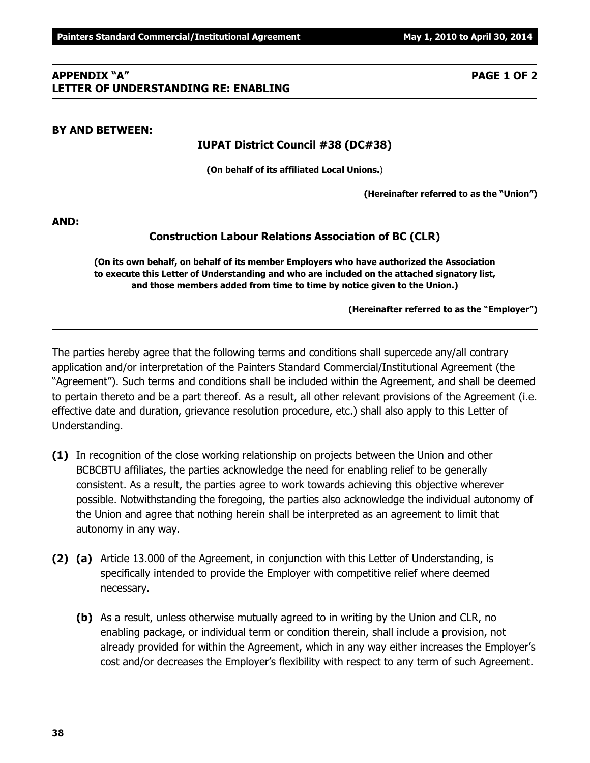## APPENDIX "A" PAGE 1 OF 2
## LETTER OF UNDERSTANDING RE: ENABLING

**BY AND BETWEEN:**

**IUPAT District Council #38 (DC#38)**

**(On behalf of its affiliated Local Unions.)**

**(Hereinafter referred to as the "Union")**

**AND:**

**Construction Labour Relations Association of BC (CLR)**

**(On its own behalf, on behalf of its member Employers who have authorized the Association to execute this Letter of Understanding and who are included on the attached signatory list, and those members added from time to time by notice given to the Union.)**

**(Hereinafter referred to as the "Employer")**

---

The parties hereby agree that the following terms and conditions shall supercede any/all contrary application and/or interpretation of the Painters Standard Commercial/Institutional Agreement (the "Agreement"). Such terms and conditions shall be included within the Agreement, and shall be deemed to pertain thereto and be a part thereof. As a result, all other relevant provisions of the Agreement (i.e. effective date and duration, grievance resolution procedure, etc.) shall also apply to this Letter of Understanding.

**(1)** In recognition of the close working relationship on projects between the Union and other BCBCBTU affiliates, the parties acknowledge the need for enabling relief to be generally consistent. As a result, the parties agree to work towards achieving this objective wherever possible. Notwithstanding the foregoing, the parties also acknowledge the individual autonomy of the Union and agree that nothing herein shall be interpreted as an agreement to limit that autonomy in any way.

**(2) (a)** Article 13.000 of the Agreement, in conjunction with this Letter of Understanding, is specifically intended to provide the Employer with competitive relief where deemed necessary.

**(b)** As a result, unless otherwise mutually agreed to in writing by the Union and CLR, no enabling package, or individual term or condition therein, shall include a provision, not already provided for within the Agreement, which in any way either increases the Employer's cost and/or decreases the Employer's flexibility with respect to any term of such Agreement.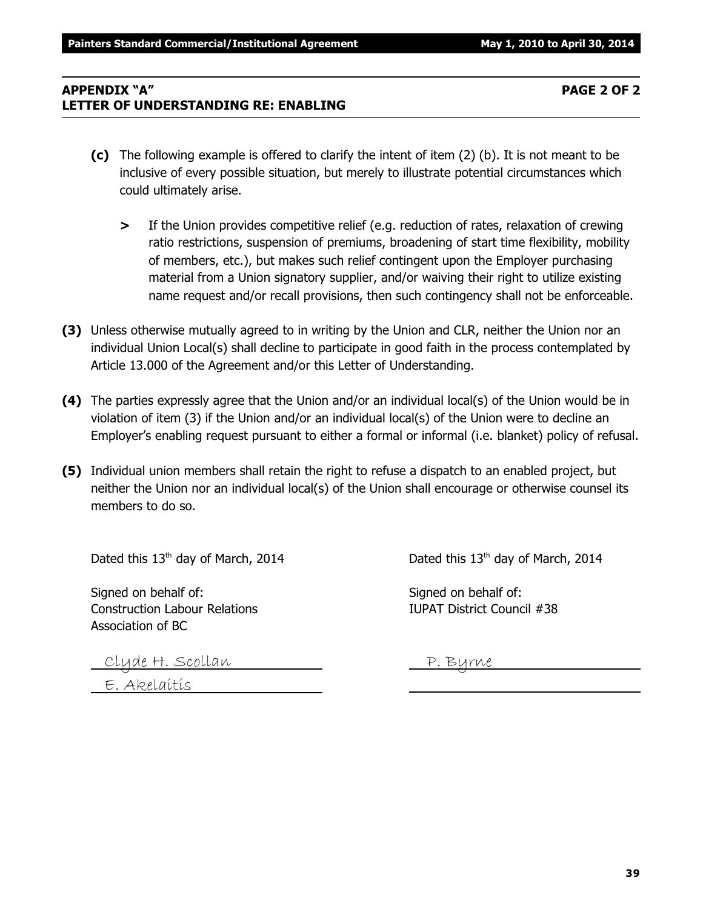**APPENDIX "A" PAGE 2 OF 2**
**LETTER OF UNDERSTANDING RE: ENABLING**

**(c)** The following example is offered to clarify the intent of item (2) (b). It is not meant to be inclusive of every possible situation, but merely to illustrate potential circumstances which could ultimately arise.

> If the Union provides competitive relief (e.g. reduction of rates, relaxation of crewing ratio restrictions, suspension of premiums, broadening of start time flexibility, mobility of members, etc.), but makes such relief contingent upon the Employer purchasing material from a Union signatory supplier, and/or waiving their right to utilize existing name request and/or recall provisions, then such contingency shall not be enforceable.

**(3)** Unless otherwise mutually agreed to in writing by the Union and CLR, neither the Union nor an individual Union Local(s) shall decline to participate in good faith in the process contemplated by Article 13.000 of the Agreement and/or this Letter of Understanding.

**(4)** The parties expressly agree that the Union and/or an individual local(s) of the Union would be in violation of item (3) if the Union and/or an individual local(s) of the Union were to decline an Employer's enabling request pursuant to either a formal or informal (i.e. blanket) policy of refusal.

**(5)** Individual union members shall retain the right to refuse a dispatch to an enabled project, but neither the Union nor an individual local(s) of the Union shall encourage or otherwise counsel its members to do so.

Dated this 13th day of March, 2014

Signed on behalf of:
Construction Labour Relations
Association of BC

Clyde H. Scollan
E. Akelaitis

Dated this 13th day of March, 2014

Signed on behalf of:
IUPAT District Council #38

P. Byrne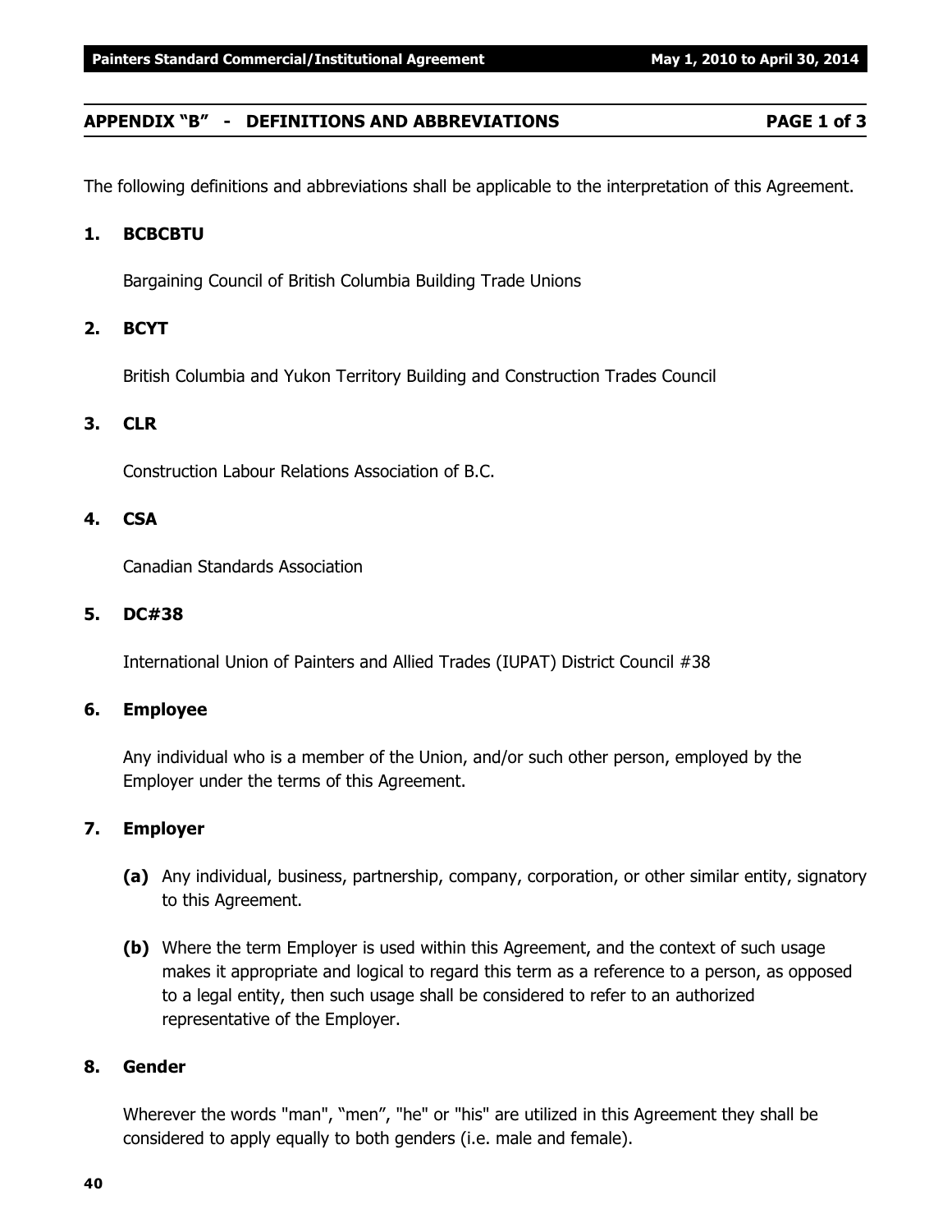## APPENDIX "B" - DEFINITIONS AND ABBREVIATIONS PAGE 1 of 3

The following definitions and abbreviations shall be applicable to the interpretation of this Agreement.

### 1. BCBCBTU

Bargaining Council of British Columbia Building Trade Unions

### 2. BCYT

British Columbia and Yukon Territory Building and Construction Trades Council

### 3. CLR

Construction Labour Relations Association of B.C.

### 4. CSA

Canadian Standards Association

### 5. DC#38

International Union of Painters and Allied Trades (IUPAT) District Council #38

### 6. Employee

Any individual who is a member of the Union, and/or such other person, employed by the Employer under the terms of this Agreement.

### 7. Employer

**(a)** Any individual, business, partnership, company, corporation, or other similar entity, signatory to this Agreement.

**(b)** Where the term Employer is used within this Agreement, and the context of such usage makes it appropriate and logical to regard this term as a reference to a person, as opposed to a legal entity, then such usage shall be considered to refer to an authorized representative of the Employer.

### 8. Gender

Wherever the words "man", "men", "he" or "his" are utilized in this Agreement they shall be considered to apply equally to both genders (i.e. male and female).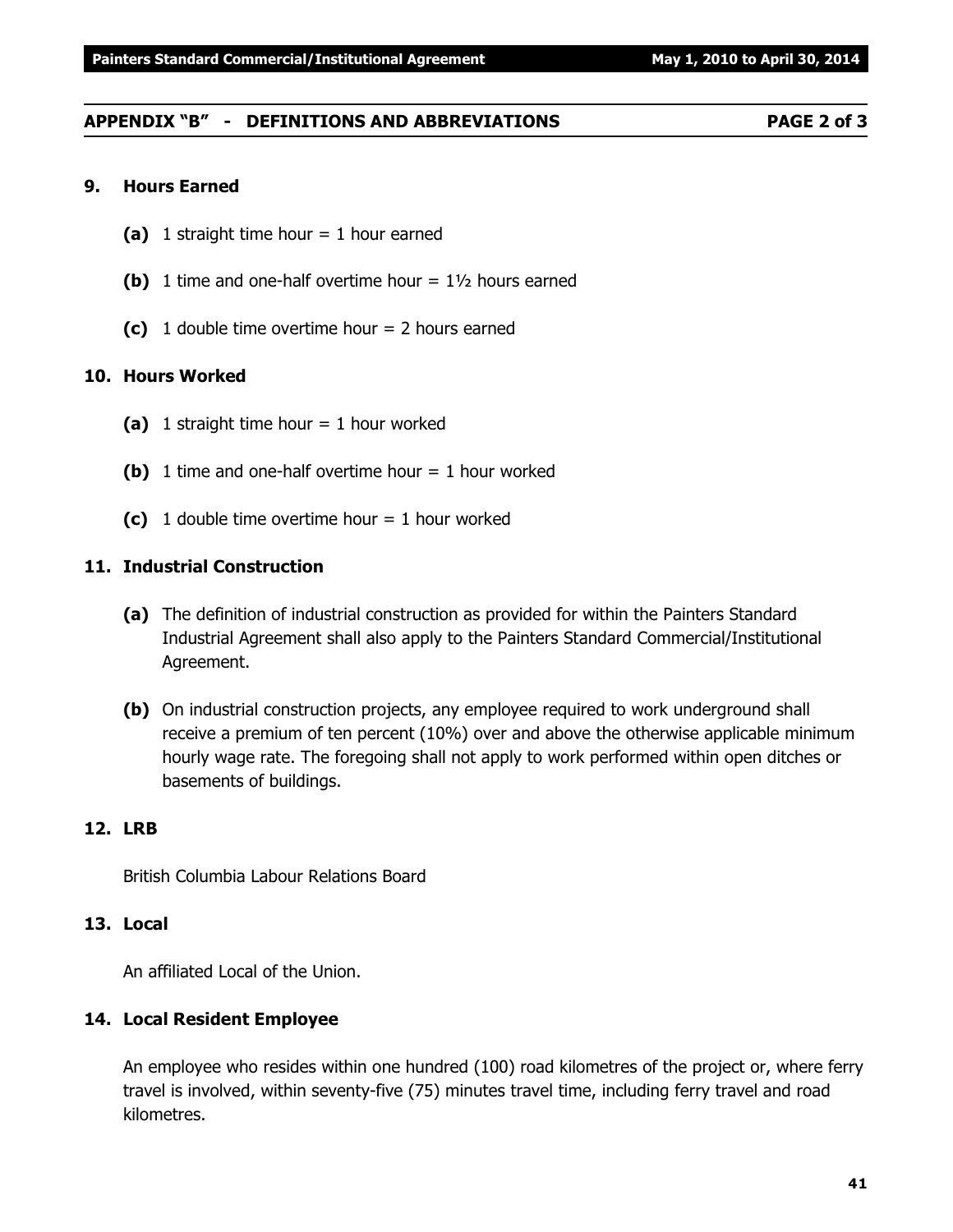## APPENDIX "B" - DEFINITIONS AND ABBREVIATIONS PAGE 2 of 3

### 9. Hours Earned

- **(a)** 1 straight time hour = 1 hour earned
- **(b)** 1 time and one-half overtime hour = 1½ hours earned
- **(c)** 1 double time overtime hour = 2 hours earned

### 10. Hours Worked

- **(a)** 1 straight time hour = 1 hour worked
- **(b)** 1 time and one-half overtime hour = 1 hour worked
- **(c)** 1 double time overtime hour = 1 hour worked

### 11. Industrial Construction

- **(a)** The definition of industrial construction as provided for within the Painters Standard Industrial Agreement shall also apply to the Painters Standard Commercial/Institutional Agreement.
- **(b)** On industrial construction projects, any employee required to work underground shall receive a premium of ten percent (10%) over and above the otherwise applicable minimum hourly wage rate. The foregoing shall not apply to work performed within open ditches or basements of buildings.

### 12. LRB

British Columbia Labour Relations Board

### 13. Local

An affiliated Local of the Union.

### 14. Local Resident Employee

An employee who resides within one hundred (100) road kilometres of the project or, where ferry travel is involved, within seventy-five (75) minutes travel time, including ferry travel and road kilometres.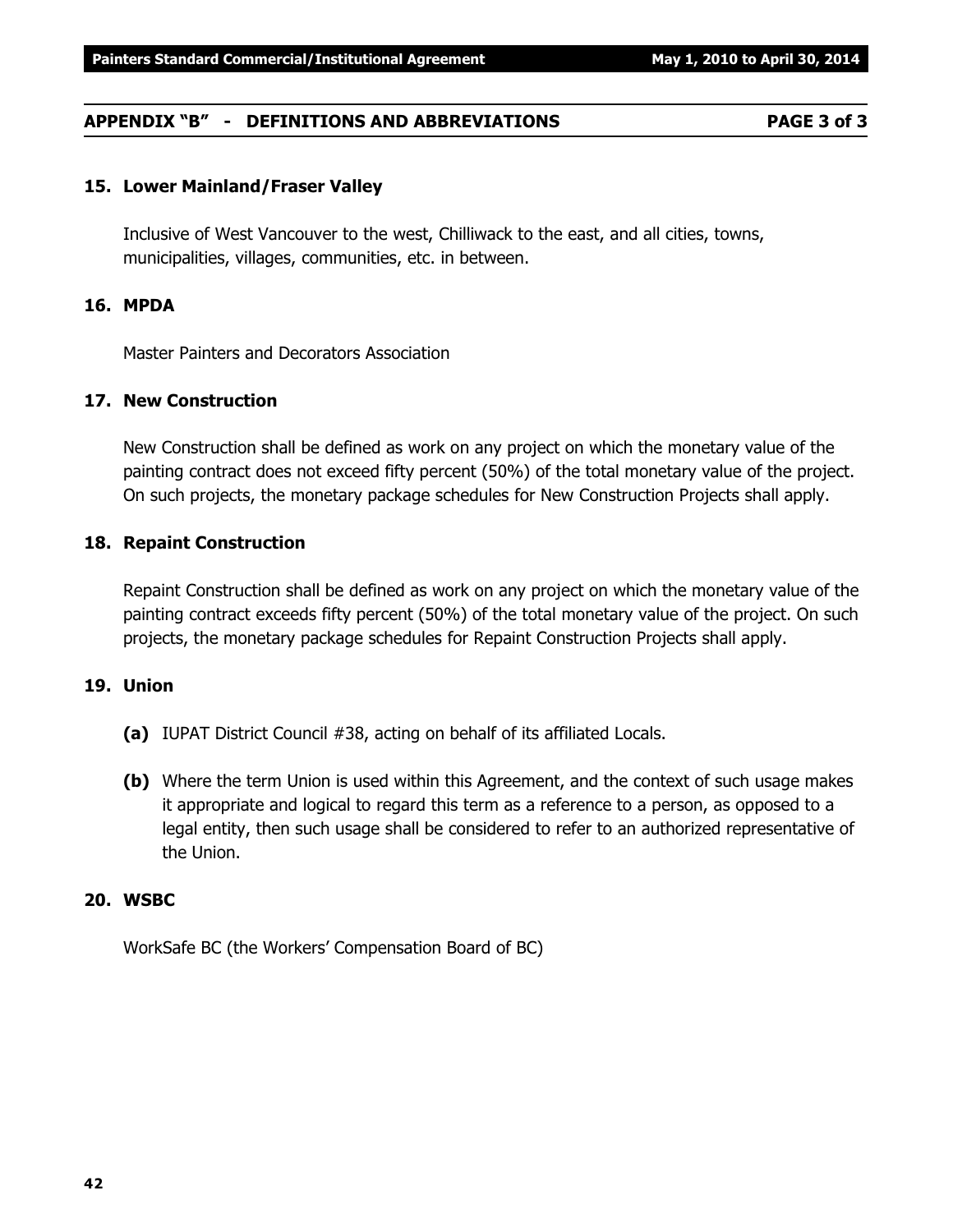## APPENDIX "B" - DEFINITIONS AND ABBREVIATIONS

### 15. Lower Mainland/Fraser Valley

Inclusive of West Vancouver to the west, Chilliwack to the east, and all cities, towns, municipalities, villages, communities, etc. in between.

### 16. MPDA

Master Painters and Decorators Association

### 17. New Construction

New Construction shall be defined as work on any project on which the monetary value of the painting contract does not exceed fifty percent (50%) of the total monetary value of the project. On such projects, the monetary package schedules for New Construction Projects shall apply.

### 18. Repaint Construction

Repaint Construction shall be defined as work on any project on which the monetary value of the painting contract exceeds fifty percent (50%) of the total monetary value of the project. On such projects, the monetary package schedules for Repaint Construction Projects shall apply.

### 19. Union

**(a)** IUPAT District Council #38, acting on behalf of its affiliated Locals.

**(b)** Where the term Union is used within this Agreement, and the context of such usage makes it appropriate and logical to regard this term as a reference to a person, as opposed to a legal entity, then such usage shall be considered to refer to an authorized representative of the Union.

### 20. WSBC

WorkSafe BC (the Workers' Compensation Board of BC)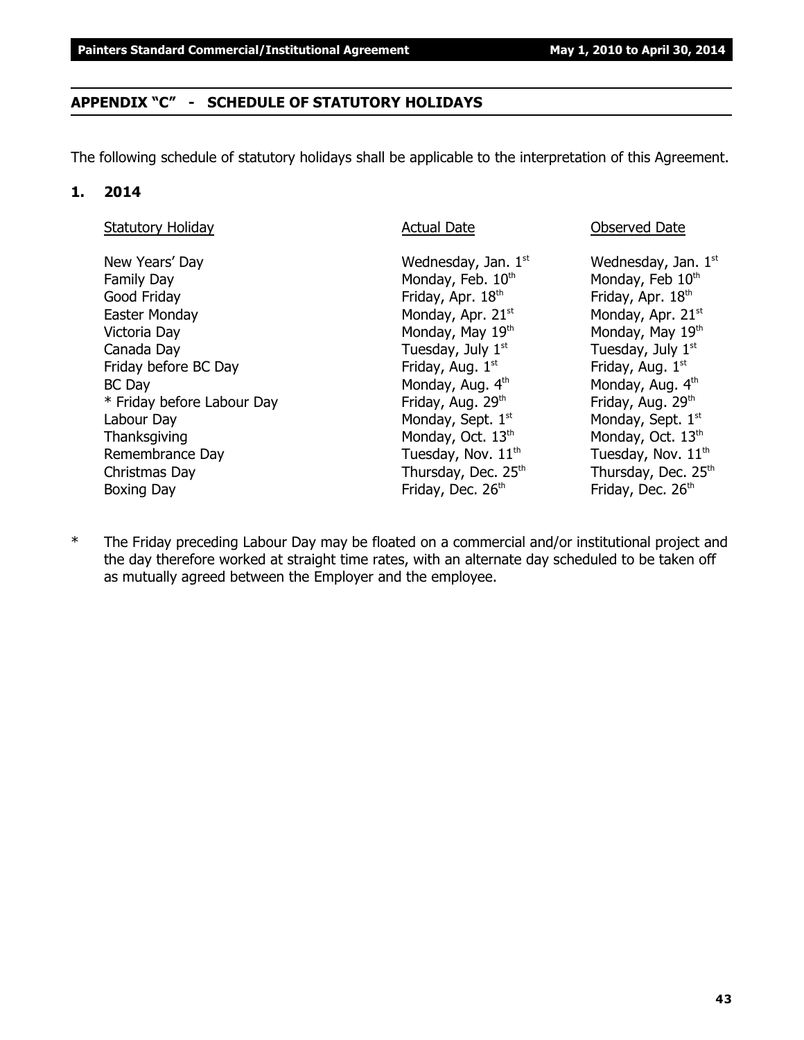## APPENDIX "C" - SCHEDULE OF STATUTORY HOLIDAYS

The following schedule of statutory holidays shall be applicable to the interpretation of this Agreement.

### 1. 2014

| Statutory Holiday | Actual Date | Observed Date |
|---|---|---|
| New Years' Day | Wednesday, Jan. 1st | Wednesday, Jan. 1st |
| Family Day | Monday, Feb. 10th | Monday, Feb 10th |
| Good Friday | Friday, Apr. 18th | Friday, Apr. 18th |
| Easter Monday | Monday, Apr. 21st | Monday, Apr. 21st |
| Victoria Day | Monday, May 19th | Monday, May 19th |
| Canada Day | Tuesday, July 1st | Tuesday, July 1st |
| Friday before BC Day | Friday, Aug. 1st | Friday, Aug. 1st |
| BC Day | Monday, Aug. 4th | Monday, Aug. 4th |
| * Friday before Labour Day | Friday, Aug. 29th | Friday, Aug. 29th |
| Labour Day | Monday, Sept. 1st | Monday, Sept. 1st |
| Thanksgiving | Monday, Oct. 13th | Monday, Oct. 13th |
| Remembrance Day | Tuesday, Nov. 11th | Tuesday, Nov. 11th |
| Christmas Day | Thursday, Dec. 25th | Thursday, Dec. 25th |
| Boxing Day | Friday, Dec. 26th | Friday, Dec. 26th |

* The Friday preceding Labour Day may be floated on a commercial and/or institutional project and the day therefore worked at straight time rates, with an alternate day scheduled to be taken off as mutually agreed between the Employer and the employee.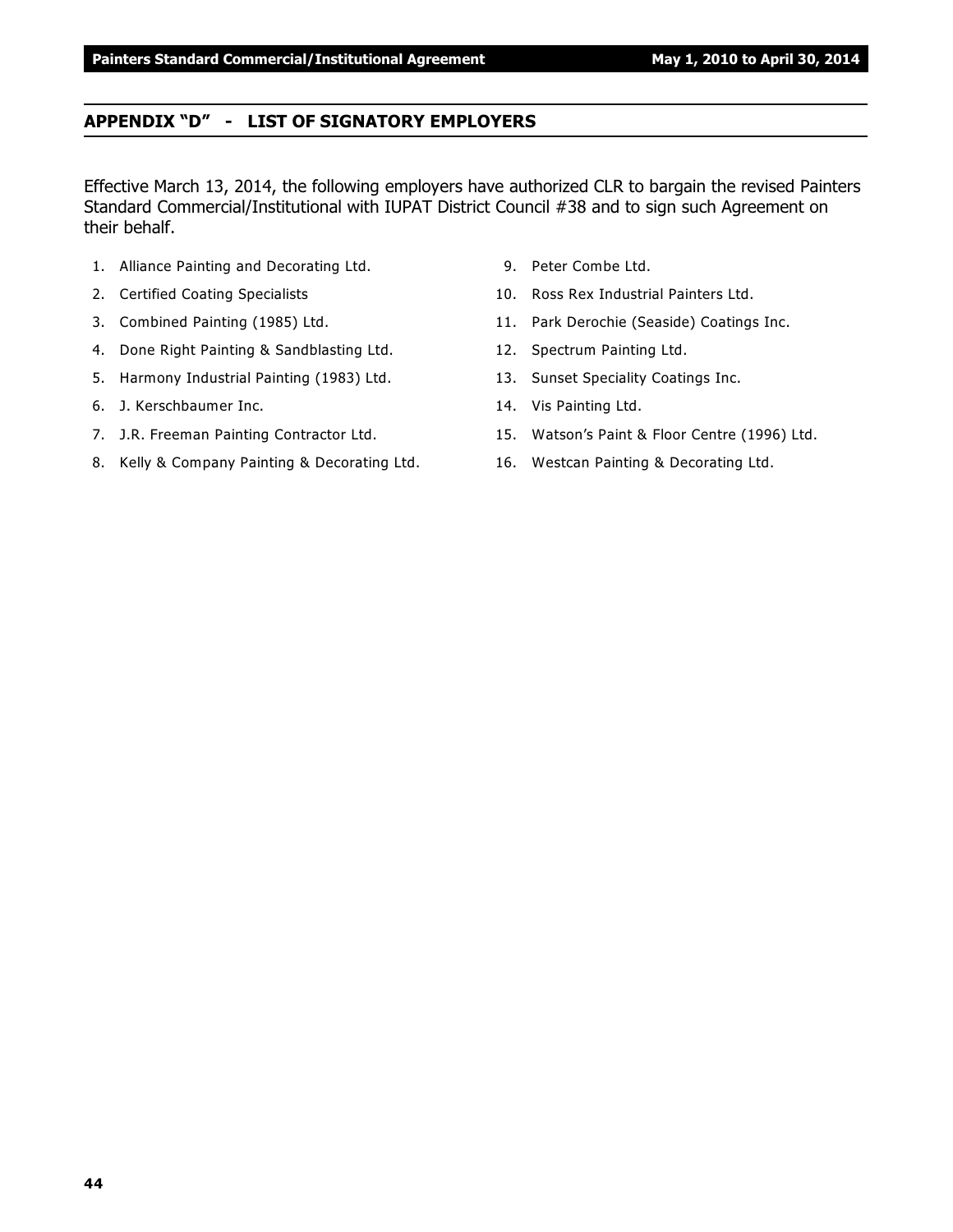## APPENDIX "D" - LIST OF SIGNATORY EMPLOYERS

Effective March 13, 2014, the following employers have authorized CLR to bargain the revised Painters Standard Commercial/Institutional with IUPAT District Council #38 and to sign such Agreement on their behalf.

1. Alliance Painting and Decorating Ltd.
2. Certified Coating Specialists
3. Combined Painting (1985) Ltd.
4. Done Right Painting & Sandblasting Ltd.
5. Harmony Industrial Painting (1983) Ltd.
6. J. Kerschbaumer Inc.
7. J.R. Freeman Painting Contractor Ltd.
8. Kelly & Company Painting & Decorating Ltd.
9. Peter Combe Ltd.
10. Ross Rex Industrial Painters Ltd.
11. Park Derochie (Seaside) Coatings Inc.
12. Spectrum Painting Ltd.
13. Sunset Speciality Coatings Inc.
14. Vis Painting Ltd.
15. Watson's Paint & Floor Centre (1996) Ltd.
16. Westcan Painting & Decorating Ltd.